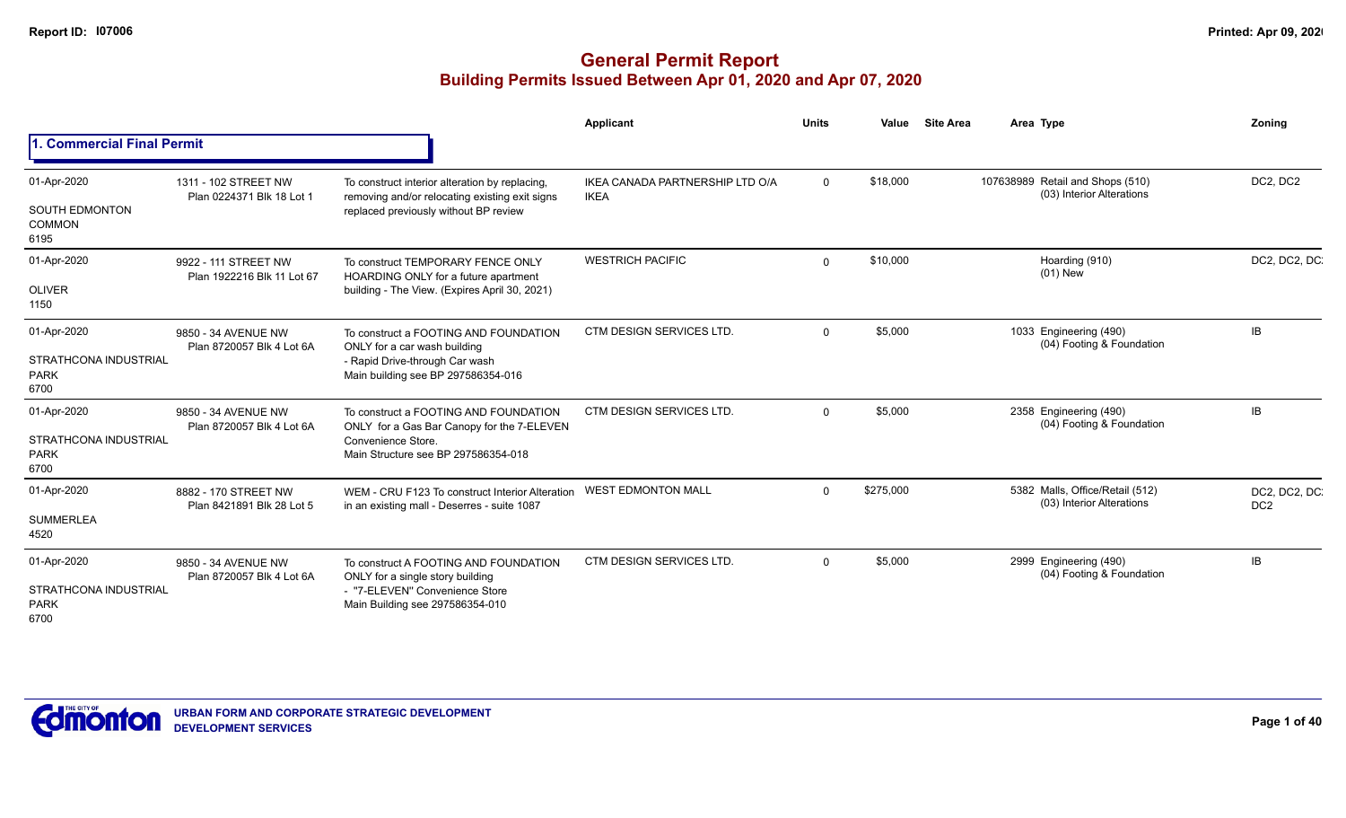# General Permit Report

## Building Permits Issued Between Apr 01, 2020 and Apr 07, 2020

### 1. Commercial Final Permit

| Date / Neighbourhood | Address | Description | Applicant | Units | Value | Site Area | Area | Type | Zoning |
|---|---|---|---|---|---|---|---|---|---|
| 01-Apr-2020 SOUTH EDMONTON COMMON 6195 | 1311 - 102 STREET NW Plan 0224371 Blk 18 Lot 1 | To construct interior alteration by replacing, removing and/or relocating existing exit signs replaced previously without BP review | IKEA CANADA PARTNERSHIP LTD O/A IKEA | 0 | $18,000 | | 107638989 | Retail and Shops (510) (03) Interior Alterations | DC2, DC2 |
| 01-Apr-2020 OLIVER 1150 | 9922 - 111 STREET NW Plan 1922216 Blk 11 Lot 67 | To construct TEMPORARY FENCE ONLY HOARDING ONLY for a future apartment building - The View. (Expires April 30, 2021) | WESTRICH PACIFIC | 0 | $10,000 | | | Hoarding (910) (01) New | DC2, DC2, DC |
| 01-Apr-2020 STRATHCONA INDUSTRIAL PARK 6700 | 9850 - 34 AVENUE NW Plan 8720057 Blk 4 Lot 6A | To construct a FOOTING AND FOUNDATION ONLY for a car wash building - Rapid Drive-through Car wash Main building see BP 297586354-016 | CTM DESIGN SERVICES LTD. | 0 | $5,000 | | 1033 | Engineering (490) (04) Footing & Foundation | IB |
| 01-Apr-2020 STRATHCONA INDUSTRIAL PARK 6700 | 9850 - 34 AVENUE NW Plan 8720057 Blk 4 Lot 6A | To construct a FOOTING AND FOUNDATION ONLY for a Gas Bar Canopy for the 7-ELEVEN Convenience Store. Main Structure see BP 297586354-018 | CTM DESIGN SERVICES LTD. | 0 | $5,000 | | 2358 | Engineering (490) (04) Footing & Foundation | IB |
| 01-Apr-2020 SUMMERLEA 4520 | 8882 - 170 STREET NW Plan 8421891 Blk 28 Lot 5 | WEM - CRU F123 To construct Interior Alteration in an existing mall - Deserres - suite 1087 | WEST EDMONTON MALL | 0 | $275,000 | | 5382 | Malls, Office/Retail (512) (03) Interior Alterations | DC2, DC2, DC DC2 |
| 01-Apr-2020 STRATHCONA INDUSTRIAL PARK 6700 | 9850 - 34 AVENUE NW Plan 8720057 Blk 4 Lot 6A | To construct A FOOTING AND FOUNDATION ONLY for a single story building - "7-ELEVEN" Convenience Store Main Building see 297586354-010 | CTM DESIGN SERVICES LTD. | 0 | $5,000 | | 2999 | Engineering (490) (04) Footing & Foundation | IB |

URBAN FORM AND CORPORATE STRATEGIC DEVELOPMENT
DEVELOPMENT SERVICES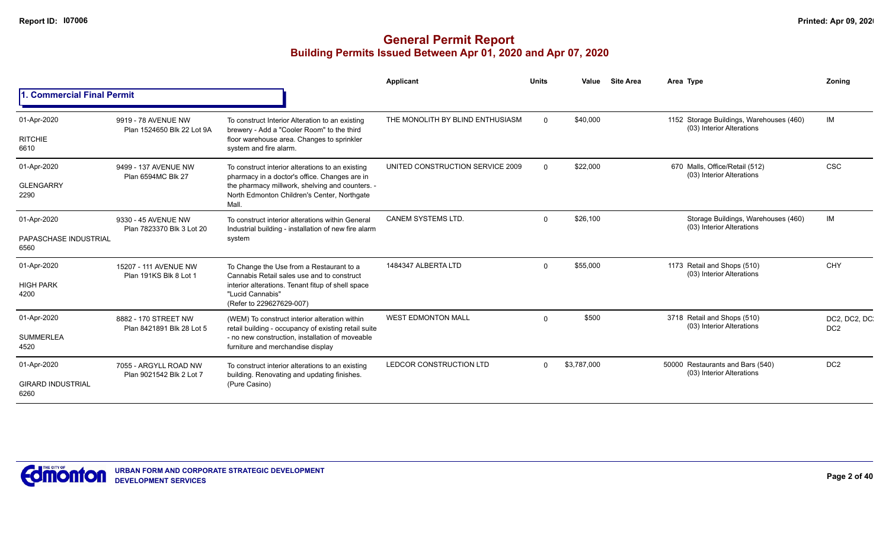# General Permit Report

## Building Permits Issued Between Apr 01, 2020 and Apr 07, 2020

### 1. Commercial Final Permit

| Date / Neighbourhood | Address / Legal | Description | Applicant | Units | Value | Site Area | Area | Type | Zoning |
|---|---|---|---|---|---|---|---|---|---|
| 01-Apr-2020<br>RITCHIE<br>6610 | 9919 - 78 AVENUE NW<br>Plan 1524650 Blk 22 Lot 9A | To construct Interior Alteration to an existing brewery - Add a "Cooler Room" to the third floor warehouse area. Changes to sprinkler system and fire alarm. | THE MONOLITH BY BLIND ENTHUSIASM | 0 | $40,000 | | 1152 | Storage Buildings, Warehouses (460)<br>(03) Interior Alterations | IM |
| 01-Apr-2020<br>GLENGARRY<br>2290 | 9499 - 137 AVENUE NW<br>Plan 6594MC Blk 27 | To construct interior alterations to an existing pharmacy in a doctor's office. Changes are in the pharmacy millwork, shelving and counters. - North Edmonton Children's Center, Northgate Mall. | UNITED CONSTRUCTION SERVICE 2009 | 0 | $22,000 | | 670 | Malls, Office/Retail (512)<br>(03) Interior Alterations | CSC |
| 01-Apr-2020<br>PAPASCHASE INDUSTRIAL<br>6560 | 9330 - 45 AVENUE NW<br>Plan 7823370 Blk 3 Lot 20 | To construct interior alterations within General Industrial building - installation of new fire alarm system | CANEM SYSTEMS LTD. | 0 | $26,100 | | | Storage Buildings, Warehouses (460)<br>(03) Interior Alterations | IM |
| 01-Apr-2020<br>HIGH PARK<br>4200 | 15207 - 111 AVENUE NW<br>Plan 191KS Blk 8 Lot 1 | To Change the Use from a Restaurant to a Cannabis Retail sales use and to construct interior alterations. Tenant fitup of shell space "Lucid Cannabis"<br>(Refer to 229627629-007) | 1484347 ALBERTA LTD | 0 | $55,000 | | 1173 | Retail and Shops (510)<br>(03) Interior Alterations | CHY |
| 01-Apr-2020<br>SUMMERLEA<br>4520 | 8882 - 170 STREET NW<br>Plan 8421891 Blk 28 Lot 5 | (WEM) To construct interior alteration within retail building - occupancy of existing retail suite - no new construction, installation of moveable furniture and merchandise display | WEST EDMONTON MALL | 0 | $500 | | 3718 | Retail and Shops (510)<br>(03) Interior Alterations | DC2, DC2, DC2 |
| 01-Apr-2020<br>GIRARD INDUSTRIAL<br>6260 | 7055 - ARGYLL ROAD NW<br>Plan 9021542 Blk 2 Lot 7 | To construct interior alterations to an existing building. Renovating and updating finishes. (Pure Casino) | LEDCOR CONSTRUCTION LTD | 0 | $3,787,000 | | 50000 | Restaurants and Bars (540)<br>(03) Interior Alterations | DC2 |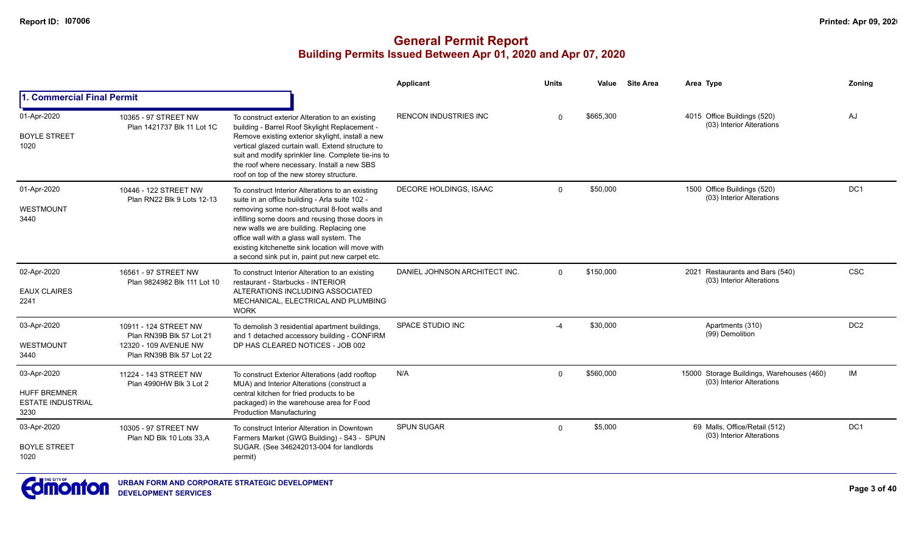# General Permit Report

## Building Permits Issued Between Apr 01, 2020 and Apr 07, 2020

### 1. Commercial Final Permit

| Date / Neighbourhood | Address / Legal | Description | Applicant | Units | Value | Site Area | Area Type | Zoning |
|---|---|---|---|---|---|---|---|---|
| 01-Apr-2020 BOYLE STREET 1020 | 10365 - 97 STREET NW Plan 1421737 Blk 11 Lot 1C | To construct exterior Alteration to an existing building - Barrel Roof Skylight Replacement - Remove existing exterior skylight, install a new vertical glazed curtain wall. Extend structure to suit and modify sprinkler line. Complete tie-ins to the roof where necessary. Install a new SBS roof on top of the new storey structure. | RENCON INDUSTRIES INC | 0 | $665,300 | | 4015 Office Buildings (520) (03) Interior Alterations | AJ |
| 01-Apr-2020 WESTMOUNT 3440 | 10446 - 122 STREET NW Plan RN22 Blk 9 Lots 12-13 | To construct Interior Alterations to an existing suite in an office building - Arla suite 102 - removing some non-structural 8-foot walls and infilling some doors and reusing those doors in new walls we are building. Replacing one office wall with a glass wall system. The existing kitchenette sink location will move with a second sink put in, paint put new carpet etc. | DECORE HOLDINGS, ISAAC | 0 | $50,000 | | 1500 Office Buildings (520) (03) Interior Alterations | DC1 |
| 02-Apr-2020 EAUX CLAIRES 2241 | 16561 - 97 STREET NW Plan 9824982 Blk 111 Lot 10 | To construct Interior Alteration to an existing restaurant - Starbucks - INTERIOR ALTERATIONS INCLUDING ASSOCIATED MECHANICAL, ELECTRICAL AND PLUMBING WORK | DANIEL JOHNSON ARCHITECT INC. | 0 | $150,000 | | 2021 Restaurants and Bars (540) (03) Interior Alterations | CSC |
| 03-Apr-2020 WESTMOUNT 3440 | 10911 - 124 STREET NW Plan RN39B Blk 57 Lot 21 12320 - 109 AVENUE NW Plan RN39B Blk 57 Lot 22 | To demolish 3 residential apartment buildings, and 1 detached accessory building - CONFIRM DP HAS CLEARED NOTICES - JOB 002 | SPACE STUDIO INC | -4 | $30,000 | | Apartments (310) (99) Demolition | DC2 |
| 03-Apr-2020 HUFF BREMNER ESTATE INDUSTRIAL 3230 | 11224 - 143 STREET NW Plan 4990HW Blk 3 Lot 2 | To construct Exterior Alterations (add rooftop MUA) and Interior Alterations (construct a central kitchen for fried products to be packaged) in the warehouse area for Food Production Manufacturing | N/A | 0 | $560,000 | | 15000 Storage Buildings, Warehouses (460) (03) Interior Alterations | IM |
| 03-Apr-2020 BOYLE STREET 1020 | 10305 - 97 STREET NW Plan ND Blk 10 Lots 33,A | To construct Interior Alteration in Downtown Farmers Market (GWG Building) - S43 - SPUN SUGAR. (See 346242013-004 for landlords permit) | SPUN SUGAR | 0 | $5,000 | | 69 Malls, Office/Retail (512) (03) Interior Alterations | DC1 |

URBAN FORM AND CORPORATE STRATEGIC DEVELOPMENT
DEVELOPMENT SERVICES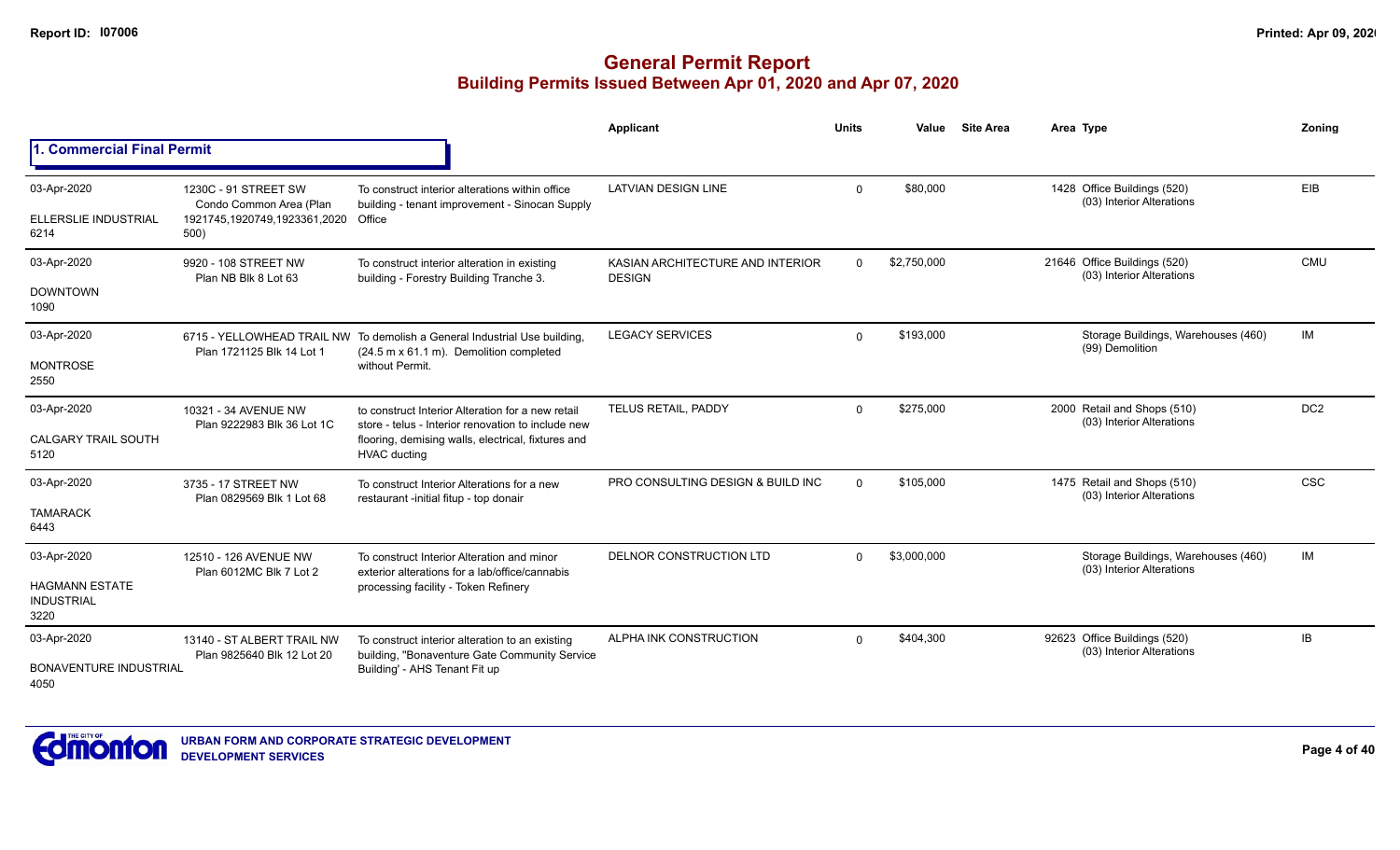# General Permit Report
## Building Permits Issued Between Apr 01, 2020 and Apr 07, 2020

### 1. Commercial Final Permit

| Date / Neighbourhood | Address / Legal | Description | Applicant | Units | Value | Site Area | Area | Type | Zoning |
|---|---|---|---|---|---|---|---|---|---|
| 03-Apr-2020 ELLERSLIE INDUSTRIAL 6214 | 1230C - 91 STREET SW Condo Common Area (Plan 1921745,1920749,1923361,2020500) | To construct interior alterations within office building - tenant improvement - Sinocan Supply Office | LATVIAN DESIGN LINE | 0 | $80,000 | | 1428 | Office Buildings (520) (03) Interior Alterations | EIB |
| 03-Apr-2020 DOWNTOWN 1090 | 9920 - 108 STREET NW Plan NB Blk 8 Lot 63 | To construct interior alteration in existing building - Forestry Building Tranche 3. | KASIAN ARCHITECTURE AND INTERIOR DESIGN | 0 | $2,750,000 | | 21646 | Office Buildings (520) (03) Interior Alterations | CMU |
| 03-Apr-2020 MONTROSE 2550 | 6715 - YELLOWHEAD TRAIL NW Plan 1721125 Blk 14 Lot 1 | To demolish a General Industrial Use building, (24.5 m x 61.1 m). Demolition completed without Permit. | LEGACY SERVICES | 0 | $193,000 | | | Storage Buildings, Warehouses (460) (99) Demolition | IM |
| 03-Apr-2020 CALGARY TRAIL SOUTH 5120 | 10321 - 34 AVENUE NW Plan 9222983 Blk 36 Lot 1C | to construct Interior Alteration for a new retail store - telus - Interior renovation to include new flooring, demising walls, electrical, fixtures and HVAC ducting | TELUS RETAIL, PADDY | 0 | $275,000 | | 2000 | Retail and Shops (510) (03) Interior Alterations | DC2 |
| 03-Apr-2020 TAMARACK 6443 | 3735 - 17 STREET NW Plan 0829569 Blk 1 Lot 68 | To construct Interior Alterations for a new restaurant -initial fitup - top donair | PRO CONSULTING DESIGN & BUILD INC | 0 | $105,000 | | 1475 | Retail and Shops (510) (03) Interior Alterations | CSC |
| 03-Apr-2020 HAGMANN ESTATE INDUSTRIAL 3220 | 12510 - 126 AVENUE NW Plan 6012MC Blk 7 Lot 2 | To construct Interior Alteration and minor exterior alterations for a lab/office/cannabis processing facility - Token Refinery | DELNOR CONSTRUCTION LTD | 0 | $3,000,000 | | | Storage Buildings, Warehouses (460) (03) Interior Alterations | IM |
| 03-Apr-2020 BONAVENTURE INDUSTRIAL 4050 | 13140 - ST ALBERT TRAIL NW Plan 9825640 Blk 12 Lot 20 | To construct interior alteration to an existing building, "Bonaventure Gate Community Service Building' - AHS Tenant Fit up | ALPHA INK CONSTRUCTION | 0 | $404,300 | | 92623 | Office Buildings (520) (03) Interior Alterations | IB |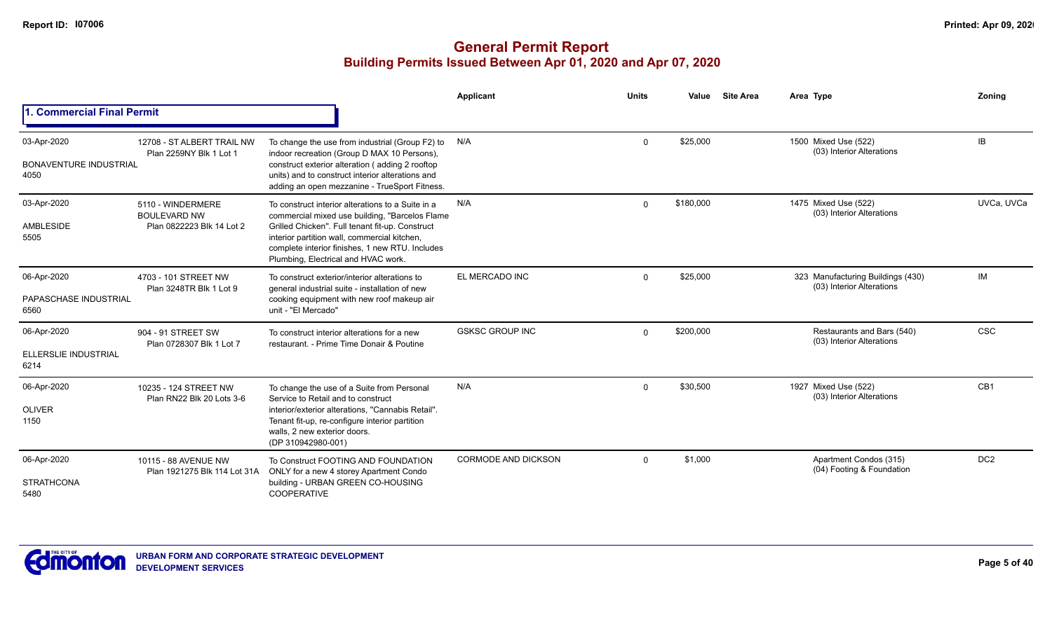# General Permit Report

## Building Permits Issued Between Apr 01, 2020 and Apr 07, 2020

### 1. Commercial Final Permit

| Date / Neighbourhood | Address / Legal | Description | Applicant | Units | Value | Site Area | Area | Type | Zoning |
|---|---|---|---|---|---|---|---|---|---|
| 03-Apr-2020<br>BONAVENTURE INDUSTRIAL<br>4050 | 12708 - ST ALBERT TRAIL NW<br>Plan 2259NY Blk 1 Lot 1 | To change the use from industrial (Group F2) to indoor recreation (Group D MAX 10 Persons), construct exterior alteration ( adding 2 rooftop units) and to construct interior alterations and adding an open mezzanine - TrueSport Fitness. | N/A | 0 | $25,000 | | 1500 | Mixed Use (522)<br>(03) Interior Alterations | IB |
| 03-Apr-2020<br>AMBLESIDE<br>5505 | 5110 - WINDERMERE BOULEVARD NW<br>Plan 0822223 Blk 14 Lot 2 | To construct interior alterations to a Suite in a commercial mixed use building, "Barcelos Flame Grilled Chicken". Full tenant fit-up. Construct interior partition wall, commercial kitchen, complete interior finishes, 1 new RTU. Includes Plumbing, Electrical and HVAC work. | N/A | 0 | $180,000 | | 1475 | Mixed Use (522)<br>(03) Interior Alterations | UVCa, UVCa |
| 06-Apr-2020<br>PAPASCHASE INDUSTRIAL<br>6560 | 4703 - 101 STREET NW<br>Plan 3248TR Blk 1 Lot 9 | To construct exterior/interior alterations to general industrial suite - installation of new cooking equipment with new roof makeup air unit - "El Mercado" | EL MERCADO INC | 0 | $25,000 | | 323 | Manufacturing Buildings (430)<br>(03) Interior Alterations | IM |
| 06-Apr-2020<br>ELLERSLIE INDUSTRIAL<br>6214 | 904 - 91 STREET SW<br>Plan 0728307 Blk 1 Lot 7 | To construct interior alterations for a new restaurant. - Prime Time Donair & Poutine | GSKSC GROUP INC | 0 | $200,000 | | | Restaurants and Bars (540)<br>(03) Interior Alterations | CSC |
| 06-Apr-2020<br>OLIVER<br>1150 | 10235 - 124 STREET NW<br>Plan RN22 Blk 20 Lots 3-6 | To change the use of a Suite from Personal Service to Retail and to construct interior/exterior alterations, "Cannabis Retail". Tenant fit-up, re-configure interior partition walls, 2 new exterior doors. (DP 310942980-001) | N/A | 0 | $30,500 | | 1927 | Mixed Use (522)<br>(03) Interior Alterations | CB1 |
| 06-Apr-2020<br>STRATHCONA<br>5480 | 10115 - 88 AVENUE NW<br>Plan 1921275 Blk 114 Lot 31A | To Construct FOOTING AND FOUNDATION ONLY for a new 4 storey Apartment Condo building - URBAN GREEN CO-HOUSING COOPERATIVE | CORMODE AND DICKSON | 0 | $1,000 | | | Apartment Condos (315)<br>(04) Footing & Foundation | DC2 |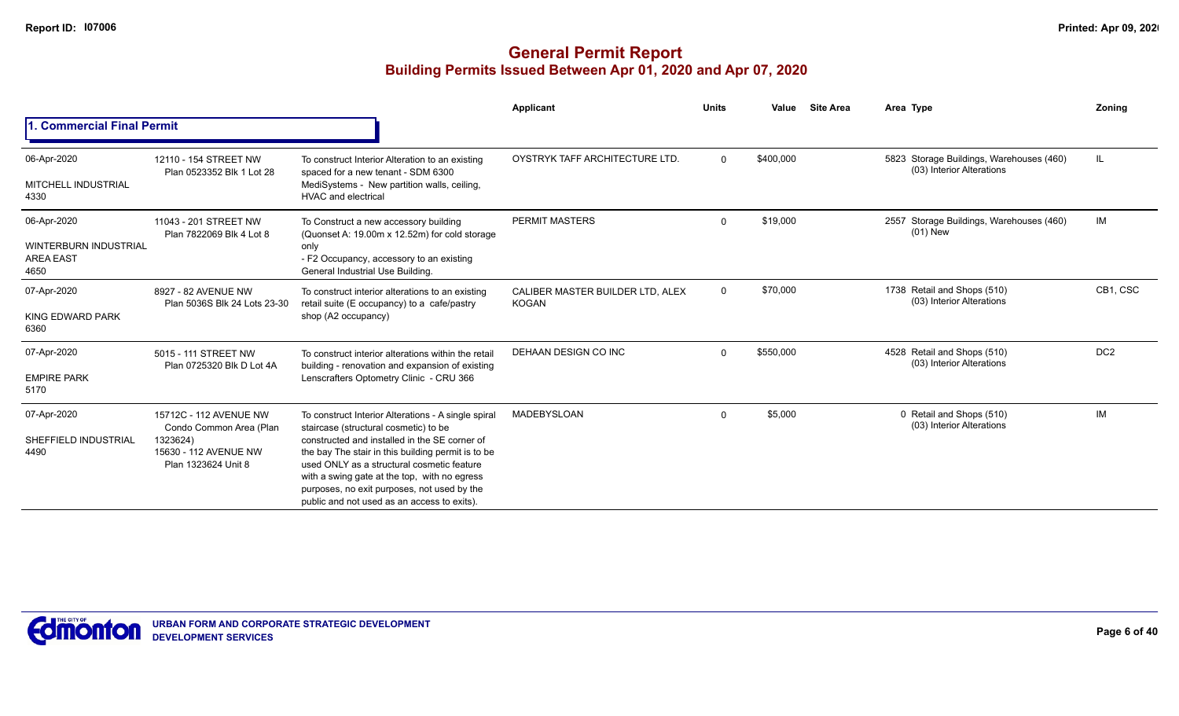# General Permit Report

## Building Permits Issued Between Apr 01, 2020 and Apr 07, 2020

### 1. Commercial Final Permit

| Date / Neighbourhood | Address | Description | Applicant | Units | Value | Site Area | Area Type | Zoning |
|---|---|---|---|---|---|---|---|---|
| 06-Apr-2020<br>MITCHELL INDUSTRIAL<br>4330 | 12110 - 154 STREET NW<br>Plan 0523352 Blk 1 Lot 28 | To construct Interior Alteration to an existing spaced for a new tenant - SDM 6300 MediSystems - New partition walls, ceiling, HVAC and electrical | OYSTRYK TAFF ARCHITECTURE LTD. | 0 | $400,000 | | 5823 Storage Buildings, Warehouses (460)<br>(03) Interior Alterations | IL |
| 06-Apr-2020<br>WINTERBURN INDUSTRIAL AREA EAST<br>4650 | 11043 - 201 STREET NW<br>Plan 7822069 Blk 4 Lot 8 | To Construct a new accessory building (Quonset A: 19.00m x 12.52m) for cold storage only<br>- F2 Occupancy, accessory to an existing General Industrial Use Building. | PERMIT MASTERS | 0 | $19,000 | | 2557 Storage Buildings, Warehouses (460)<br>(01) New | IM |
| 07-Apr-2020<br>KING EDWARD PARK<br>6360 | 8927 - 82 AVENUE NW<br>Plan 5036S Blk 24 Lots 23-30 | To construct interior alterations to an existing retail suite (E occupancy) to a cafe/pastry shop (A2 occupancy) | CALIBER MASTER BUILDER LTD, ALEX KOGAN | 0 | $70,000 | | 1738 Retail and Shops (510)<br>(03) Interior Alterations | CB1, CSC |
| 07-Apr-2020<br>EMPIRE PARK<br>5170 | 5015 - 111 STREET NW<br>Plan 0725320 Blk D Lot 4A | To construct interior alterations within the retail building - renovation and expansion of existing Lenscrafters Optometry Clinic - CRU 366 | DEHAAN DESIGN CO INC | 0 | $550,000 | | 4528 Retail and Shops (510)<br>(03) Interior Alterations | DC2 |
| 07-Apr-2020<br>SHEFFIELD INDUSTRIAL<br>4490 | 15712C - 112 AVENUE NW<br>Condo Common Area (Plan 1323624)<br>15630 - 112 AVENUE NW<br>Plan 1323624 Unit 8 | To construct Interior Alterations - A single spiral staircase (structural cosmetic) to be constructed and installed in the SE corner of the bay The stair in this building permit is to be used ONLY as a structural cosmetic feature with a swing gate at the top, with no egress purposes, no exit purposes, not used by the public and not used as an access to exits). | MADEBYSLOAN | 0 | $5,000 | | 0 Retail and Shops (510)<br>(03) Interior Alterations | IM |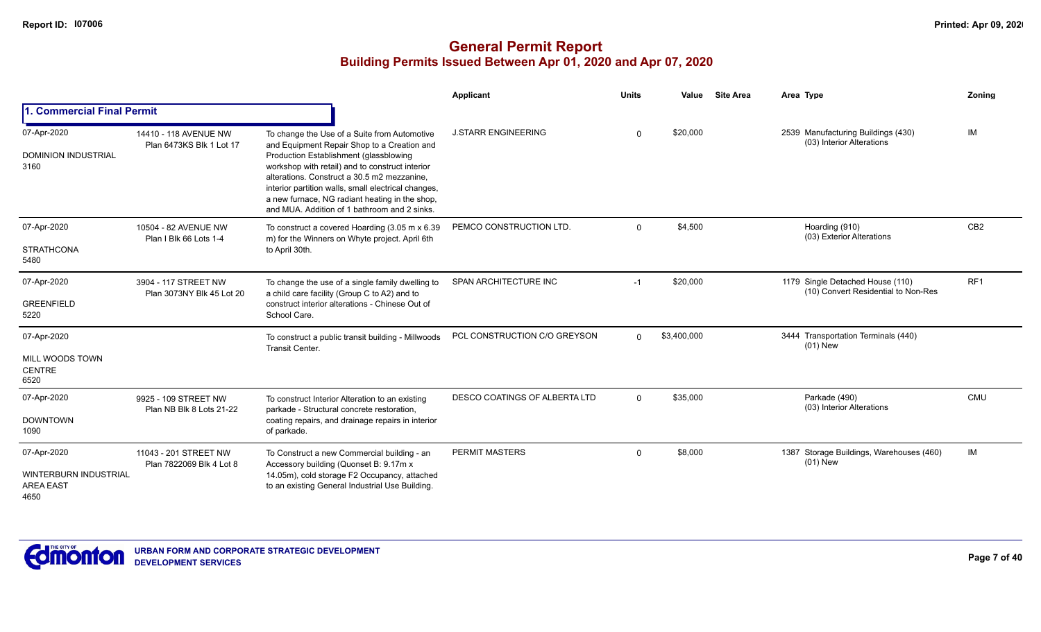# General Permit Report
## Building Permits Issued Between Apr 01, 2020 and Apr 07, 2020

### 1. Commercial Final Permit

| Date / Neighbourhood | Address / Legal | Description | Applicant | Units | Value | Site Area | Area | Type | Zoning |
|---|---|---|---|---|---|---|---|---|---|
| 07-Apr-2020<br>DOMINION INDUSTRIAL<br>3160 | 14410 - 118 AVENUE NW<br>Plan 6473KS Blk 1 Lot 17 | To change the Use of a Suite from Automotive and Equipment Repair Shop to a Creation and Production Establishment (glassblowing workshop with retail) and to construct interior alterations. Construct a 30.5 m2 mezzanine, interior partition walls, small electrical changes, a new furnace, NG radiant heating in the shop, and MUA. Addition of 1 bathroom and 2 sinks. | J.STARR ENGINEERING | 0 | $20,000 | | 2539 | Manufacturing Buildings (430)<br>(03) Interior Alterations | IM |
| 07-Apr-2020<br>STRATHCONA<br>5480 | 10504 - 82 AVENUE NW<br>Plan I Blk 66 Lots 1-4 | To construct a covered Hoarding (3.05 m x 6.39 m) for the Winners on Whyte project. April 6th to April 30th. | PEMCO CONSTRUCTION LTD. | 0 | $4,500 | | | Hoarding (910)<br>(03) Exterior Alterations | CB2 |
| 07-Apr-2020<br>GREENFIELD<br>5220 | 3904 - 117 STREET NW<br>Plan 3073NY Blk 45 Lot 20 | To change the use of a single family dwelling to a child care facility (Group C to A2) and to construct interior alterations - Chinese Out of School Care. | SPAN ARCHITECTURE INC | -1 | $20,000 | | 1179 | Single Detached House (110)<br>(10) Convert Residential to Non-Res | RF1 |
| 07-Apr-2020<br>MILL WOODS TOWN CENTRE<br>6520 | | To construct a public transit building - Millwoods Transit Center. | PCL CONSTRUCTION C/O GREYSON | 0 | $3,400,000 | | 3444 | Transportation Terminals (440)<br>(01) New | |
| 07-Apr-2020<br>DOWNTOWN<br>1090 | 9925 - 109 STREET NW<br>Plan NB Blk 8 Lots 21-22 | To construct Interior Alteration to an existing parkade - Structural concrete restoration, coating repairs, and drainage repairs in interior of parkade. | DESCO COATINGS OF ALBERTA LTD | 0 | $35,000 | | | Parkade (490)<br>(03) Interior Alterations | CMU |
| 07-Apr-2020<br>WINTERBURN INDUSTRIAL AREA EAST<br>4650 | 11043 - 201 STREET NW<br>Plan 7822069 Blk 4 Lot 8 | To Construct a new Commercial building - an Accessory building (Quonset B: 9.17m x 14.05m), cold storage F2 Occupancy, attached to an existing General Industrial Use Building. | PERMIT MASTERS | 0 | $8,000 | | 1387 | Storage Buildings, Warehouses (460)<br>(01) New | IM |

URBAN FORM AND CORPORATE STRATEGIC DEVELOPMENT
DEVELOPMENT SERVICES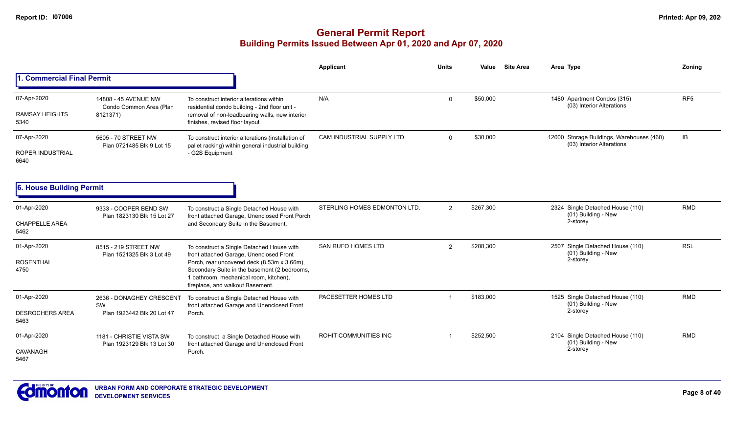# General Permit Report
## Building Permits Issued Between Apr 01, 2020 and Apr 07, 2020

### 1. Commercial Final Permit

| Date / Neighbourhood | Address / Legal | Description | Applicant | Units | Value | Site Area | Area | Type | Zoning |
|---|---|---|---|---|---|---|---|---|---|
| 07-Apr-2020 RAMSAY HEIGHTS 5340 | 14808 - 45 AVENUE NW Condo Common Area (Plan 8121371) | To construct interior alterations within residential condo building - 2nd floor unit - removal of non-loadbearing walls, new interior finishes, revised floor layout | N/A | 0 | $50,000 | | 1480 | Apartment Condos (315) (03) Interior Alterations | RF5 |
| 07-Apr-2020 ROPER INDUSTRIAL 6640 | 5605 - 70 STREET NW Plan 0721485 Blk 9 Lot 15 | To construct interior alterations (installation of pallet racking) within general industrial building - G2S Equipment | CAM INDUSTRIAL SUPPLY LTD | 0 | $30,000 | | 12000 | Storage Buildings, Warehouses (460) (03) Interior Alterations | IB |

### 6. House Building Permit

| Date / Neighbourhood | Address / Legal | Description | Applicant | Units | Value | Site Area | Area | Type | Zoning |
|---|---|---|---|---|---|---|---|---|---|
| 01-Apr-2020 CHAPPELLE AREA 5462 | 9333 - COOPER BEND SW Plan 1823130 Blk 15 Lot 27 | To construct a Single Detached House with front attached Garage, Unenclosed Front Porch and Secondary Suite in the Basement. | STERLING HOMES EDMONTON LTD. | 2 | $267,300 | | 2324 | Single Detached House (110) (01) Building - New 2-storey | RMD |
| 01-Apr-2020 ROSENTHAL 4750 | 8515 - 219 STREET NW Plan 1521325 Blk 3 Lot 49 | To construct a Single Detached House with front attached Garage, Unenclosed Front Porch, rear uncovered deck (8.53m x 3.66m), Secondary Suite in the basement (2 bedrooms, 1 bathroom, mechanical room, kitchen), fireplace, and walkout Basement. | SAN RUFO HOMES LTD | 2 | $288,300 | | 2507 | Single Detached House (110) (01) Building - New 2-storey | RSL |
| 01-Apr-2020 DESROCHERS AREA 5463 | 2636 - DONAGHEY CRESCENT SW Plan 1923442 Blk 20 Lot 47 | To construct a Single Detached House with front attached Garage and Unenclosed Front Porch. | PACESETTER HOMES LTD | 1 | $183,000 | | 1525 | Single Detached House (110) (01) Building - New 2-storey | RMD |
| 01-Apr-2020 CAVANAGH 5467 | 1181 - CHRISTIE VISTA SW Plan 1923129 Blk 13 Lot 30 | To construct a Single Detached House with front attached Garage and Unenclosed Front Porch. | ROHIT COMMUNITIES INC | 1 | $252,500 | | 2104 | Single Detached House (110) (01) Building - New 2-storey | RMD |

URBAN FORM AND CORPORATE STRATEGIC DEVELOPMENT
DEVELOPMENT SERVICES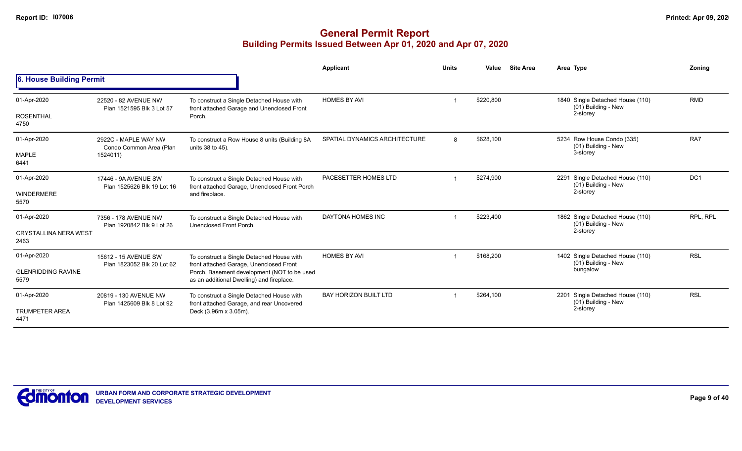# General Permit Report

## Building Permits Issued Between Apr 01, 2020 and Apr 07, 2020

### 6. House Building Permit

| Date / Neighbourhood | Address / Legal | Description | Applicant | Units | Value | Site Area | Area Type | Zoning |
|---|---|---|---|---|---|---|---|---|
| 01-Apr-2020<br>ROSENTHAL<br>4750 | 22520 - 82 AVENUE NW<br>Plan 1521595 Blk 3 Lot 57 | To construct a Single Detached House with front attached Garage and Unenclosed Front Porch. | HOMES BY AVI | 1 | $220,800 | | 1840 Single Detached House (110)<br>(01) Building - New<br>2-storey | RMD |
| 01-Apr-2020<br>MAPLE<br>6441 | 2922C - MAPLE WAY NW<br>Condo Common Area (Plan 1524011) | To construct a Row House 8 units (Building 8A units 38 to 45). | SPATIAL DYNAMICS ARCHITECTURE | 8 | $628,100 | | 5234 Row House Condo (335)<br>(01) Building - New<br>3-storey | RA7 |
| 01-Apr-2020<br>WINDERMERE<br>5570 | 17446 - 9A AVENUE SW<br>Plan 1525626 Blk 19 Lot 16 | To construct a Single Detached House with front attached Garage, Unenclosed Front Porch and fireplace. | PACESETTER HOMES LTD | 1 | $274,900 | | 2291 Single Detached House (110)<br>(01) Building - New<br>2-storey | DC1 |
| 01-Apr-2020<br>CRYSTALLINA NERA WEST<br>2463 | 7356 - 178 AVENUE NW<br>Plan 1920842 Blk 9 Lot 26 | To construct a Single Detached House with Unenclosed Front Porch. | DAYTONA HOMES INC | 1 | $223,400 | | 1862 Single Detached House (110)<br>(01) Building - New<br>2-storey | RPL, RPL |
| 01-Apr-2020<br>GLENRIDDING RAVINE<br>5579 | 15612 - 15 AVENUE SW<br>Plan 1823052 Blk 20 Lot 62 | To construct a Single Detached House with front attached Garage, Unenclosed Front Porch, Basement development (NOT to be used as an additional Dwelling) and fireplace. | HOMES BY AVI | 1 | $168,200 | | 1402 Single Detached House (110)<br>(01) Building - New<br>bungalow | RSL |
| 01-Apr-2020<br>TRUMPETER AREA<br>4471 | 20819 - 130 AVENUE NW<br>Plan 1425609 Blk 8 Lot 92 | To construct a Single Detached House with front attached Garage, and rear Uncovered Deck (3.96m x 3.05m). | BAY HORIZON BUILT LTD | 1 | $264,100 | | 2201 Single Detached House (110)<br>(01) Building - New<br>2-storey | RSL |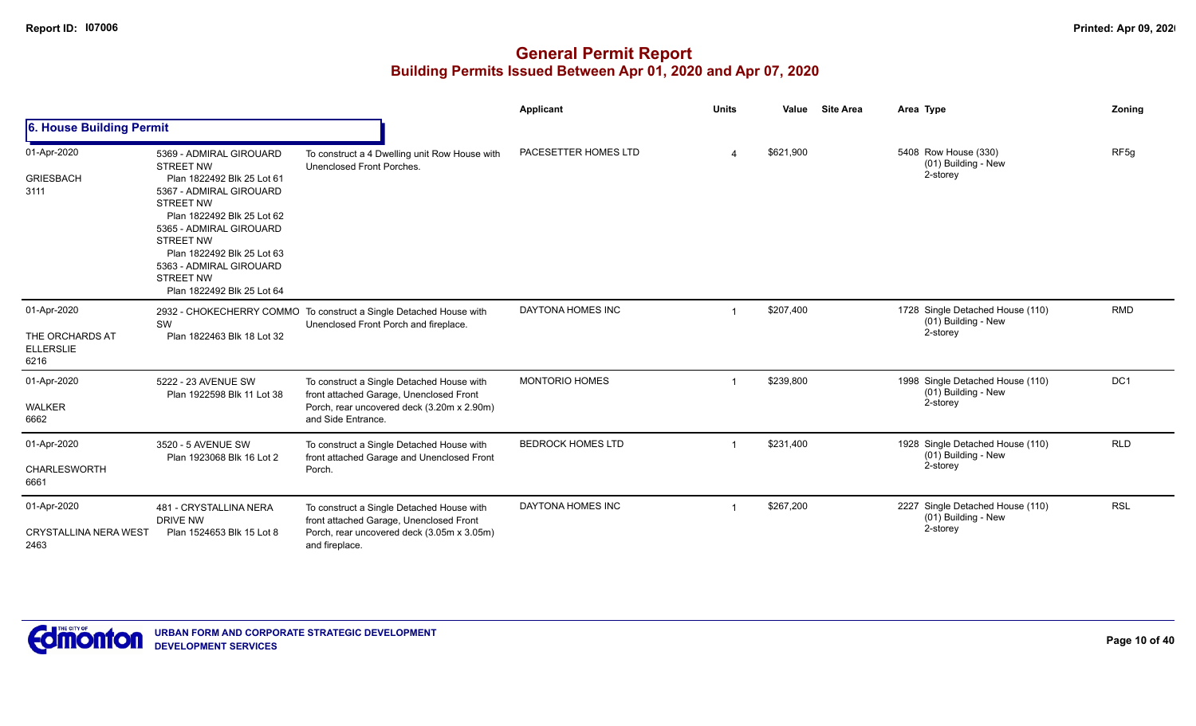# General Permit Report
## Building Permits Issued Between Apr 01, 2020 and Apr 07, 2020

### 6. House Building Permit

| Date / Neighbourhood | Address / Legal | Description | Applicant | Units | Value | Site Area | Area Type | Zoning |
|---|---|---|---|---|---|---|---|---|
| 01-Apr-2020 GRIESBACH 3111 | 5369 - ADMIRAL GIROUARD STREET NW Plan 1822492 Blk 25 Lot 61 5367 - ADMIRAL GIROUARD STREET NW Plan 1822492 Blk 25 Lot 62 5365 - ADMIRAL GIROUARD STREET NW Plan 1822492 Blk 25 Lot 63 5363 - ADMIRAL GIROUARD STREET NW Plan 1822492 Blk 25 Lot 64 | To construct a 4 Dwelling unit Row House with Unenclosed Front Porches. | PACESETTER HOMES LTD | 4 | $621,900 | | 5408 Row House (330) (01) Building - New 2-storey | RF5g |
| 01-Apr-2020 THE ORCHARDS AT ELLERSLIE 6216 | 2932 - CHOKECHERRY COMMO SW Plan 1822463 Blk 18 Lot 32 | To construct a Single Detached House with Unenclosed Front Porch and fireplace. | DAYTONA HOMES INC | 1 | $207,400 | | 1728 Single Detached House (110) (01) Building - New 2-storey | RMD |
| 01-Apr-2020 WALKER 6662 | 5222 - 23 AVENUE SW Plan 1922598 Blk 11 Lot 38 | To construct a Single Detached House with front attached Garage, Unenclosed Front Porch, rear uncovered deck (3.20m x 2.90m) and Side Entrance. | MONTORIO HOMES | 1 | $239,800 | | 1998 Single Detached House (110) (01) Building - New 2-storey | DC1 |
| 01-Apr-2020 CHARLESWORTH 6661 | 3520 - 5 AVENUE SW Plan 1923068 Blk 16 Lot 2 | To construct a Single Detached House with front attached Garage and Unenclosed Front Porch. | BEDROCK HOMES LTD | 1 | $231,400 | | 1928 Single Detached House (110) (01) Building - New 2-storey | RLD |
| 01-Apr-2020 CRYSTALLINA NERA WEST 2463 | 481 - CRYSTALLINA NERA DRIVE NW Plan 1524653 Blk 15 Lot 8 | To construct a Single Detached House with front attached Garage, Unenclosed Front Porch, rear uncovered deck (3.05m x 3.05m) and fireplace. | DAYTONA HOMES INC | 1 | $267,200 | | 2227 Single Detached House (110) (01) Building - New 2-storey | RSL |

URBAN FORM AND CORPORATE STRATEGIC DEVELOPMENT
DEVELOPMENT SERVICES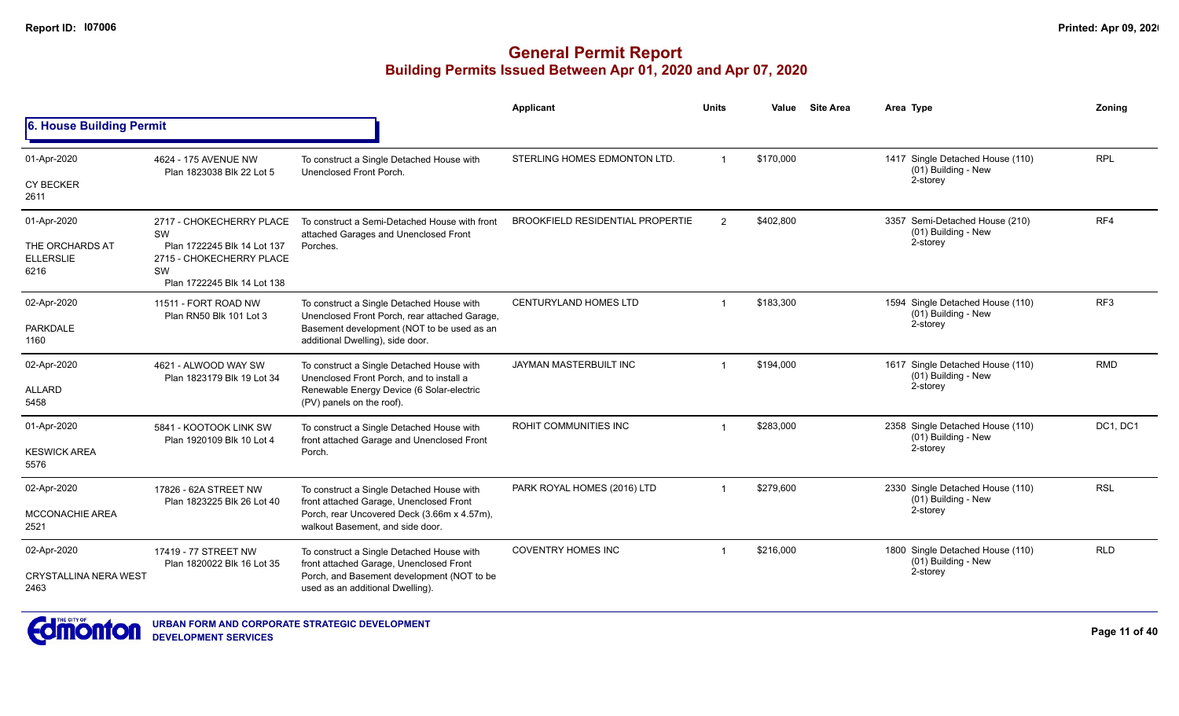# General Permit Report

## Building Permits Issued Between Apr 01, 2020 and Apr 07, 2020

### 6. House Building Permit

| Date / Neighbourhood | Address / Legal | Description | Applicant | Units | Value | Site Area | Area Type | Zoning |
|---|---|---|---|---|---|---|---|---|
| 01-Apr-2020<br>CY BECKER<br>2611 | 4624 - 175 AVENUE NW<br>Plan 1823038 Blk 22 Lot 5 | To construct a Single Detached House with Unenclosed Front Porch. | STERLING HOMES EDMONTON LTD. | 1 | $170,000 | | 1417 Single Detached House (110)<br>(01) Building - New<br>2-storey | RPL |
| 01-Apr-2020<br>THE ORCHARDS AT ELLERSLIE<br>6216 | 2717 - CHOKECHERRY PLACE SW<br>Plan 1722245 Blk 14 Lot 137<br>2715 - CHOKECHERRY PLACE SW<br>Plan 1722245 Blk 14 Lot 138 | To construct a Semi-Detached House with front attached Garages and Unenclosed Front Porches. | BROOKFIELD RESIDENTIAL PROPERTIE | 2 | $402,800 | | 3357 Semi-Detached House (210)<br>(01) Building - New<br>2-storey | RF4 |
| 02-Apr-2020<br>PARKDALE<br>1160 | 11511 - FORT ROAD NW<br>Plan RN50 Blk 101 Lot 3 | To construct a Single Detached House with Unenclosed Front Porch, rear attached Garage, Basement development (NOT to be used as an additional Dwelling), side door. | CENTURYLAND HOMES LTD | 1 | $183,300 | | 1594 Single Detached House (110)<br>(01) Building - New<br>2-storey | RF3 |
| 02-Apr-2020<br>ALLARD<br>5458 | 4621 - ALWOOD WAY SW<br>Plan 1823179 Blk 19 Lot 34 | To construct a Single Detached House with Unenclosed Front Porch, and to install a Renewable Energy Device (6 Solar-electric (PV) panels on the roof). | JAYMAN MASTERBUILT INC | 1 | $194,000 | | 1617 Single Detached House (110)<br>(01) Building - New<br>2-storey | RMD |
| 01-Apr-2020<br>KESWICK AREA<br>5576 | 5841 - KOOTOOK LINK SW<br>Plan 1920109 Blk 10 Lot 4 | To construct a Single Detached House with front attached Garage and Unenclosed Front Porch. | ROHIT COMMUNITIES INC | 1 | $283,000 | | 2358 Single Detached House (110)<br>(01) Building - New<br>2-storey | DC1, DC1 |
| 02-Apr-2020<br>MCCONACHIE AREA<br>2521 | 17826 - 62A STREET NW<br>Plan 1823225 Blk 26 Lot 40 | To construct a Single Detached House with front attached Garage, Unenclosed Front Porch, rear Uncovered Deck (3.66m x 4.57m), walkout Basement, and side door. | PARK ROYAL HOMES (2016) LTD | 1 | $279,600 | | 2330 Single Detached House (110)<br>(01) Building - New<br>2-storey | RSL |
| 02-Apr-2020<br>CRYSTALLINA NERA WEST<br>2463 | 17419 - 77 STREET NW<br>Plan 1820022 Blk 16 Lot 35 | To construct a Single Detached House with front attached Garage, Unenclosed Front Porch, and Basement development (NOT to be used as an additional Dwelling). | COVENTRY HOMES INC | 1 | $216,000 | | 1800 Single Detached House (110)<br>(01) Building - New<br>2-storey | RLD |

URBAN FORM AND CORPORATE STRATEGIC DEVELOPMENT
DEVELOPMENT SERVICES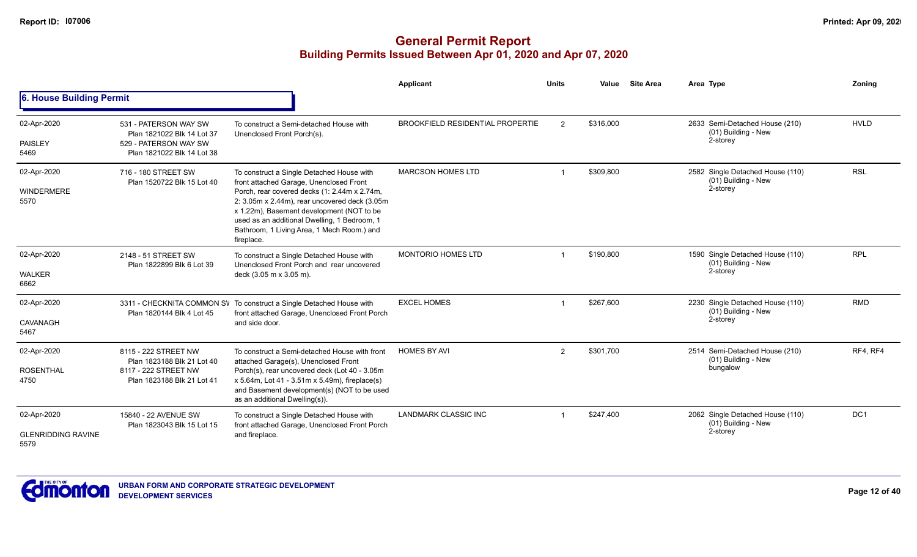# General Permit Report
## Building Permits Issued Between Apr 01, 2020 and Apr 07, 2020

### 6. House Building Permit

| Date / Neighbourhood | Address / Legal | Description | Applicant | Units | Value | Site Area | Area Type | Zoning |
|---|---|---|---|---|---|---|---|---|
| 02-Apr-2020<br>PAISLEY<br>5469 | 531 - PATERSON WAY SW<br>Plan 1821022 Blk 14 Lot 37<br>529 - PATERSON WAY SW<br>Plan 1821022 Blk 14 Lot 38 | To construct a Semi-detached House with Unenclosed Front Porch(s). | BROOKFIELD RESIDENTIAL PROPERTIE | 2 | $316,000 | | 2633 Semi-Detached House (210)<br>(01) Building - New<br>2-storey | HVLD |
| 02-Apr-2020<br>WINDERMERE<br>5570 | 716 - 180 STREET SW<br>Plan 1520722 Blk 15 Lot 40 | To construct a Single Detached House with front attached Garage, Unenclosed Front Porch, rear covered decks (1: 2.44m x 2.74m, 2: 3.05m x 2.44m), rear uncovered deck (3.05m x 1.22m), Basement development (NOT to be used as an additional Dwelling, 1 Bedroom, 1 Bathroom, 1 Living Area, 1 Mech Room.) and fireplace. | MARCSON HOMES LTD | 1 | $309,800 | | 2582 Single Detached House (110)<br>(01) Building - New<br>2-storey | RSL |
| 02-Apr-2020<br>WALKER<br>6662 | 2148 - 51 STREET SW<br>Plan 1822899 Blk 6 Lot 39 | To construct a Single Detached House with Unenclosed Front Porch and rear uncovered deck (3.05 m x 3.05 m). | MONTORIO HOMES LTD | 1 | $190,800 | | 1590 Single Detached House (110)<br>(01) Building - New<br>2-storey | RPL |
| 02-Apr-2020<br>CAVANAGH<br>5467 | 3311 - CHECKNITA COMMON SW<br>Plan 1820144 Blk 4 Lot 45 | To construct a Single Detached House with front attached Garage, Unenclosed Front Porch and side door. | EXCEL HOMES | 1 | $267,600 | | 2230 Single Detached House (110)<br>(01) Building - New<br>2-storey | RMD |
| 02-Apr-2020<br>ROSENTHAL<br>4750 | 8115 - 222 STREET NW<br>Plan 1823188 Blk 21 Lot 40<br>8117 - 222 STREET NW<br>Plan 1823188 Blk 21 Lot 41 | To construct a Semi-detached House with front attached Garage(s), Unenclosed Front Porch(s), rear uncovered deck (Lot 40 - 3.05m x 5.64m, Lot 41 - 3.51m x 5.49m), fireplace(s) and Basement development(s) (NOT to be used as an additional Dwelling(s)). | HOMES BY AVI | 2 | $301,700 | | 2514 Semi-Detached House (210)<br>(01) Building - New<br>bungalow | RF4, RF4 |
| 02-Apr-2020<br>GLENRIDDING RAVINE<br>5579 | 15840 - 22 AVENUE SW<br>Plan 1823043 Blk 15 Lot 15 | To construct a Single Detached House with front attached Garage, Unenclosed Front Porch and fireplace. | LANDMARK CLASSIC INC | 1 | $247,400 | | 2062 Single Detached House (110)<br>(01) Building - New<br>2-storey | DC1 |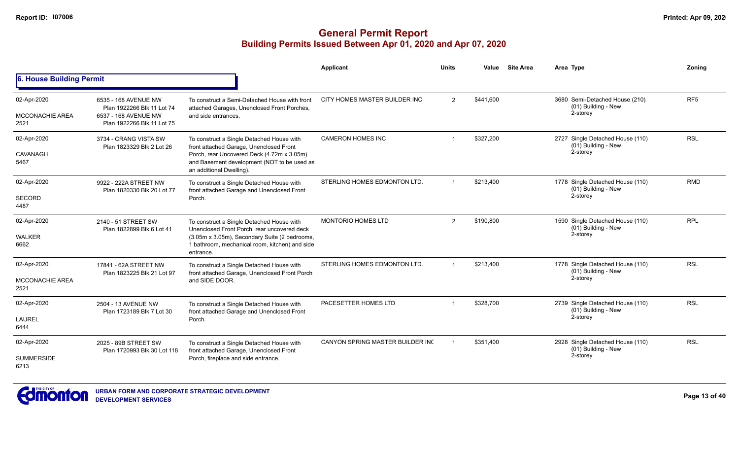# General Permit Report

## Building Permits Issued Between Apr 01, 2020 and Apr 07, 2020

### 6. House Building Permit

| | | | Applicant | Units | Value | Site Area | Area Type | Zoning |
|---|---|---|---|---|---|---|---|---|
| 02-Apr-2020<br>MCCONACHIE AREA<br>2521 | 6535 - 168 AVENUE NW<br>Plan 1922266 Blk 11 Lot 74<br>6537 - 168 AVENUE NW<br>Plan 1922266 Blk 11 Lot 75 | To construct a Semi-Detached House with front attached Garages, Unenclosed Front Porches, and side entrances. | CITY HOMES MASTER BUILDER INC | 2 | $441,600 | | 3680 Semi-Detached House (210)<br>(01) Building - New<br>2-storey | RF5 |
| 02-Apr-2020<br>CAVANAGH<br>5467 | 3734 - CRANG VISTA SW<br>Plan 1823329 Blk 2 Lot 26 | To construct a Single Detached House with front attached Garage, Unenclosed Front Porch, rear Uncovered Deck (4.72m x 3.05m) and Basement development (NOT to be used as an additional Dwelling). | CAMERON HOMES INC | 1 | $327,200 | | 2727 Single Detached House (110)<br>(01) Building - New<br>2-storey | RSL |
| 02-Apr-2020<br>SECORD<br>4487 | 9922 - 222A STREET NW<br>Plan 1820330 Blk 20 Lot 77 | To construct a Single Detached House with front attached Garage and Unenclosed Front Porch. | STERLING HOMES EDMONTON LTD. | 1 | $213,400 | | 1778 Single Detached House (110)<br>(01) Building - New<br>2-storey | RMD |
| 02-Apr-2020<br>WALKER<br>6662 | 2140 - 51 STREET SW<br>Plan 1822899 Blk 6 Lot 41 | To construct a Single Detached House with Unenclosed Front Porch, rear uncovered deck (3.05m x 3.05m), Secondary Suite (2 bedrooms, 1 bathroom, mechanical room, kitchen) and side entrance. | MONTORIO HOMES LTD | 2 | $190,800 | | 1590 Single Detached House (110)<br>(01) Building - New<br>2-storey | RPL |
| 02-Apr-2020<br>MCCONACHIE AREA<br>2521 | 17841 - 62A STREET NW<br>Plan 1823225 Blk 21 Lot 97 | To construct a Single Detached House with front attached Garage, Unenclosed Front Porch and SIDE DOOR. | STERLING HOMES EDMONTON LTD. | 1 | $213,400 | | 1778 Single Detached House (110)<br>(01) Building - New<br>2-storey | RSL |
| 02-Apr-2020<br>LAUREL<br>6444 | 2504 - 13 AVENUE NW<br>Plan 1723189 Blk 7 Lot 30 | To construct a Single Detached House with front attached Garage and Unenclosed Front Porch. | PACESETTER HOMES LTD | 1 | $328,700 | | 2739 Single Detached House (110)<br>(01) Building - New<br>2-storey | RSL |
| 02-Apr-2020<br>SUMMERSIDE<br>6213 | 2025 - 89B STREET SW<br>Plan 1720993 Blk 30 Lot 118 | To construct a Single Detached House with front attached Garage, Unenclosed Front Porch, fireplace and side entrance. | CANYON SPRING MASTER BUILDER INC | 1 | $351,400 | | 2928 Single Detached House (110)<br>(01) Building - New<br>2-storey | RSL |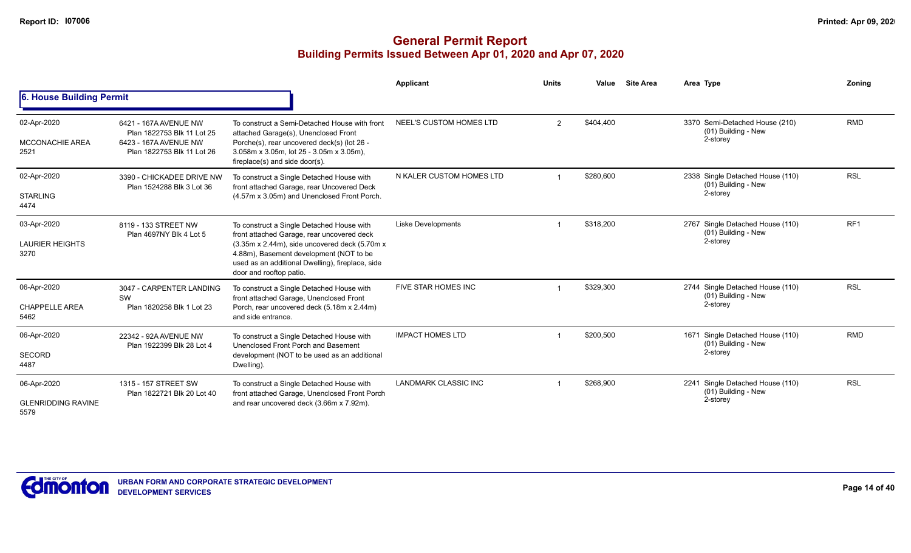# General Permit Report

## Building Permits Issued Between Apr 01, 2020 and Apr 07, 2020

### 6. House Building Permit

| Date / Neighbourhood | Address / Legal | Description | Applicant | Units | Value | Site Area | Area | Type | Zoning |
|---|---|---|---|---|---|---|---|---|---|
| 02-Apr-2020<br>MCCONACHIE AREA<br>2521 | 6421 - 167A AVENUE NW<br>Plan 1822753 Blk 11 Lot 25<br>6423 - 167A AVENUE NW<br>Plan 1822753 Blk 11 Lot 26 | To construct a Semi-Detached House with front attached Garage(s), Unenclosed Front Porche(s), rear uncovered deck(s) (lot 26 - 3.058m x 3.05m, lot 25 - 3.05m x 3.05m), fireplace(s) and side door(s). | NEEL'S CUSTOM HOMES LTD | 2 | $404,400 | | 3370 | Semi-Detached House (210)<br>(01) Building - New<br>2-storey | RMD |
| 02-Apr-2020<br>STARLING<br>4474 | 3390 - CHICKADEE DRIVE NW<br>Plan 1524288 Blk 3 Lot 36 | To construct a Single Detached House with front attached Garage, rear Uncovered Deck (4.57m x 3.05m) and Unenclosed Front Porch. | N KALER CUSTOM HOMES LTD | 1 | $280,600 | | 2338 | Single Detached House (110)<br>(01) Building - New<br>2-storey | RSL |
| 03-Apr-2020<br>LAURIER HEIGHTS<br>3270 | 8119 - 133 STREET NW<br>Plan 4697NY Blk 4 Lot 5 | To construct a Single Detached House with front attached Garage, rear uncovered deck (3.35m x 2.44m), side uncovered deck (5.70m x 4.88m), Basement development (NOT to be used as an additional Dwelling), fireplace, side door and rooftop patio. | Liske Developments | 1 | $318,200 | | 2767 | Single Detached House (110)<br>(01) Building - New<br>2-storey | RF1 |
| 06-Apr-2020<br>CHAPPELLE AREA<br>5462 | 3047 - CARPENTER LANDING SW<br>Plan 1820258 Blk 1 Lot 23 | To construct a Single Detached House with front attached Garage, Unenclosed Front Porch, rear uncovered deck (5.18m x 2.44m) and side entrance. | FIVE STAR HOMES INC | 1 | $329,300 | | 2744 | Single Detached House (110)<br>(01) Building - New<br>2-storey | RSL |
| 06-Apr-2020<br>SECORD<br>4487 | 22342 - 92A AVENUE NW<br>Plan 1922399 Blk 28 Lot 4 | To construct a Single Detached House with Unenclosed Front Porch and Basement development (NOT to be used as an additional Dwelling). | IMPACT HOMES LTD | 1 | $200,500 | | 1671 | Single Detached House (110)<br>(01) Building - New<br>2-storey | RMD |
| 06-Apr-2020<br>GLENRIDDING RAVINE<br>5579 | 1315 - 157 STREET SW<br>Plan 1822721 Blk 20 Lot 40 | To construct a Single Detached House with front attached Garage, Unenclosed Front Porch and rear uncovered deck (3.66m x 7.92m). | LANDMARK CLASSIC INC | 1 | $268,900 | | 2241 | Single Detached House (110)<br>(01) Building - New<br>2-storey | RSL |

URBAN FORM AND CORPORATE STRATEGIC DEVELOPMENT
DEVELOPMENT SERVICES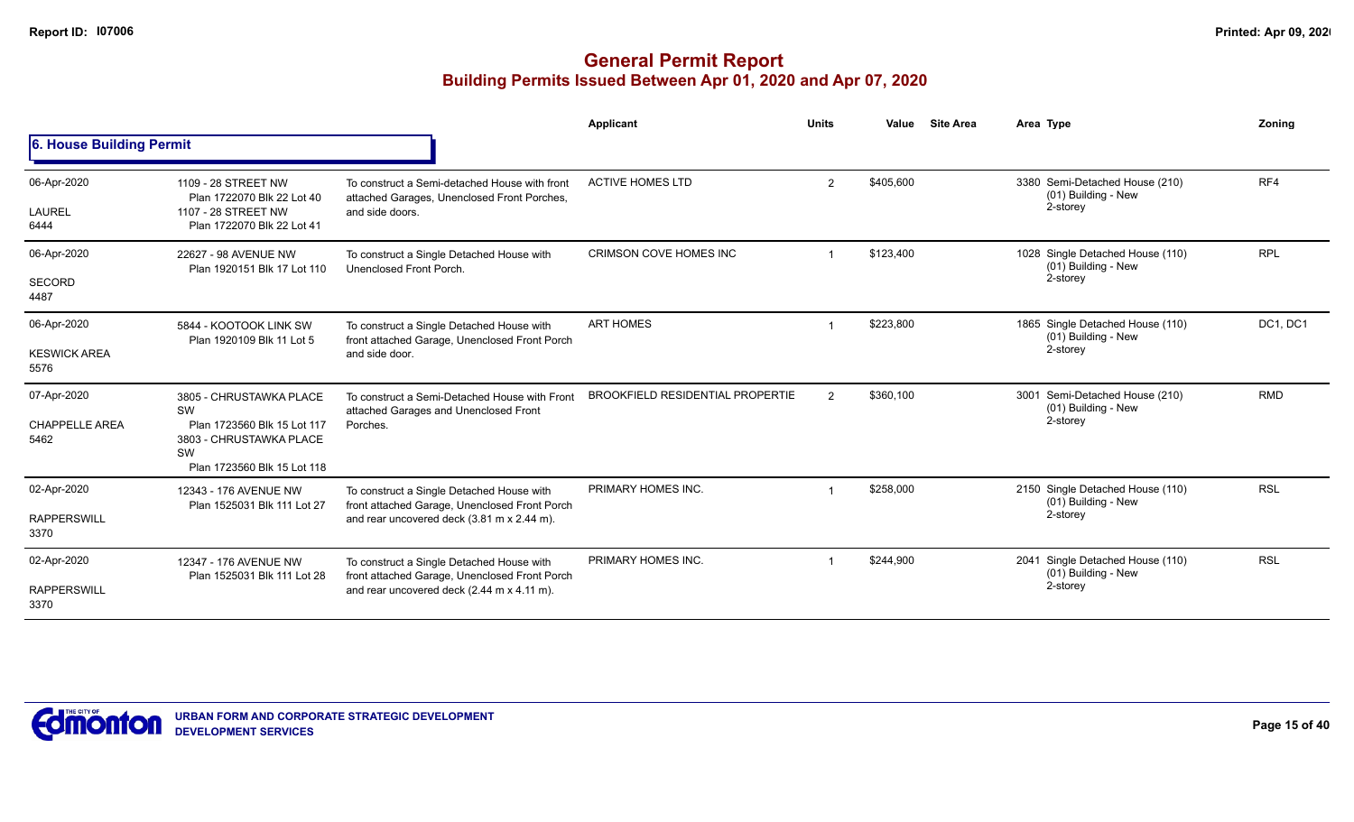# General Permit Report

## Building Permits Issued Between Apr 01, 2020 and Apr 07, 2020

### 6. House Building Permit

| Date / Neighbourhood | Address / Legal | Description | Applicant | Units | Value | Site Area | Area | Type | Zoning |
|---|---|---|---|---|---|---|---|---|---|
| 06-Apr-2020<br>LAUREL<br>6444 | 1109 - 28 STREET NW<br>Plan 1722070 Blk 22 Lot 40<br>1107 - 28 STREET NW<br>Plan 1722070 Blk 22 Lot 41 | To construct a Semi-detached House with front attached Garages, Unenclosed Front Porches, and side doors. | ACTIVE HOMES LTD | 2 | $405,600 | | 3380 | Semi-Detached House (210)<br>(01) Building - New<br>2-storey | RF4 |
| 06-Apr-2020<br>SECORD<br>4487 | 22627 - 98 AVENUE NW<br>Plan 1920151 Blk 17 Lot 110 | To construct a Single Detached House with Unenclosed Front Porch. | CRIMSON COVE HOMES INC | 1 | $123,400 | | 1028 | Single Detached House (110)<br>(01) Building - New<br>2-storey | RPL |
| 06-Apr-2020<br>KESWICK AREA<br>5576 | 5844 - KOOTOOK LINK SW<br>Plan 1920109 Blk 11 Lot 5 | To construct a Single Detached House with front attached Garage, Unenclosed Front Porch and side door. | ART HOMES | 1 | $223,800 | | 1865 | Single Detached House (110)<br>(01) Building - New<br>2-storey | DC1, DC1 |
| 07-Apr-2020<br>CHAPPELLE AREA<br>5462 | 3805 - CHRUSTAWKA PLACE SW<br>Plan 1723560 Blk 15 Lot 117<br>3803 - CHRUSTAWKA PLACE SW<br>Plan 1723560 Blk 15 Lot 118 | To construct a Semi-Detached House with Front attached Garages and Unenclosed Front Porches. | BROOKFIELD RESIDENTIAL PROPERTIE | 2 | $360,100 | | 3001 | Semi-Detached House (210)<br>(01) Building - New<br>2-storey | RMD |
| 02-Apr-2020<br>RAPPERSWILL<br>3370 | 12343 - 176 AVENUE NW<br>Plan 1525031 Blk 111 Lot 27 | To construct a Single Detached House with front attached Garage, Unenclosed Front Porch and rear uncovered deck (3.81 m x 2.44 m). | PRIMARY HOMES INC. | 1 | $258,000 | | 2150 | Single Detached House (110)<br>(01) Building - New<br>2-storey | RSL |
| 02-Apr-2020<br>RAPPERSWILL<br>3370 | 12347 - 176 AVENUE NW<br>Plan 1525031 Blk 111 Lot 28 | To construct a Single Detached House with front attached Garage, Unenclosed Front Porch and rear uncovered deck (2.44 m x 4.11 m). | PRIMARY HOMES INC. | 1 | $244,900 | | 2041 | Single Detached House (110)<br>(01) Building - New<br>2-storey | RSL |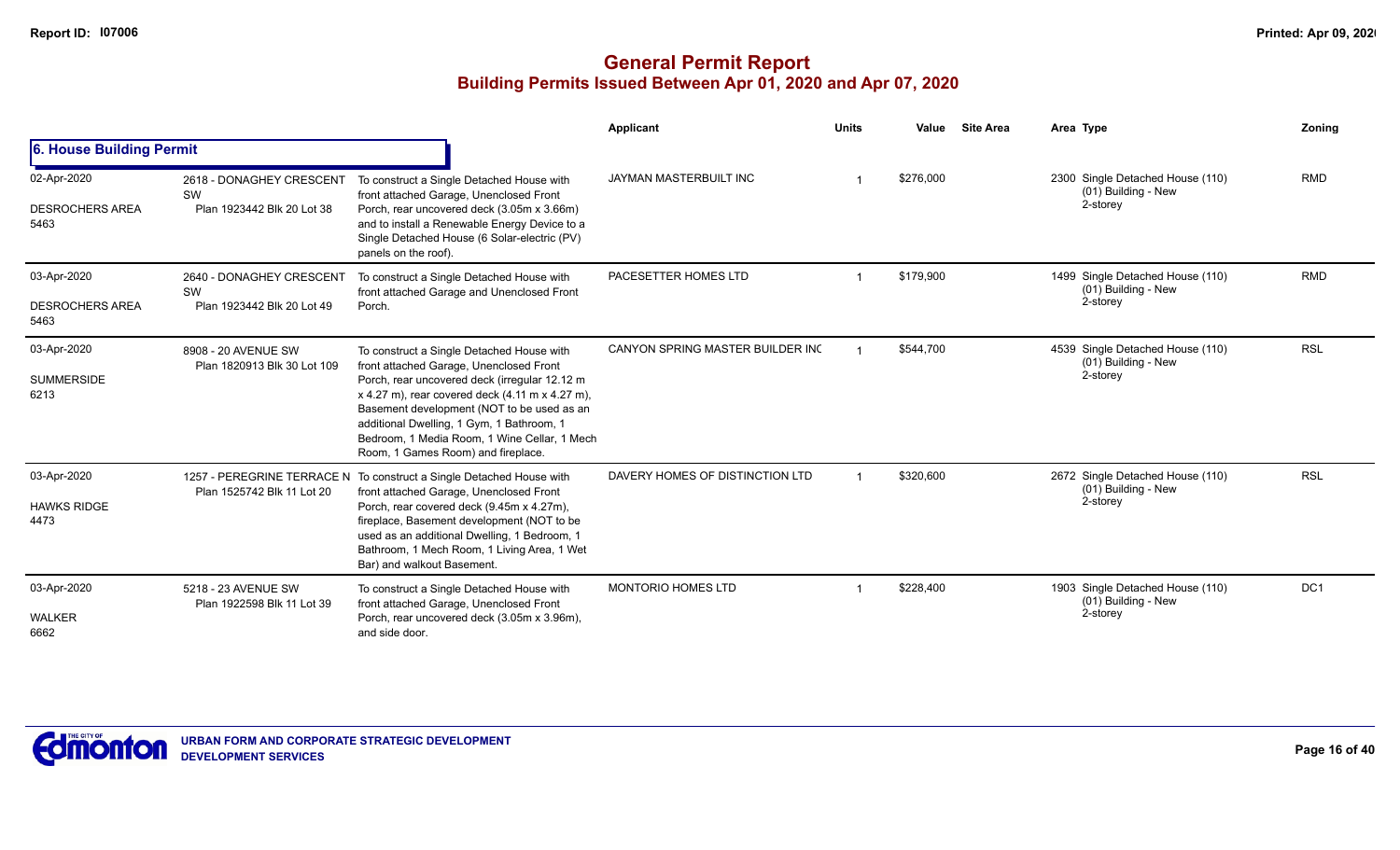# General Permit Report
## Building Permits Issued Between Apr 01, 2020 and Apr 07, 2020

| | | | Applicant | Units | Value | Site Area | Area Type | Zoning |
|---|---|---|---|---|---|---|---|---|
| **6. House Building Permit** | | | | | | | | |
| 02-Apr-2020<br>DESROCHERS AREA<br>5463 | 2618 - DONAGHEY CRESCENT SW<br>Plan 1923442 Blk 20 Lot 38 | To construct a Single Detached House with front attached Garage, Unenclosed Front Porch, rear uncovered deck (3.05m x 3.66m) and to install a Renewable Energy Device to a Single Detached House (6 Solar-electric (PV) panels on the roof). | JAYMAN MASTERBUILT INC | 1 | $276,000 | | 2300 Single Detached House (110)<br>(01) Building - New<br>2-storey | RMD |
| 03-Apr-2020<br>DESROCHERS AREA<br>5463 | 2640 - DONAGHEY CRESCENT SW<br>Plan 1923442 Blk 20 Lot 49 | To construct a Single Detached House with front attached Garage and Unenclosed Front Porch. | PACESETTER HOMES LTD | 1 | $179,900 | | 1499 Single Detached House (110)<br>(01) Building - New<br>2-storey | RMD |
| 03-Apr-2020<br>SUMMERSIDE<br>6213 | 8908 - 20 AVENUE SW<br>Plan 1820913 Blk 30 Lot 109 | To construct a Single Detached House with front attached Garage, Unenclosed Front Porch, rear uncovered deck (irregular 12.12 m x 4.27 m), rear covered deck (4.11 m x 4.27 m), Basement development (NOT to be used as an additional Dwelling, 1 Gym, 1 Bathroom, 1 Bedroom, 1 Media Room, 1 Wine Cellar, 1 Mech Room, 1 Games Room) and fireplace. | CANYON SPRING MASTER BUILDER INC | 1 | $544,700 | | 4539 Single Detached House (110)<br>(01) Building - New<br>2-storey | RSL |
| 03-Apr-2020<br>HAWKS RIDGE<br>4473 | 1257 - PEREGRINE TERRACE N<br>Plan 1525742 Blk 11 Lot 20 | To construct a Single Detached House with front attached Garage, Unenclosed Front Porch, rear covered deck (9.45m x 4.27m), fireplace, Basement development (NOT to be used as an additional Dwelling, 1 Bedroom, 1 Bathroom, 1 Mech Room, 1 Living Area, 1 Wet Bar) and walkout Basement. | DAVERY HOMES OF DISTINCTION LTD | 1 | $320,600 | | 2672 Single Detached House (110)<br>(01) Building - New<br>2-storey | RSL |
| 03-Apr-2020<br>WALKER<br>6662 | 5218 - 23 AVENUE SW<br>Plan 1922598 Blk 11 Lot 39 | To construct a Single Detached House with front attached Garage, Unenclosed Front Porch, rear uncovered deck (3.05m x 3.96m), and side door. | MONTORIO HOMES LTD | 1 | $228,400 | | 1903 Single Detached House (110)<br>(01) Building - New<br>2-storey | DC1 |

URBAN FORM AND CORPORATE STRATEGIC DEVELOPMENT
DEVELOPMENT SERVICES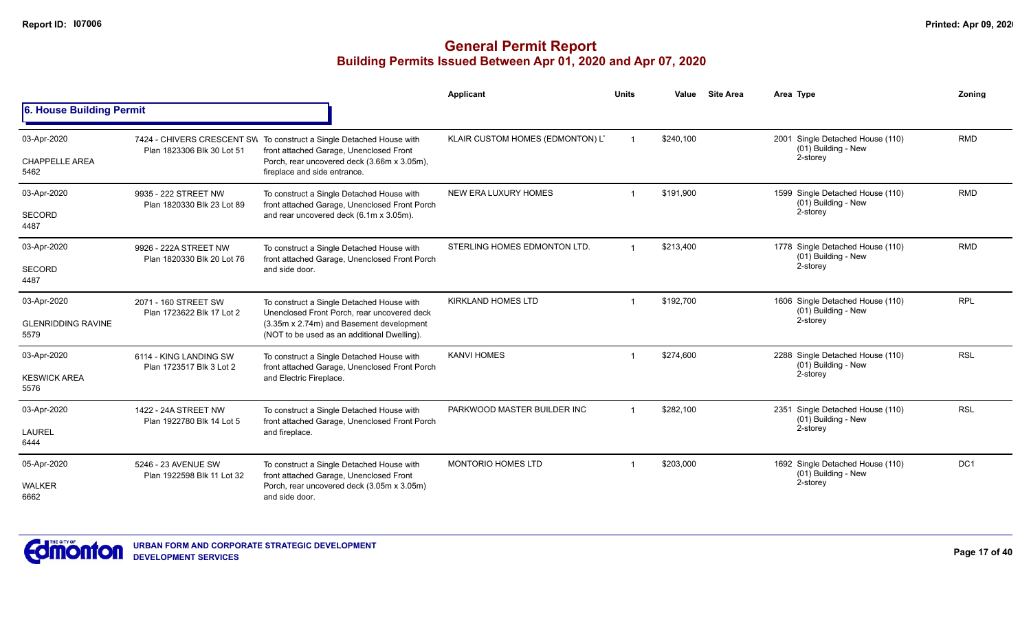# General Permit Report
## Building Permits Issued Between Apr 01, 2020 and Apr 07, 2020

### 6. House Building Permit

| Date / Area | Address / Legal | Description | Applicant | Units | Value | Site Area | Area | Type | Zoning |
|---|---|---|---|---|---|---|---|---|---|
| 03-Apr-2020<br>CHAPPELLE AREA<br>5462 | 7424 - CHIVERS CRESCENT SW<br>Plan 1823306 Blk 30 Lot 51 | To construct a Single Detached House with front attached Garage, Unenclosed Front Porch, rear uncovered deck (3.66m x 3.05m), fireplace and side entrance. | KLAIR CUSTOM HOMES (EDMONTON) L | 1 | $240,100 | | 2001 | Single Detached House (110)<br>(01) Building - New<br>2-storey | RMD |
| 03-Apr-2020<br>SECORD<br>4487 | 9935 - 222 STREET NW<br>Plan 1820330 Blk 23 Lot 89 | To construct a Single Detached House with front attached Garage, Unenclosed Front Porch and rear uncovered deck (6.1m x 3.05m). | NEW ERA LUXURY HOMES | 1 | $191,900 | | 1599 | Single Detached House (110)<br>(01) Building - New<br>2-storey | RMD |
| 03-Apr-2020<br>SECORD<br>4487 | 9926 - 222A STREET NW<br>Plan 1820330 Blk 20 Lot 76 | To construct a Single Detached House with front attached Garage, Unenclosed Front Porch and side door. | STERLING HOMES EDMONTON LTD. | 1 | $213,400 | | 1778 | Single Detached House (110)<br>(01) Building - New<br>2-storey | RMD |
| 03-Apr-2020<br>GLENRIDDING RAVINE<br>5579 | 2071 - 160 STREET SW<br>Plan 1723622 Blk 17 Lot 2 | To construct a Single Detached House with Unenclosed Front Porch, rear uncovered deck (3.35m x 2.74m) and Basement development (NOT to be used as an additional Dwelling). | KIRKLAND HOMES LTD | 1 | $192,700 | | 1606 | Single Detached House (110)<br>(01) Building - New<br>2-storey | RPL |
| 03-Apr-2020<br>KESWICK AREA<br>5576 | 6114 - KING LANDING SW<br>Plan 1723517 Blk 3 Lot 2 | To construct a Single Detached House with front attached Garage, Unenclosed Front Porch and Electric Fireplace. | KANVI HOMES | 1 | $274,600 | | 2288 | Single Detached House (110)<br>(01) Building - New<br>2-storey | RSL |
| 03-Apr-2020<br>LAUREL<br>6444 | 1422 - 24A STREET NW<br>Plan 1922780 Blk 14 Lot 5 | To construct a Single Detached House with front attached Garage, Unenclosed Front Porch and fireplace. | PARKWOOD MASTER BUILDER INC | 1 | $282,100 | | 2351 | Single Detached House (110)<br>(01) Building - New<br>2-storey | RSL |
| 05-Apr-2020<br>WALKER<br>6662 | 5246 - 23 AVENUE SW<br>Plan 1922598 Blk 11 Lot 32 | To construct a Single Detached House with front attached Garage, Unenclosed Front Porch, rear uncovered deck (3.05m x 3.05m) and side door. | MONTORIO HOMES LTD | 1 | $203,000 | | 1692 | Single Detached House (110)<br>(01) Building - New<br>2-storey | DC1 |

URBAN FORM AND CORPORATE STRATEGIC DEVELOPMENT
DEVELOPMENT SERVICES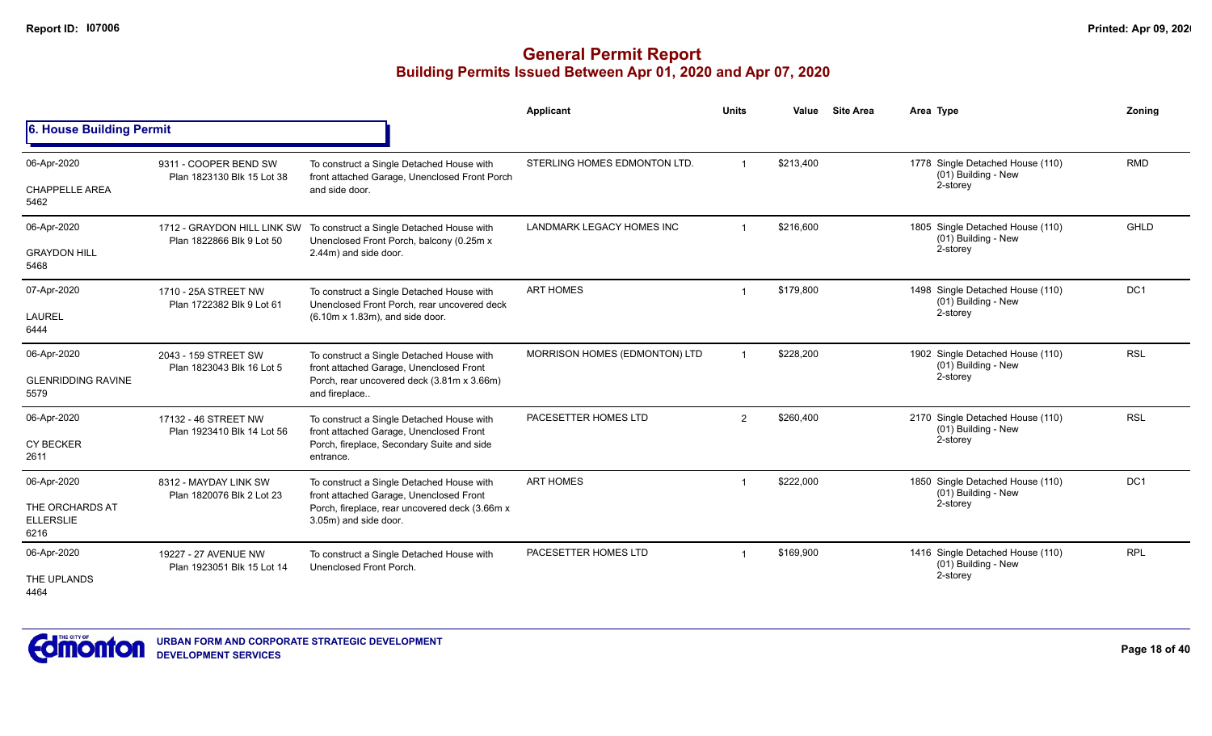# General Permit Report
## Building Permits Issued Between Apr 01, 2020 and Apr 07, 2020

### 6. House Building Permit

| Date / Neighbourhood | Address / Legal | Description | Applicant | Units | Value | Site Area | Area | Type | Zoning |
|---|---|---|---|---|---|---|---|---|---|
| 06-Apr-2020<br>CHAPPELLE AREA<br>5462 | 9311 - COOPER BEND SW<br>Plan 1823130 Blk 15 Lot 38 | To construct a Single Detached House with front attached Garage, Unenclosed Front Porch and side door. | STERLING HOMES EDMONTON LTD. | 1 | $213,400 | | 1778 | Single Detached House (110)<br>(01) Building - New<br>2-storey | RMD |
| 06-Apr-2020<br>GRAYDON HILL<br>5468 | 1712 - GRAYDON HILL LINK SW<br>Plan 1822866 Blk 9 Lot 50 | To construct a Single Detached House with Unenclosed Front Porch, balcony (0.25m x 2.44m) and side door. | LANDMARK LEGACY HOMES INC | 1 | $216,600 | | 1805 | Single Detached House (110)<br>(01) Building - New<br>2-storey | GHLD |
| 07-Apr-2020<br>LAUREL<br>6444 | 1710 - 25A STREET NW<br>Plan 1722382 Blk 9 Lot 61 | To construct a Single Detached House with Unenclosed Front Porch, rear uncovered deck (6.10m x 1.83m), and side door. | ART HOMES | 1 | $179,800 | | 1498 | Single Detached House (110)<br>(01) Building - New<br>2-storey | DC1 |
| 06-Apr-2020<br>GLENRIDDING RAVINE<br>5579 | 2043 - 159 STREET SW<br>Plan 1823043 Blk 16 Lot 5 | To construct a Single Detached House with front attached Garage, Unenclosed Front Porch, rear uncovered deck (3.81m x 3.66m) and fireplace.. | MORRISON HOMES (EDMONTON) LTD | 1 | $228,200 | | 1902 | Single Detached House (110)<br>(01) Building - New<br>2-storey | RSL |
| 06-Apr-2020<br>CY BECKER<br>2611 | 17132 - 46 STREET NW<br>Plan 1923410 Blk 14 Lot 56 | To construct a Single Detached House with front attached Garage, Unenclosed Front Porch, fireplace, Secondary Suite and side entrance. | PACESETTER HOMES LTD | 2 | $260,400 | | 2170 | Single Detached House (110)<br>(01) Building - New<br>2-storey | RSL |
| 06-Apr-2020<br>THE ORCHARDS AT ELLERSLIE<br>6216 | 8312 - MAYDAY LINK SW<br>Plan 1820076 Blk 2 Lot 23 | To construct a Single Detached House with front attached Garage, Unenclosed Front Porch, fireplace, rear uncovered deck (3.66m x 3.05m) and side door. | ART HOMES | 1 | $222,000 | | 1850 | Single Detached House (110)<br>(01) Building - New<br>2-storey | DC1 |
| 06-Apr-2020<br>THE UPLANDS<br>4464 | 19227 - 27 AVENUE NW<br>Plan 1923051 Blk 15 Lot 14 | To construct a Single Detached House with Unenclosed Front Porch. | PACESETTER HOMES LTD | 1 | $169,900 | | 1416 | Single Detached House (110)<br>(01) Building - New<br>2-storey | RPL |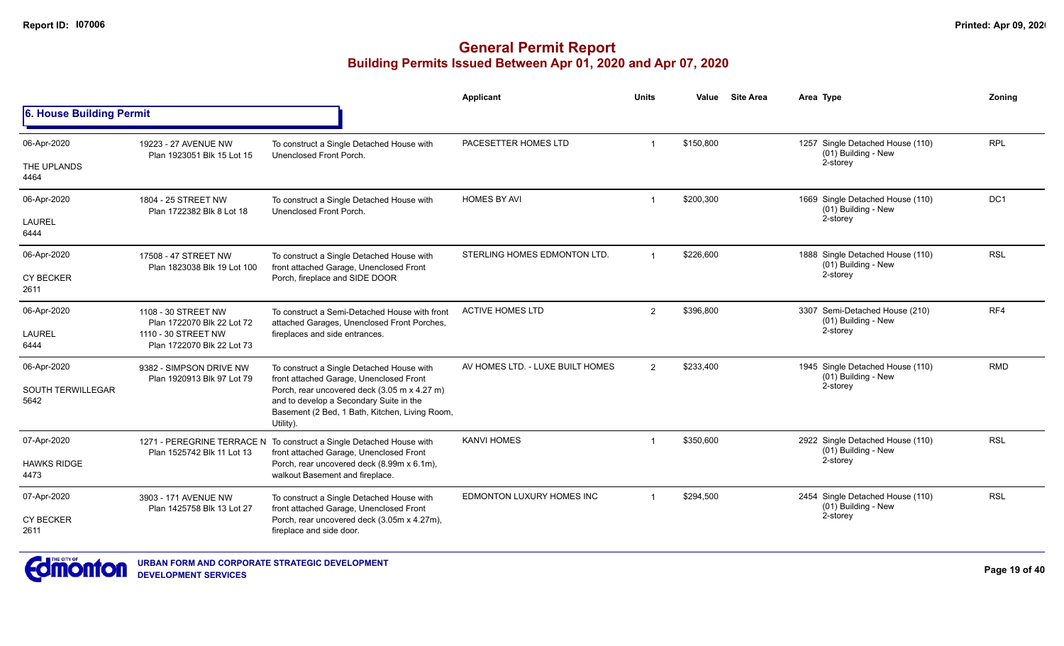# General Permit Report

## Building Permits Issued Between Apr 01, 2020 and Apr 07, 2020

### 6. House Building Permit

| Date / Neighbourhood | Address / Legal | Description | Applicant | Units | Value | Site Area | Area | Type | Zoning |
|---|---|---|---|---|---|---|---|---|---|
| 06-Apr-2020 THE UPLANDS 4464 | 19223 - 27 AVENUE NW Plan 1923051 Blk 15 Lot 15 | To construct a Single Detached House with Unenclosed Front Porch. | PACESETTER HOMES LTD | 1 | $150,800 | | 1257 | Single Detached House (110) (01) Building - New 2-storey | RPL |
| 06-Apr-2020 LAUREL 6444 | 1804 - 25 STREET NW Plan 1722382 Blk 8 Lot 18 | To construct a Single Detached House with Unenclosed Front Porch. | HOMES BY AVI | 1 | $200,300 | | 1669 | Single Detached House (110) (01) Building - New 2-storey | DC1 |
| 06-Apr-2020 CY BECKER 2611 | 17508 - 47 STREET NW Plan 1823038 Blk 19 Lot 100 | To construct a Single Detached House with front attached Garage, Unenclosed Front Porch, fireplace and SIDE DOOR | STERLING HOMES EDMONTON LTD. | 1 | $226,600 | | 1888 | Single Detached House (110) (01) Building - New 2-storey | RSL |
| 06-Apr-2020 LAUREL 6444 | 1108 - 30 STREET NW Plan 1722070 Blk 22 Lot 72 1110 - 30 STREET NW Plan 1722070 Blk 22 Lot 73 | To construct a Semi-Detached House with front attached Garages, Unenclosed Front Porches, fireplaces and side entrances. | ACTIVE HOMES LTD | 2 | $396,800 | | 3307 | Semi-Detached House (210) (01) Building - New 2-storey | RF4 |
| 06-Apr-2020 SOUTH TERWILLEGAR 5642 | 9382 - SIMPSON DRIVE NW Plan 1920913 Blk 97 Lot 79 | To construct a Single Detached House with front attached Garage, Unenclosed Front Porch, rear uncovered deck (3.05 m x 4.27 m) and to develop a Secondary Suite in the Basement (2 Bed, 1 Bath, Kitchen, Living Room, Utility). | AV HOMES LTD. - LUXE BUILT HOMES | 2 | $233,400 | | 1945 | Single Detached House (110) (01) Building - New 2-storey | RMD |
| 07-Apr-2020 HAWKS RIDGE 4473 | 1271 - PEREGRINE TERRACE NW Plan 1525742 Blk 11 Lot 13 | To construct a Single Detached House with front attached Garage, Unenclosed Front Porch, rear uncovered deck (8.99m x 6.1m), walkout Basement and fireplace. | KANVI HOMES | 1 | $350,600 | | 2922 | Single Detached House (110) (01) Building - New 2-storey | RSL |
| 07-Apr-2020 CY BECKER 2611 | 3903 - 171 AVENUE NW Plan 1425758 Blk 13 Lot 27 | To construct a Single Detached House with front attached Garage, Unenclosed Front Porch, rear uncovered deck (3.05m x 4.27m), fireplace and side door. | EDMONTON LUXURY HOMES INC | 1 | $294,500 | | 2454 | Single Detached House (110) (01) Building - New 2-storey | RSL |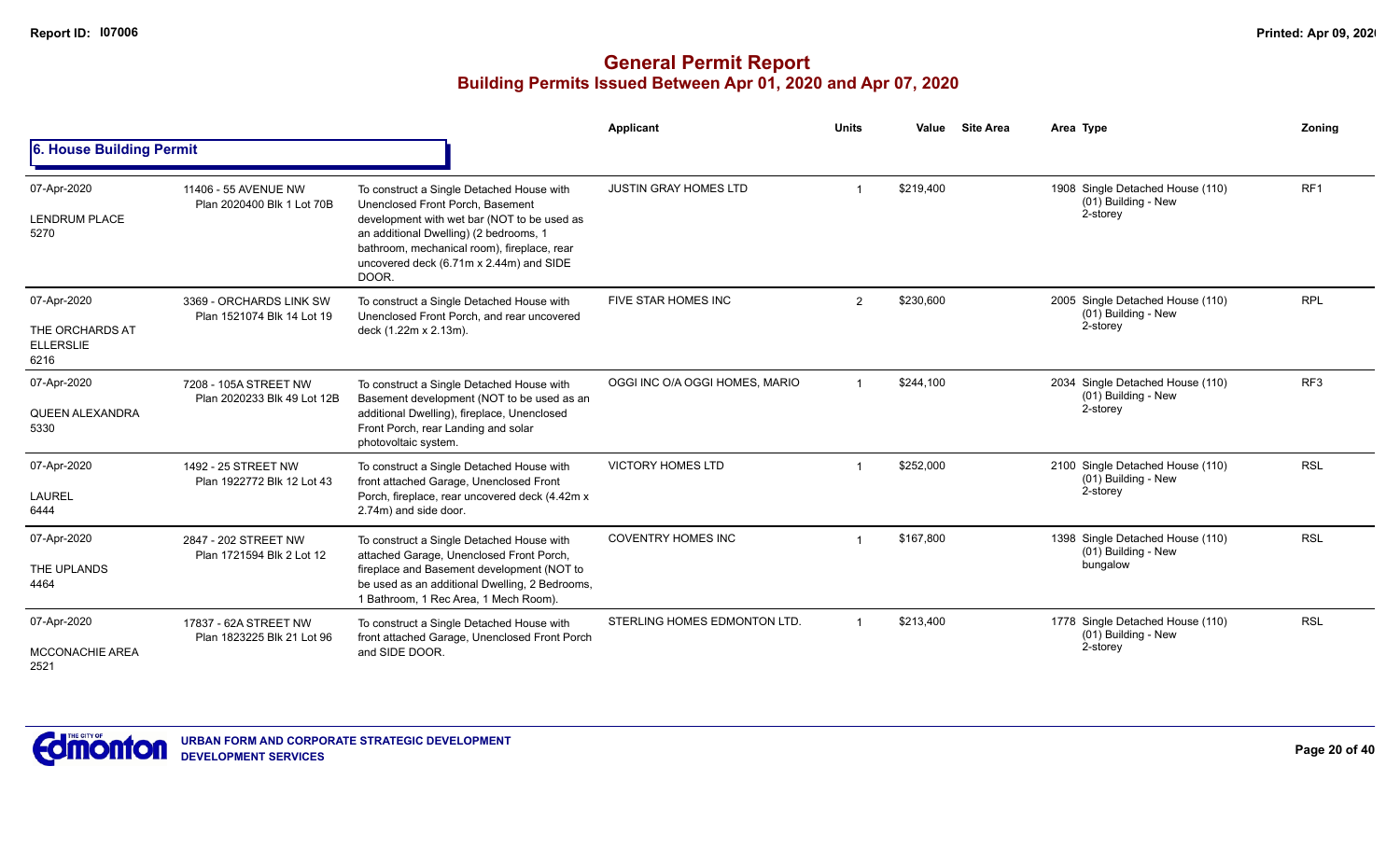# General Permit Report

## Building Permits Issued Between Apr 01, 2020 and Apr 07, 2020

### 6. House Building Permit

| Date / Neighbourhood | Address / Legal | Description | Applicant | Units | Value | Site Area | Area | Type | Zoning |
|---|---|---|---|---|---|---|---|---|---|
| 07-Apr-2020 LENDRUM PLACE 5270 | 11406 - 55 AVENUE NW Plan 2020400 Blk 1 Lot 70B | To construct a Single Detached House with Unenclosed Front Porch, Basement development with wet bar (NOT to be used as an additional Dwelling) (2 bedrooms, 1 bathroom, mechanical room), fireplace, rear uncovered deck (6.71m x 2.44m) and SIDE DOOR. | JUSTIN GRAY HOMES LTD | 1 | $219,400 | | 1908 | Single Detached House (110) (01) Building - New 2-storey | RF1 |
| 07-Apr-2020 THE ORCHARDS AT ELLERSLIE 6216 | 3369 - ORCHARDS LINK SW Plan 1521074 Blk 14 Lot 19 | To construct a Single Detached House with Unenclosed Front Porch, and rear uncovered deck (1.22m x 2.13m). | FIVE STAR HOMES INC | 2 | $230,600 | | 2005 | Single Detached House (110) (01) Building - New 2-storey | RPL |
| 07-Apr-2020 QUEEN ALEXANDRA 5330 | 7208 - 105A STREET NW Plan 2020233 Blk 49 Lot 12B | To construct a Single Detached House with Basement development (NOT to be used as an additional Dwelling), fireplace, Unenclosed Front Porch, rear Landing and solar photovoltaic system. | OGGI INC O/A OGGI HOMES, MARIO | 1 | $244,100 | | 2034 | Single Detached House (110) (01) Building - New 2-storey | RF3 |
| 07-Apr-2020 LAUREL 6444 | 1492 - 25 STREET NW Plan 1922772 Blk 12 Lot 43 | To construct a Single Detached House with front attached Garage, Unenclosed Front Porch, fireplace, rear uncovered deck (4.42m x 2.74m) and side door. | VICTORY HOMES LTD | 1 | $252,000 | | 2100 | Single Detached House (110) (01) Building - New 2-storey | RSL |
| 07-Apr-2020 THE UPLANDS 4464 | 2847 - 202 STREET NW Plan 1721594 Blk 2 Lot 12 | To construct a Single Detached House with attached Garage, Unenclosed Front Porch, fireplace and Basement development (NOT to be used as an additional Dwelling, 2 Bedrooms, 1 Bathroom, 1 Rec Area, 1 Mech Room). | COVENTRY HOMES INC | 1 | $167,800 | | 1398 | Single Detached House (110) (01) Building - New bungalow | RSL |
| 07-Apr-2020 MCCONACHIE AREA 2521 | 17837 - 62A STREET NW Plan 1823225 Blk 21 Lot 96 | To construct a Single Detached House with front attached Garage, Unenclosed Front Porch and SIDE DOOR. | STERLING HOMES EDMONTON LTD. | 1 | $213,400 | | 1778 | Single Detached House (110) (01) Building - New 2-storey | RSL |

URBAN FORM AND CORPORATE STRATEGIC DEVELOPMENT
DEVELOPMENT SERVICES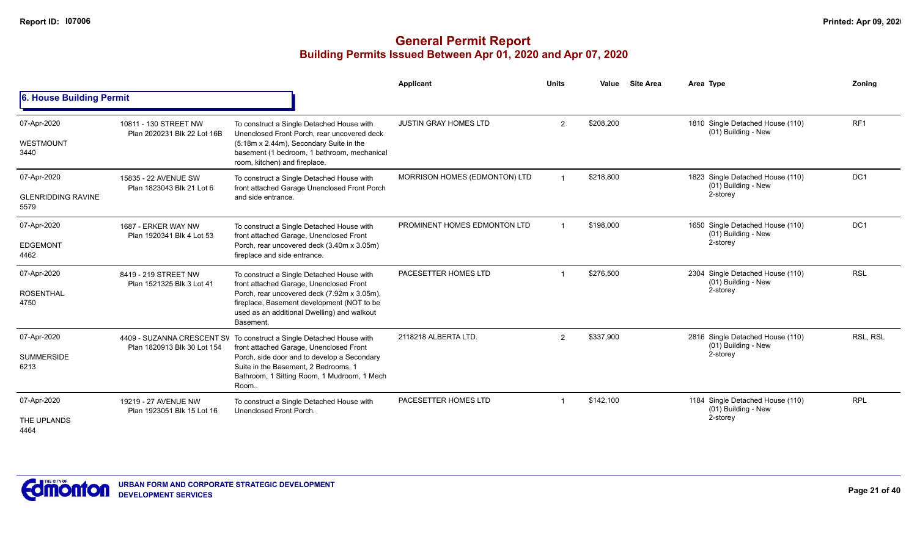# General Permit Report

## Building Permits Issued Between Apr 01, 2020 and Apr 07, 2020

### 6. House Building Permit

| Date / Neighbourhood | Address / Legal | Description | Applicant | Units | Value | Site Area | Area | Type | Zoning |
|---|---|---|---|---|---|---|---|---|---|
| 07-Apr-2020 WESTMOUNT 3440 | 10811 - 130 STREET NW Plan 2020231 Blk 22 Lot 16B | To construct a Single Detached House with Unenclosed Front Porch, rear uncovered deck (5.18m x 2.44m), Secondary Suite in the basement (1 bedroom, 1 bathroom, mechanical room, kitchen) and fireplace. | JUSTIN GRAY HOMES LTD | 2 | $208,200 | | 1810 | Single Detached House (110) (01) Building - New | RF1 |
| 07-Apr-2020 GLENRIDDING RAVINE 5579 | 15835 - 22 AVENUE SW Plan 1823043 Blk 21 Lot 6 | To construct a Single Detached House with front attached Garage Unenclosed Front Porch and side entrance. | MORRISON HOMES (EDMONTON) LTD | 1 | $218,800 | | 1823 | Single Detached House (110) (01) Building - New 2-storey | DC1 |
| 07-Apr-2020 EDGEMONT 4462 | 1687 - ERKER WAY NW Plan 1920341 Blk 4 Lot 53 | To construct a Single Detached House with front attached Garage, Unenclosed Front Porch, rear uncovered deck (3.40m x 3.05m) fireplace and side entrance. | PROMINENT HOMES EDMONTON LTD | 1 | $198,000 | | 1650 | Single Detached House (110) (01) Building - New 2-storey | DC1 |
| 07-Apr-2020 ROSENTHAL 4750 | 8419 - 219 STREET NW Plan 1521325 Blk 3 Lot 41 | To construct a Single Detached House with front attached Garage, Unenclosed Front Porch, rear uncovered deck (7.92m x 3.05m), fireplace, Basement development (NOT to be used as an additional Dwelling) and walkout Basement. | PACESETTER HOMES LTD | 1 | $276,500 | | 2304 | Single Detached House (110) (01) Building - New 2-storey | RSL |
| 07-Apr-2020 SUMMERSIDE 6213 | 4409 - SUZANNA CRESCENT SW Plan 1820913 Blk 30 Lot 154 | To construct a Single Detached House with front attached Garage, Unenclosed Front Porch, side door and to develop a Secondary Suite in the Basement, 2 Bedrooms, 1 Bathroom, 1 Sitting Room, 1 Mudroom, 1 Mech Room.. | 2118218 ALBERTA LTD. | 2 | $337,900 | | 2816 | Single Detached House (110) (01) Building - New 2-storey | RSL, RSL |
| 07-Apr-2020 THE UPLANDS 4464 | 19219 - 27 AVENUE NW Plan 1923051 Blk 15 Lot 16 | To construct a Single Detached House with Unenclosed Front Porch. | PACESETTER HOMES LTD | 1 | $142,100 | | 1184 | Single Detached House (110) (01) Building - New 2-storey | RPL |

URBAN FORM AND CORPORATE STRATEGIC DEVELOPMENT
DEVELOPMENT SERVICES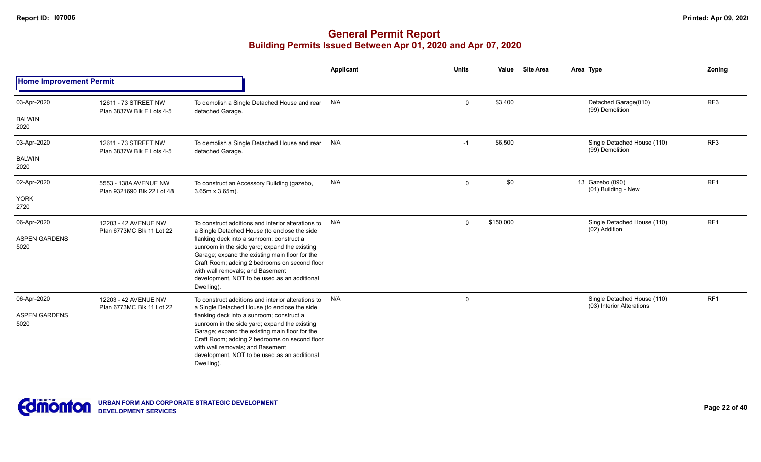# General Permit Report

## Building Permits Issued Between Apr 01, 2020 and Apr 07, 2020

### Home Improvement Permit

| Date / Neighbourhood | Address / Legal | Description | Applicant | Units | Value | Site Area | Area Type | Zoning |
|---|---|---|---|---|---|---|---|---|
| 03-Apr-2020 BALWIN 2020 | 12611 - 73 STREET NW Plan 3837W Blk E Lots 4-5 | To demolish a Single Detached House and rear detached Garage. | N/A | 0 | $3,400 | | Detached Garage(010) (99) Demolition | RF3 |
| 03-Apr-2020 BALWIN 2020 | 12611 - 73 STREET NW Plan 3837W Blk E Lots 4-5 | To demolish a Single Detached House and rear detached Garage. | N/A | -1 | $6,500 | | Single Detached House (110) (99) Demolition | RF3 |
| 02-Apr-2020 YORK 2720 | 5553 - 138A AVENUE NW Plan 9321690 Blk 22 Lot 48 | To construct an Accessory Building (gazebo, 3.65m x 3.65m). | N/A | 0 | $0 | | 13 Gazebo (090) (01) Building - New | RF1 |
| 06-Apr-2020 ASPEN GARDENS 5020 | 12203 - 42 AVENUE NW Plan 6773MC Blk 11 Lot 22 | To construct additions and interior alterations to a Single Detached House (to enclose the side flanking deck into a sunroom; construct a sunroom in the side yard; expand the existing Garage; expand the existing main floor for the Craft Room; adding 2 bedrooms on second floor with wall removals; and Basement development, NOT to be used as an additional Dwelling). | N/A | 0 | $150,000 | | Single Detached House (110) (02) Addition | RF1 |
| 06-Apr-2020 ASPEN GARDENS 5020 | 12203 - 42 AVENUE NW Plan 6773MC Blk 11 Lot 22 | To construct additions and interior alterations to a Single Detached House (to enclose the side flanking deck into a sunroom; construct a sunroom in the side yard; expand the existing Garage; expand the existing main floor for the Craft Room; adding 2 bedrooms on second floor with wall removals; and Basement development, NOT to be used as an additional Dwelling). | N/A | 0 | | | Single Detached House (110) (03) Interior Alterations | RF1 |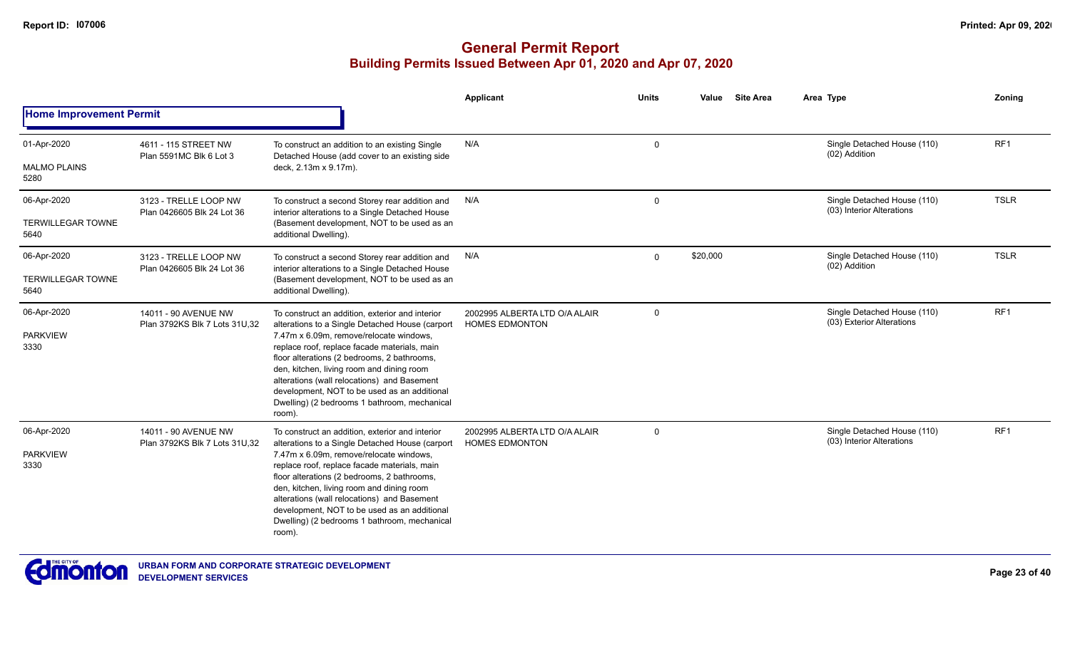# General Permit Report

## Building Permits Issued Between Apr 01, 2020 and Apr 07, 2020

| | | | Applicant | Units | Value | Site Area | Area Type | Zoning |
|---|---|---|---|---|---|---|---|---|
| **Home Improvement Permit** | | | | | | | | |
| 01-Apr-2020<br>MALMO PLAINS<br>5280 | 4611 - 115 STREET NW<br>Plan 5591MC Blk 6 Lot 3 | To construct an addition to an existing Single Detached House (add cover to an existing side deck, 2.13m x 9.17m). | N/A | 0 | | | Single Detached House (110)<br>(02) Addition | RF1 |
| 06-Apr-2020<br>TERWILLEGAR TOWNE<br>5640 | 3123 - TRELLE LOOP NW<br>Plan 0426605 Blk 24 Lot 36 | To construct a second Storey rear addition and interior alterations to a Single Detached House (Basement development, NOT to be used as an additional Dwelling). | N/A | 0 | | | Single Detached House (110)<br>(03) Interior Alterations | TSLR |
| 06-Apr-2020<br>TERWILLEGAR TOWNE<br>5640 | 3123 - TRELLE LOOP NW<br>Plan 0426605 Blk 24 Lot 36 | To construct a second Storey rear addition and interior alterations to a Single Detached House (Basement development, NOT to be used as an additional Dwelling). | N/A | 0 | $20,000 | | Single Detached House (110)<br>(02) Addition | TSLR |
| 06-Apr-2020<br>PARKVIEW<br>3330 | 14011 - 90 AVENUE NW<br>Plan 3792KS Blk 7 Lots 31U,32 | To construct an addition, exterior and interior alterations to a Single Detached House (carport 7.47m x 6.09m, remove/relocate windows, replace roof, replace facade materials, main floor alterations (2 bedrooms, 2 bathrooms, den, kitchen, living room and dining room alterations (wall relocations) and Basement development, NOT to be used as an additional Dwelling) (2 bedrooms 1 bathroom, mechanical room). | 2002995 ALBERTA LTD O/A ALAIR HOMES EDMONTON | 0 | | | Single Detached House (110)<br>(03) Exterior Alterations | RF1 |
| 06-Apr-2020<br>PARKVIEW<br>3330 | 14011 - 90 AVENUE NW<br>Plan 3792KS Blk 7 Lots 31U,32 | To construct an addition, exterior and interior alterations to a Single Detached House (carport 7.47m x 6.09m, remove/relocate windows, replace roof, replace facade materials, main floor alterations (2 bedrooms, 2 bathrooms, den, kitchen, living room and dining room alterations (wall relocations) and Basement development, NOT to be used as an additional Dwelling) (2 bedrooms 1 bathroom, mechanical room). | 2002995 ALBERTA LTD O/A ALAIR HOMES EDMONTON | 0 | | | Single Detached House (110)<br>(03) Interior Alterations | RF1 |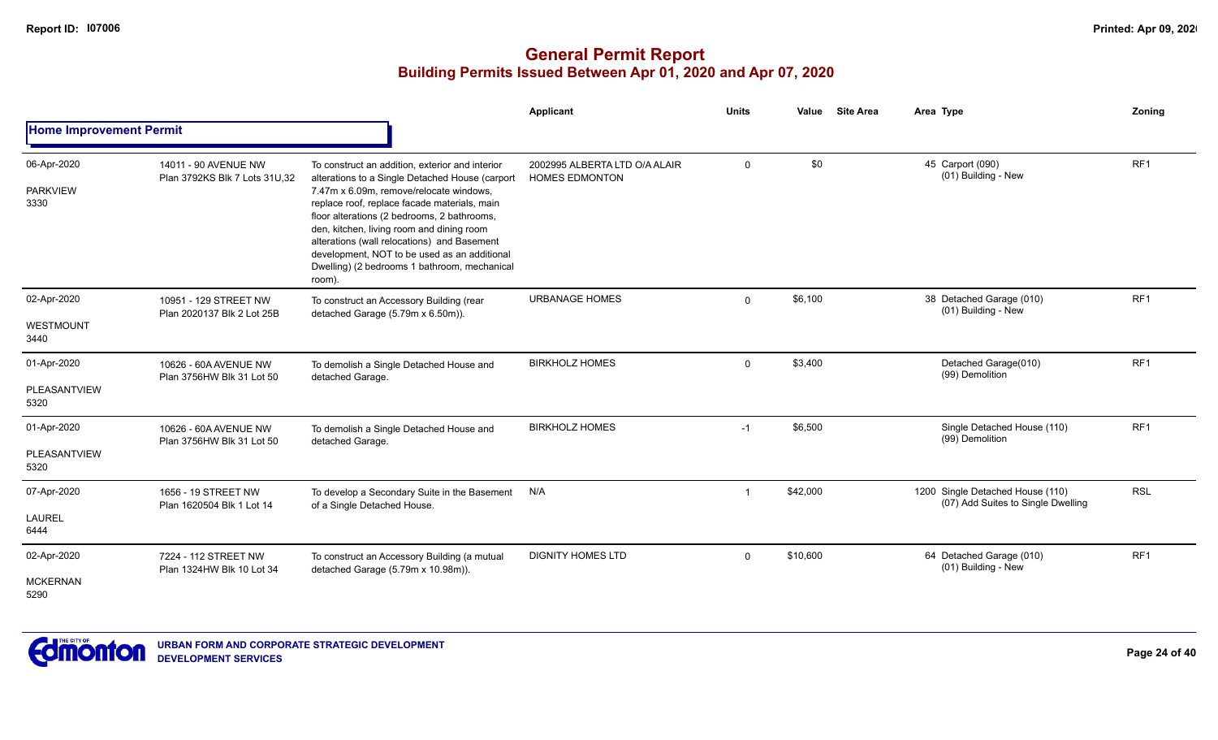# General Permit Report

## Building Permits Issued Between Apr 01, 2020 and Apr 07, 2020

| | | | Applicant | Units | Value | Site Area | Area | Type | Zoning |
|---|---|---|---|---|---|---|---|---|---|
| **Home Improvement Permit** | | | | | | | | | |
| 06-Apr-2020<br>PARKVIEW<br>3330 | 14011 - 90 AVENUE NW<br>Plan 3792KS Blk 7 Lots 31U,32 | To construct an addition, exterior and interior alterations to a Single Detached House (carport 7.47m x 6.09m, remove/relocate windows, replace roof, replace facade materials, main floor alterations (2 bedrooms, 2 bathrooms, den, kitchen, living room and dining room alterations (wall relocations) and Basement development, NOT to be used as an additional Dwelling) (2 bedrooms 1 bathroom, mechanical room). | 2002995 ALBERTA LTD O/A ALAIR HOMES EDMONTON | 0 | $0 | | 45 | Carport (090)<br>(01) Building - New | RF1 |
| 02-Apr-2020<br>WESTMOUNT<br>3440 | 10951 - 129 STREET NW<br>Plan 2020137 Blk 2 Lot 25B | To construct an Accessory Building (rear detached Garage (5.79m x 6.50m)). | URBANAGE HOMES | 0 | $6,100 | | 38 | Detached Garage (010)<br>(01) Building - New | RF1 |
| 01-Apr-2020<br>PLEASANTVIEW<br>5320 | 10626 - 60A AVENUE NW<br>Plan 3756HW Blk 31 Lot 50 | To demolish a Single Detached House and detached Garage. | BIRKHOLZ HOMES | 0 | $3,400 | | | Detached Garage(010)<br>(99) Demolition | RF1 |
| 01-Apr-2020<br>PLEASANTVIEW<br>5320 | 10626 - 60A AVENUE NW<br>Plan 3756HW Blk 31 Lot 50 | To demolish a Single Detached House and detached Garage. | BIRKHOLZ HOMES | -1 | $6,500 | | | Single Detached House (110)<br>(99) Demolition | RF1 |
| 07-Apr-2020<br>LAUREL<br>6444 | 1656 - 19 STREET NW<br>Plan 1620504 Blk 1 Lot 14 | To develop a Secondary Suite in the Basement of a Single Detached House. | N/A | 1 | $42,000 | | 1200 | Single Detached House (110)<br>(07) Add Suites to Single Dwelling | RSL |
| 02-Apr-2020<br>MCKERNAN<br>5290 | 7224 - 112 STREET NW<br>Plan 1324HW Blk 10 Lot 34 | To construct an Accessory Building (a mutual detached Garage (5.79m x 10.98m)). | DIGNITY HOMES LTD | 0 | $10,600 | | 64 | Detached Garage (010)<br>(01) Building - New | RF1 |

URBAN FORM AND CORPORATE STRATEGIC DEVELOPMENT
DEVELOPMENT SERVICES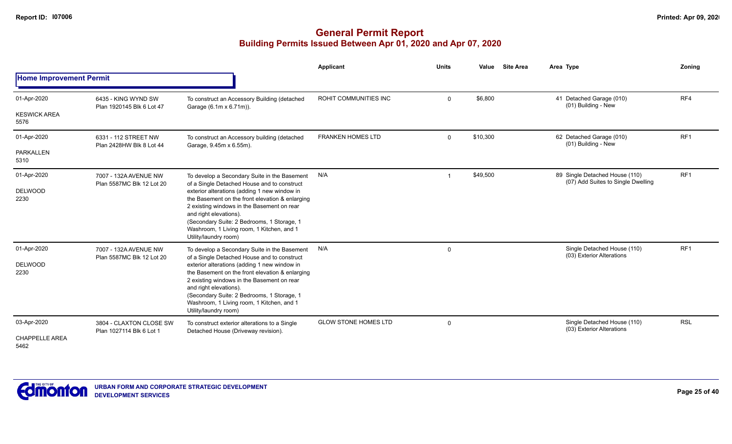# General Permit Report

## Building Permits Issued Between Apr 01, 2020 and Apr 07, 2020

### Home Improvement Permit

| Date / Neighbourhood | Address / Legal | Description | Applicant | Units | Value | Site Area | Area | Type | Zoning |
|---|---|---|---|---|---|---|---|---|---|
| 01-Apr-2020<br>KESWICK AREA<br>5576 | 6435 - KING WYND SW<br>Plan 1920145 Blk 6 Lot 47 | To construct an Accessory Building (detached Garage (6.1m x 6.71m)). | ROHIT COMMUNITIES INC | 0 | $6,800 | | 41 | Detached Garage (010)<br>(01) Building - New | RF4 |
| 01-Apr-2020<br>PARKALLEN<br>5310 | 6331 - 112 STREET NW<br>Plan 2428HW Blk 8 Lot 44 | To construct an Accessory building (detached Garage, 9.45m x 6.55m). | FRANKEN HOMES LTD | 0 | $10,300 | | 62 | Detached Garage (010)<br>(01) Building - New | RF1 |
| 01-Apr-2020<br>DELWOOD<br>2230 | 7007 - 132A AVENUE NW<br>Plan 5587MC Blk 12 Lot 20 | To develop a Secondary Suite in the Basement of a Single Detached House and to construct exterior alterations (adding 1 new window in the Basement on the front elevation & enlarging 2 existing windows in the Basement on rear and right elevations).<br>(Secondary Suite: 2 Bedrooms, 1 Storage, 1 Washroom, 1 Living room, 1 Kitchen, and 1 Utility/laundry room) | N/A | 1 | $49,500 | | 89 | Single Detached House (110)<br>(07) Add Suites to Single Dwelling | RF1 |
| 01-Apr-2020<br>DELWOOD<br>2230 | 7007 - 132A AVENUE NW<br>Plan 5587MC Blk 12 Lot 20 | To develop a Secondary Suite in the Basement of a Single Detached House and to construct exterior alterations (adding 1 new window in the Basement on the front elevation & enlarging 2 existing windows in the Basement on rear and right elevations).<br>(Secondary Suite: 2 Bedrooms, 1 Storage, 1 Washroom, 1 Living room, 1 Kitchen, and 1 Utility/laundry room) | N/A | 0 | | | | Single Detached House (110)<br>(03) Exterior Alterations | RF1 |
| 03-Apr-2020<br>CHAPPELLE AREA<br>5462 | 3804 - CLAXTON CLOSE SW<br>Plan 1027114 Blk 6 Lot 1 | To construct exterior alterations to a Single Detached House (Driveway revision). | GLOW STONE HOMES LTD | 0 | | | | Single Detached House (110)<br>(03) Exterior Alterations | RSL |

URBAN FORM AND CORPORATE STRATEGIC DEVELOPMENT
DEVELOPMENT SERVICES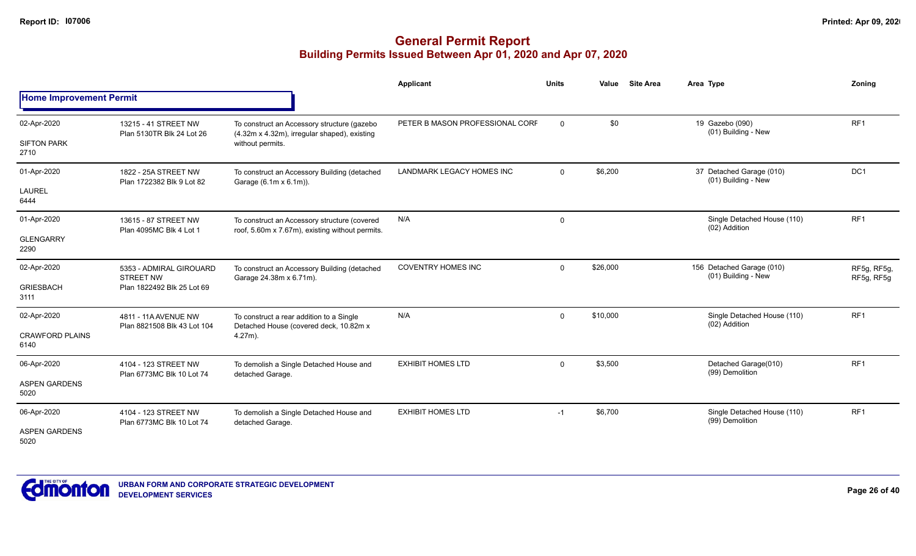# General Permit Report

## Building Permits Issued Between Apr 01, 2020 and Apr 07, 2020

### Home Improvement Permit

| Date / Neighbourhood | Address / Legal | Description | Applicant | Units | Value | Site Area | Area | Type | Zoning |
|---|---|---|---|---|---|---|---|---|---|
| 02-Apr-2020 SIFTON PARK 2710 | 13215 - 41 STREET NW Plan 5130TR Blk 24 Lot 26 | To construct an Accessory structure (gazebo (4.32m x 4.32m), irregular shaped), existing without permits. | PETER B MASON PROFESSIONAL CORF | 0 | $0 | | 19 | Gazebo (090) (01) Building - New | RF1 |
| 01-Apr-2020 LAUREL 6444 | 1822 - 25A STREET NW Plan 1722382 Blk 9 Lot 82 | To construct an Accessory Building (detached Garage (6.1m x 6.1m)). | LANDMARK LEGACY HOMES INC | 0 | $6,200 | | 37 | Detached Garage (010) (01) Building - New | DC1 |
| 01-Apr-2020 GLENGARRY 2290 | 13615 - 87 STREET NW Plan 4095MC Blk 4 Lot 1 | To construct an Accessory structure (covered roof, 5.60m x 7.67m), existing without permits. | N/A | 0 | | | | Single Detached House (110) (02) Addition | RF1 |
| 02-Apr-2020 GRIESBACH 3111 | 5353 - ADMIRAL GIROUARD STREET NW Plan 1822492 Blk 25 Lot 69 | To construct an Accessory Building (detached Garage 24.38m x 6.71m). | COVENTRY HOMES INC | 0 | $26,000 | | 156 | Detached Garage (010) (01) Building - New | RF5g, RF5g, RF5g, RF5g |
| 02-Apr-2020 CRAWFORD PLAINS 6140 | 4811 - 11A AVENUE NW Plan 8821508 Blk 43 Lot 104 | To construct a rear addition to a Single Detached House (covered deck, 10.82m x 4.27m). | N/A | 0 | $10,000 | | | Single Detached House (110) (02) Addition | RF1 |
| 06-Apr-2020 ASPEN GARDENS 5020 | 4104 - 123 STREET NW Plan 6773MC Blk 10 Lot 74 | To demolish a Single Detached House and detached Garage. | EXHIBIT HOMES LTD | 0 | $3,500 | | | Detached Garage(010) (99) Demolition | RF1 |
| 06-Apr-2020 ASPEN GARDENS 5020 | 4104 - 123 STREET NW Plan 6773MC Blk 10 Lot 74 | To demolish a Single Detached House and detached Garage. | EXHIBIT HOMES LTD | -1 | $6,700 | | | Single Detached House (110) (99) Demolition | RF1 |

URBAN FORM AND CORPORATE STRATEGIC DEVELOPMENT
DEVELOPMENT SERVICES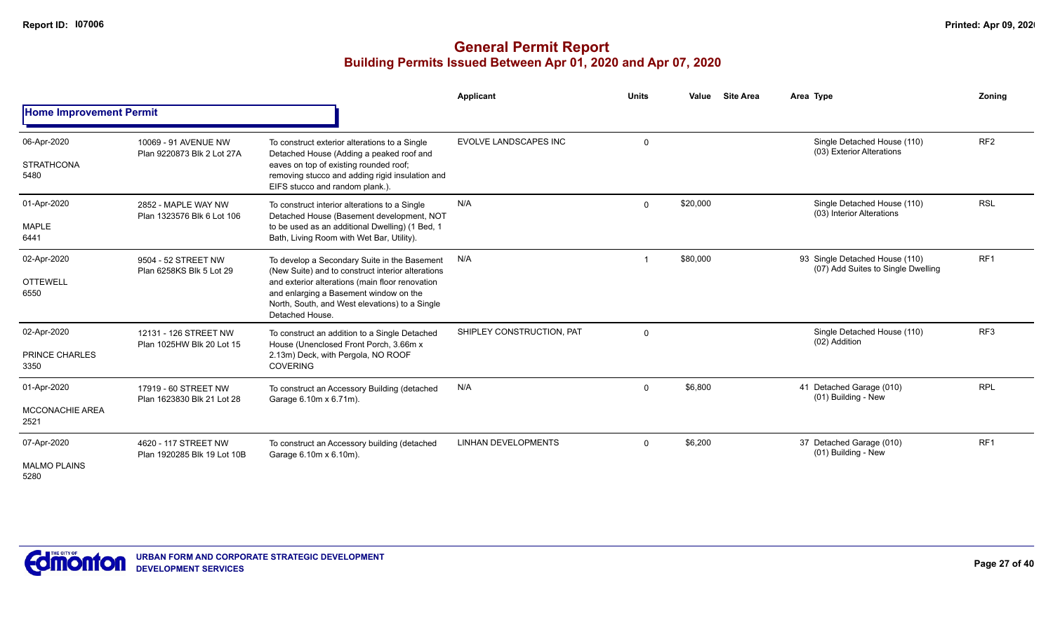# General Permit Report

## Building Permits Issued Between Apr 01, 2020 and Apr 07, 2020

| | | | Applicant | Units | Value | Site Area | Area | Type | Zoning |
|---|---|---|---|---|---|---|---|---|---|
| **Home Improvement Permit** | | | | | | | | | |
| 06-Apr-2020<br>STRATHCONA<br>5480 | 10069 - 91 AVENUE NW<br>Plan 9220873 Blk 2 Lot 27A | To construct exterior alterations to a Single Detached House (Adding a peaked roof and eaves on top of existing rounded roof; removing stucco and adding rigid insulation and EIFS stucco and random plank.). | EVOLVE LANDSCAPES INC | 0 | | | | Single Detached House (110)<br>(03) Exterior Alterations | RF2 |
| 01-Apr-2020<br>MAPLE<br>6441 | 2852 - MAPLE WAY NW<br>Plan 1323576 Blk 6 Lot 106 | To construct interior alterations to a Single Detached House (Basement development, NOT to be used as an additional Dwelling) (1 Bed, 1 Bath, Living Room with Wet Bar, Utility). | N/A | 0 | $20,000 | | | Single Detached House (110)<br>(03) Interior Alterations | RSL |
| 02-Apr-2020<br>OTTEWELL<br>6550 | 9504 - 52 STREET NW<br>Plan 6258KS Blk 5 Lot 29 | To develop a Secondary Suite in the Basement (New Suite) and to construct interior alterations and exterior alterations (main floor renovation and enlarging a Basement window on the North, South, and West elevations) to a Single Detached House. | N/A | 1 | $80,000 | | 93 | Single Detached House (110)<br>(07) Add Suites to Single Dwelling | RF1 |
| 02-Apr-2020<br>PRINCE CHARLES<br>3350 | 12131 - 126 STREET NW<br>Plan 1025HW Blk 20 Lot 15 | To construct an addition to a Single Detached House (Unenclosed Front Porch, 3.66m x 2.13m) Deck, with Pergola, NO ROOF COVERING | SHIPLEY CONSTRUCTION, PAT | 0 | | | | Single Detached House (110)<br>(02) Addition | RF3 |
| 01-Apr-2020<br>MCCONACHIE AREA<br>2521 | 17919 - 60 STREET NW<br>Plan 1623830 Blk 21 Lot 28 | To construct an Accessory Building (detached Garage 6.10m x 6.71m). | N/A | 0 | $6,800 | | 41 | Detached Garage (010)<br>(01) Building - New | RPL |
| 07-Apr-2020<br>MALMO PLAINS<br>5280 | 4620 - 117 STREET NW<br>Plan 1920285 Blk 19 Lot 10B | To construct an Accessory building (detached Garage 6.10m x 6.10m). | LINHAN DEVELOPMENTS | 0 | $6,200 | | 37 | Detached Garage (010)<br>(01) Building - New | RF1 |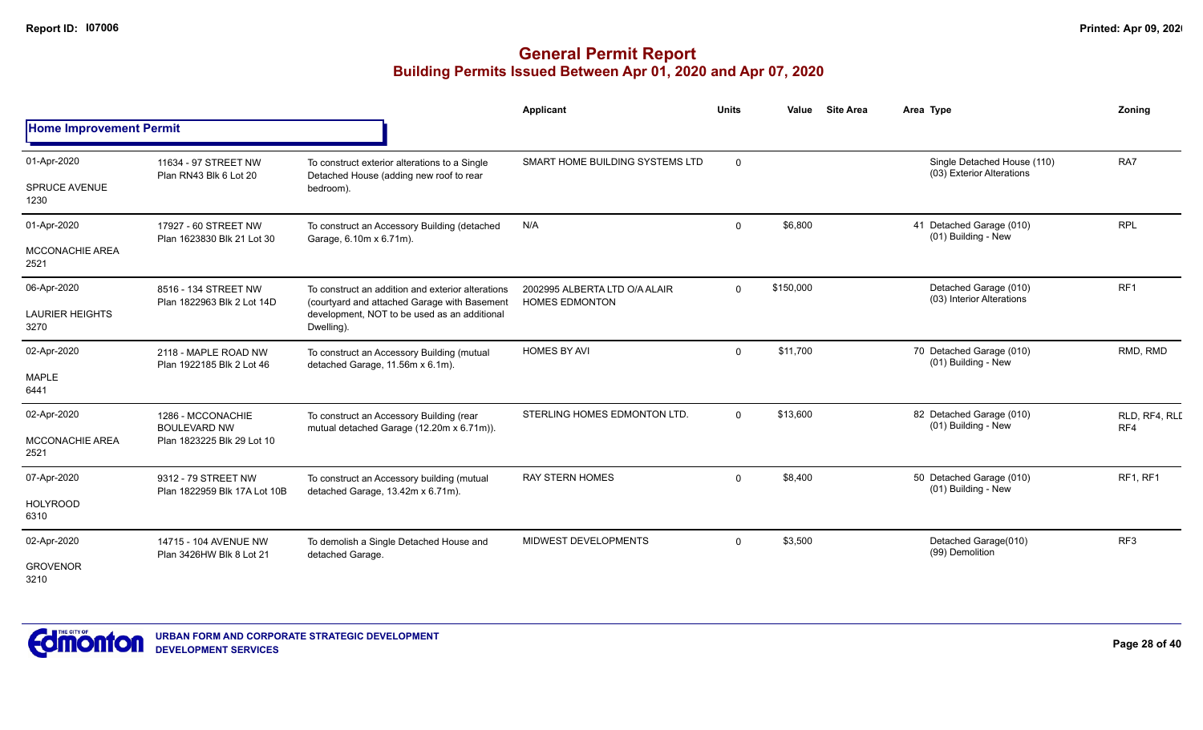# General Permit Report
## Building Permits Issued Between Apr 01, 2020 and Apr 07, 2020

| | | | Applicant | Units | Value | Site Area | Area | Type | Zoning |
|---|---|---|---|---|---|---|---|---|---|
| **Home Improvement Permit** | | | | | | | | | |
| 01-Apr-2020<br>SPRUCE AVENUE<br>1230 | 11634 - 97 STREET NW<br>Plan RN43 Blk 6 Lot 20 | To construct exterior alterations to a Single Detached House (adding new roof to rear bedroom). | SMART HOME BUILDING SYSTEMS LTD | 0 | | | | Single Detached House (110)<br>(03) Exterior Alterations | RA7 |
| 01-Apr-2020<br>MCCONACHIE AREA<br>2521 | 17927 - 60 STREET NW<br>Plan 1623830 Blk 21 Lot 30 | To construct an Accessory Building (detached Garage, 6.10m x 6.71m). | N/A | 0 | $6,800 | | 41 | Detached Garage (010)<br>(01) Building - New | RPL |
| 06-Apr-2020<br>LAURIER HEIGHTS<br>3270 | 8516 - 134 STREET NW<br>Plan 1822963 Blk 2 Lot 14D | To construct an addition and exterior alterations (courtyard and attached Garage with Basement development, NOT to be used as an additional Dwelling). | 2002995 ALBERTA LTD O/A ALAIR HOMES EDMONTON | 0 | $150,000 | | | Detached Garage (010)<br>(03) Interior Alterations | RF1 |
| 02-Apr-2020<br>MAPLE<br>6441 | 2118 - MAPLE ROAD NW<br>Plan 1922185 Blk 2 Lot 46 | To construct an Accessory Building (mutual detached Garage, 11.56m x 6.1m). | HOMES BY AVI | 0 | $11,700 | | 70 | Detached Garage (010)<br>(01) Building - New | RMD, RMD |
| 02-Apr-2020<br>MCCONACHIE AREA<br>2521 | 1286 - MCCONACHIE BOULEVARD NW<br>Plan 1823225 Blk 29 Lot 10 | To construct an Accessory Building (rear mutual detached Garage (12.20m x 6.71m)). | STERLING HOMES EDMONTON LTD. | 0 | $13,600 | | 82 | Detached Garage (010)<br>(01) Building - New | RLD, RF4, RLD RF4 |
| 07-Apr-2020<br>HOLYROOD<br>6310 | 9312 - 79 STREET NW<br>Plan 1822959 Blk 17A Lot 10B | To construct an Accessory building (mutual detached Garage, 13.42m x 6.71m). | RAY STERN HOMES | 0 | $8,400 | | 50 | Detached Garage (010)<br>(01) Building - New | RF1, RF1 |
| 02-Apr-2020<br>GROVENOR<br>3210 | 14715 - 104 AVENUE NW<br>Plan 3426HW Blk 8 Lot 21 | To demolish a Single Detached House and detached Garage. | MIDWEST DEVELOPMENTS | 0 | $3,500 | | | Detached Garage(010)<br>(99) Demolition | RF3 |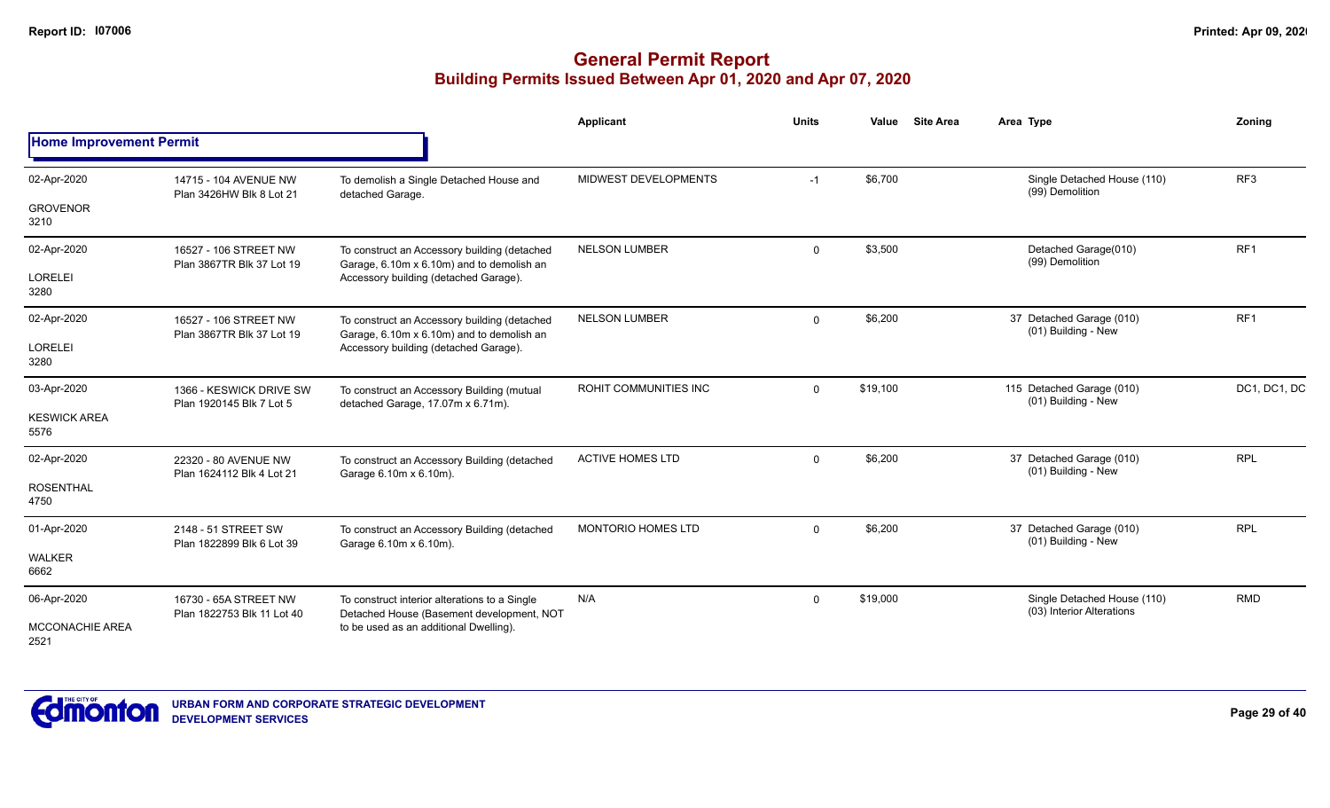# General Permit Report

## Building Permits Issued Between Apr 01, 2020 and Apr 07, 2020

### Home Improvement Permit

| Date / Neighbourhood | Address | Description | Applicant | Units | Value | Site Area | Area | Type | Zoning |
|---|---|---|---|---|---|---|---|---|---|
| 02-Apr-2020<br>GROVENOR<br>3210 | 14715 - 104 AVENUE NW<br>Plan 3426HW Blk 8 Lot 21 | To demolish a Single Detached House and detached Garage. | MIDWEST DEVELOPMENTS | -1 | $6,700 | | | Single Detached House (110)<br>(99) Demolition | RF3 |
| 02-Apr-2020<br>LORELEI<br>3280 | 16527 - 106 STREET NW<br>Plan 3867TR Blk 37 Lot 19 | To construct an Accessory building (detached Garage, 6.10m x 6.10m) and to demolish an Accessory building (detached Garage). | NELSON LUMBER | 0 | $3,500 | | | Detached Garage(010)<br>(99) Demolition | RF1 |
| 02-Apr-2020<br>LORELEI<br>3280 | 16527 - 106 STREET NW<br>Plan 3867TR Blk 37 Lot 19 | To construct an Accessory building (detached Garage, 6.10m x 6.10m) and to demolish an Accessory building (detached Garage). | NELSON LUMBER | 0 | $6,200 | | 37 | Detached Garage (010)<br>(01) Building - New | RF1 |
| 03-Apr-2020<br>KESWICK AREA<br>5576 | 1366 - KESWICK DRIVE SW<br>Plan 1920145 Blk 7 Lot 5 | To construct an Accessory Building (mutual detached Garage, 17.07m x 6.71m). | ROHIT COMMUNITIES INC | 0 | $19,100 | | 115 | Detached Garage (010)<br>(01) Building - New | DC1, DC1, DC |
| 02-Apr-2020<br>ROSENTHAL<br>4750 | 22320 - 80 AVENUE NW<br>Plan 1624112 Blk 4 Lot 21 | To construct an Accessory Building (detached Garage 6.10m x 6.10m). | ACTIVE HOMES LTD | 0 | $6,200 | | 37 | Detached Garage (010)<br>(01) Building - New | RPL |
| 01-Apr-2020<br>WALKER<br>6662 | 2148 - 51 STREET SW<br>Plan 1822899 Blk 6 Lot 39 | To construct an Accessory Building (detached Garage 6.10m x 6.10m). | MONTORIO HOMES LTD | 0 | $6,200 | | 37 | Detached Garage (010)<br>(01) Building - New | RPL |
| 06-Apr-2020<br>MCCONACHIE AREA<br>2521 | 16730 - 65A STREET NW<br>Plan 1822753 Blk 11 Lot 40 | To construct interior alterations to a Single Detached House (Basement development, NOT to be used as an additional Dwelling). | N/A | 0 | $19,000 | | | Single Detached House (110)<br>(03) Interior Alterations | RMD |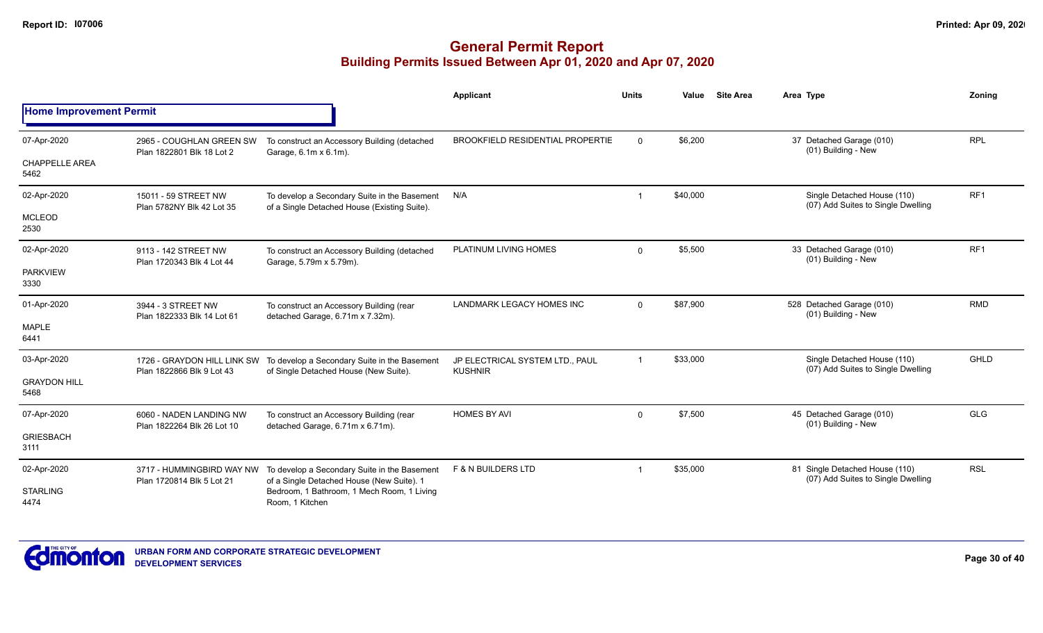# General Permit Report
## Building Permits Issued Between Apr 01, 2020 and Apr 07, 2020

| | | | Applicant | Units | Value | Site Area | Area | Type | Zoning |
|---|---|---|---|---|---|---|---|---|---|
| **Home Improvement Permit** | | | | | | | | | |
| 07-Apr-2020<br>CHAPPELLE AREA<br>5462 | 2965 - COUGHLAN GREEN SW<br>Plan 1822801 Blk 18 Lot 2 | To construct an Accessory Building (detached Garage, 6.1m x 6.1m). | BROOKFIELD RESIDENTIAL PROPERTIE | 0 | $6,200 | | 37 | Detached Garage (010)<br>(01) Building - New | RPL |
| 02-Apr-2020<br>MCLEOD<br>2530 | 15011 - 59 STREET NW<br>Plan 5782NY Blk 42 Lot 35 | To develop a Secondary Suite in the Basement of a Single Detached House (Existing Suite). | N/A | 1 | $40,000 | | | Single Detached House (110)<br>(07) Add Suites to Single Dwelling | RF1 |
| 02-Apr-2020<br>PARKVIEW<br>3330 | 9113 - 142 STREET NW<br>Plan 1720343 Blk 4 Lot 44 | To construct an Accessory Building (detached Garage, 5.79m x 5.79m). | PLATINUM LIVING HOMES | 0 | $5,500 | | 33 | Detached Garage (010)<br>(01) Building - New | RF1 |
| 01-Apr-2020<br>MAPLE<br>6441 | 3944 - 3 STREET NW<br>Plan 1822333 Blk 14 Lot 61 | To construct an Accessory Building (rear detached Garage, 6.71m x 7.32m). | LANDMARK LEGACY HOMES INC | 0 | $87,900 | | 528 | Detached Garage (010)<br>(01) Building - New | RMD |
| 03-Apr-2020<br>GRAYDON HILL<br>5468 | 1726 - GRAYDON HILL LINK SW<br>Plan 1822866 Blk 9 Lot 43 | To develop a Secondary Suite in the Basement of Single Detached House (New Suite). | JP ELECTRICAL SYSTEM LTD., PAUL KUSHNIR | 1 | $33,000 | | | Single Detached House (110)<br>(07) Add Suites to Single Dwelling | GHLD |
| 07-Apr-2020<br>GRIESBACH<br>3111 | 6060 - NADEN LANDING NW<br>Plan 1822264 Blk 26 Lot 10 | To construct an Accessory Building (rear detached Garage, 6.71m x 6.71m). | HOMES BY AVI | 0 | $7,500 | | 45 | Detached Garage (010)<br>(01) Building - New | GLG |
| 02-Apr-2020<br>STARLING<br>4474 | 3717 - HUMMINGBIRD WAY NW<br>Plan 1720814 Blk 5 Lot 21 | To develop a Secondary Suite in the Basement of a Single Detached House (New Suite). 1 Bedroom, 1 Bathroom, 1 Mech Room, 1 Living Room, 1 Kitchen | F & N BUILDERS LTD | 1 | $35,000 | | 81 | Single Detached House (110)<br>(07) Add Suites to Single Dwelling | RSL |

URBAN FORM AND CORPORATE STRATEGIC DEVELOPMENT
DEVELOPMENT SERVICES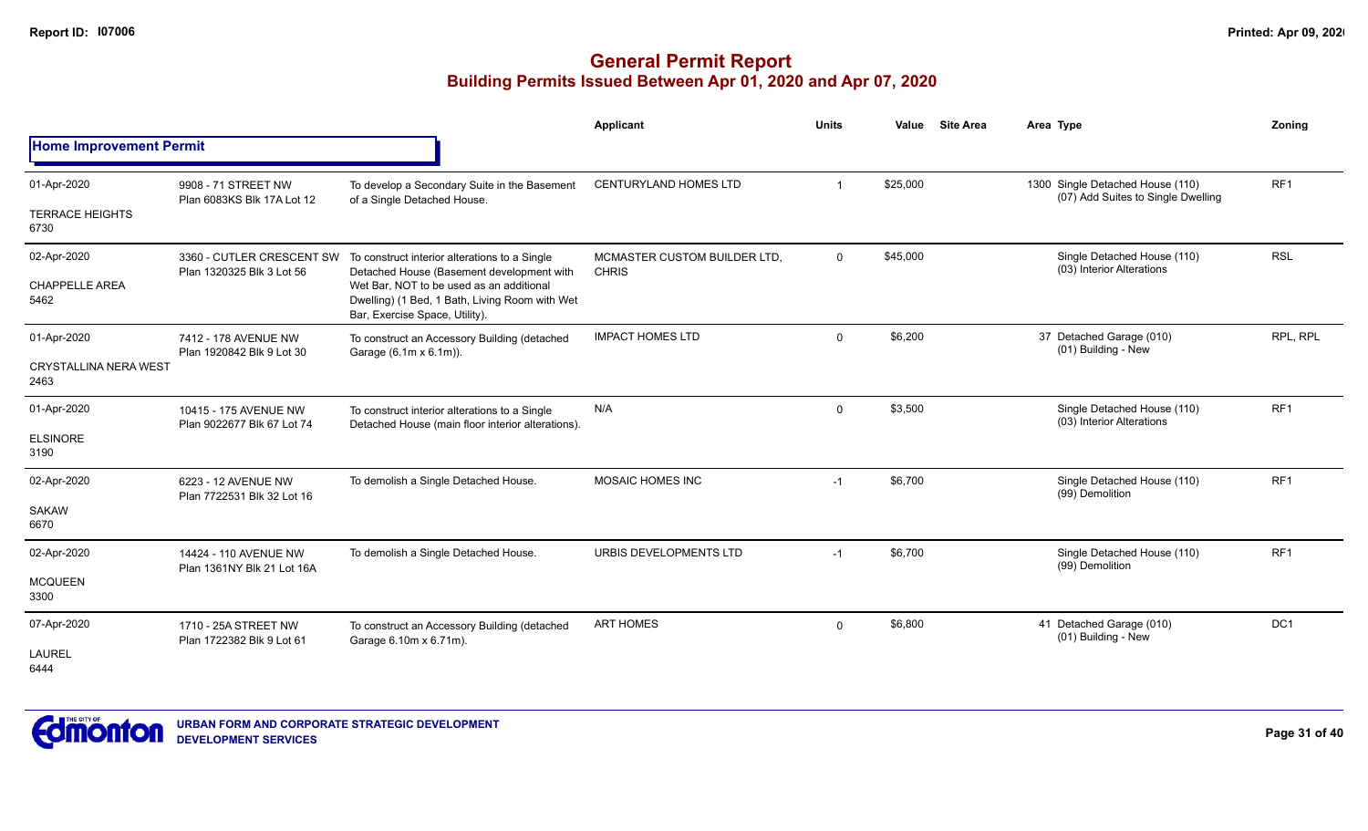# General Permit Report
## Building Permits Issued Between Apr 01, 2020 and Apr 07, 2020

### Home Improvement Permit

| Date / Neighbourhood | Address / Legal | Description | Applicant | Units | Value | Site Area | Area | Type | Zoning |
|---|---|---|---|---|---|---|---|---|---|
| 01-Apr-2020<br>TERRACE HEIGHTS<br>6730 | 9908 - 71 STREET NW<br>Plan 6083KS Blk 17A Lot 12 | To develop a Secondary Suite in the Basement of a Single Detached House. | CENTURYLAND HOMES LTD | 1 | $25,000 | | 1300 | Single Detached House (110)<br>(07) Add Suites to Single Dwelling | RF1 |
| 02-Apr-2020<br>CHAPPELLE AREA<br>5462 | 3360 - CUTLER CRESCENT SW<br>Plan 1320325 Blk 3 Lot 56 | To construct interior alterations to a Single Detached House (Basement development with Wet Bar, NOT to be used as an additional Dwelling) (1 Bed, 1 Bath, Living Room with Wet Bar, Exercise Space, Utility). | MCMASTER CUSTOM BUILDER LTD, CHRIS | 0 | $45,000 | | | Single Detached House (110)<br>(03) Interior Alterations | RSL |
| 01-Apr-2020<br>CRYSTALLINA NERA WEST<br>2463 | 7412 - 178 AVENUE NW<br>Plan 1920842 Blk 9 Lot 30 | To construct an Accessory Building (detached Garage (6.1m x 6.1m)). | IMPACT HOMES LTD | 0 | $6,200 | | 37 | Detached Garage (010)<br>(01) Building - New | RPL, RPL |
| 01-Apr-2020<br>ELSINORE<br>3190 | 10415 - 175 AVENUE NW<br>Plan 9022677 Blk 67 Lot 74 | To construct interior alterations to a Single Detached House (main floor interior alterations). | N/A | 0 | $3,500 | | | Single Detached House (110)<br>(03) Interior Alterations | RF1 |
| 02-Apr-2020<br>SAKAW<br>6670 | 6223 - 12 AVENUE NW<br>Plan 7722531 Blk 32 Lot 16 | To demolish a Single Detached House. | MOSAIC HOMES INC | -1 | $6,700 | | | Single Detached House (110)<br>(99) Demolition | RF1 |
| 02-Apr-2020<br>MCQUEEN<br>3300 | 14424 - 110 AVENUE NW<br>Plan 1361NY Blk 21 Lot 16A | To demolish a Single Detached House. | URBIS DEVELOPMENTS LTD | -1 | $6,700 | | | Single Detached House (110)<br>(99) Demolition | RF1 |
| 07-Apr-2020<br>LAUREL<br>6444 | 1710 - 25A STREET NW<br>Plan 1722382 Blk 9 Lot 61 | To construct an Accessory Building (detached Garage 6.10m x 6.71m). | ART HOMES | 0 | $6,800 | | 41 | Detached Garage (010)<br>(01) Building - New | DC1 |

URBAN FORM AND CORPORATE STRATEGIC DEVELOPMENT
DEVELOPMENT SERVICES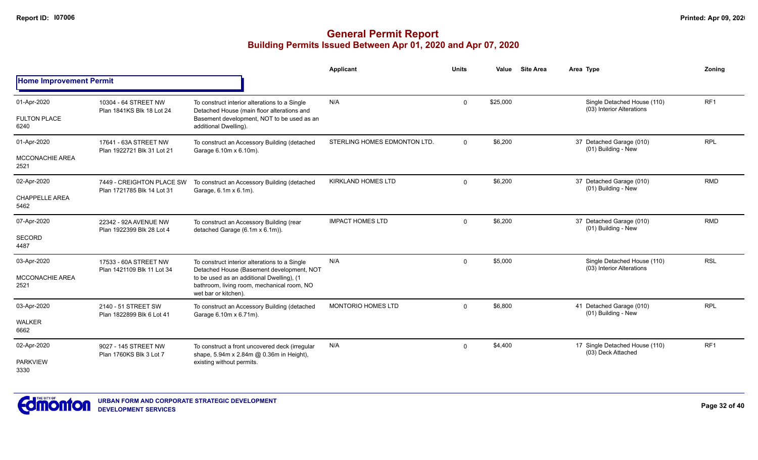# General Permit Report

## Building Permits Issued Between Apr 01, 2020 and Apr 07, 2020

### Home Improvement Permit

| Date / Neighbourhood | Address / Legal | Description | Applicant | Units | Value | Site Area | Area Type | Zoning |
|---|---|---|---|---|---|---|---|---|
| 01-Apr-2020 FULTON PLACE 6240 | 10304 - 64 STREET NW Plan 1841KS Blk 18 Lot 24 | To construct interior alterations to a Single Detached House (main floor alterations and Basement development, NOT to be used as an additional Dwelling). | N/A | 0 | $25,000 | | Single Detached House (110) (03) Interior Alterations | RF1 |
| 01-Apr-2020 MCCONACHIE AREA 2521 | 17641 - 63A STREET NW Plan 1922721 Blk 31 Lot 21 | To construct an Accessory Building (detached Garage 6.10m x 6.10m). | STERLING HOMES EDMONTON LTD. | 0 | $6,200 | | 37 Detached Garage (010) (01) Building - New | RPL |
| 02-Apr-2020 CHAPPELLE AREA 5462 | 7449 - CREIGHTON PLACE SW Plan 1721785 Blk 14 Lot 31 | To construct an Accessory Building (detached Garage, 6.1m x 6.1m). | KIRKLAND HOMES LTD | 0 | $6,200 | | 37 Detached Garage (010) (01) Building - New | RMD |
| 07-Apr-2020 SECORD 4487 | 22342 - 92A AVENUE NW Plan 1922399 Blk 28 Lot 4 | To construct an Accessory Building (rear detached Garage (6.1m x 6.1m)). | IMPACT HOMES LTD | 0 | $6,200 | | 37 Detached Garage (010) (01) Building - New | RMD |
| 03-Apr-2020 MCCONACHIE AREA 2521 | 17533 - 60A STREET NW Plan 1421109 Blk 11 Lot 34 | To construct interior alterations to a Single Detached House (Basement development, NOT to be used as an additional Dwelling), (1 bathroom, living room, mechanical room, NO wet bar or kitchen). | N/A | 0 | $5,000 | | Single Detached House (110) (03) Interior Alterations | RSL |
| 03-Apr-2020 WALKER 6662 | 2140 - 51 STREET SW Plan 1822899 Blk 6 Lot 41 | To construct an Accessory Building (detached Garage 6.10m x 6.71m). | MONTORIO HOMES LTD | 0 | $6,800 | | 41 Detached Garage (010) (01) Building - New | RPL |
| 02-Apr-2020 PARKVIEW 3330 | 9027 - 145 STREET NW Plan 1760KS Blk 3 Lot 7 | To construct a front uncovered deck (irregular shape, 5.94m x 2.84m @ 0.36m in Height), existing without permits. | N/A | 0 | $4,400 | | 17 Single Detached House (110) (03) Deck Attached | RF1 |

URBAN FORM AND CORPORATE STRATEGIC DEVELOPMENT
DEVELOPMENT SERVICES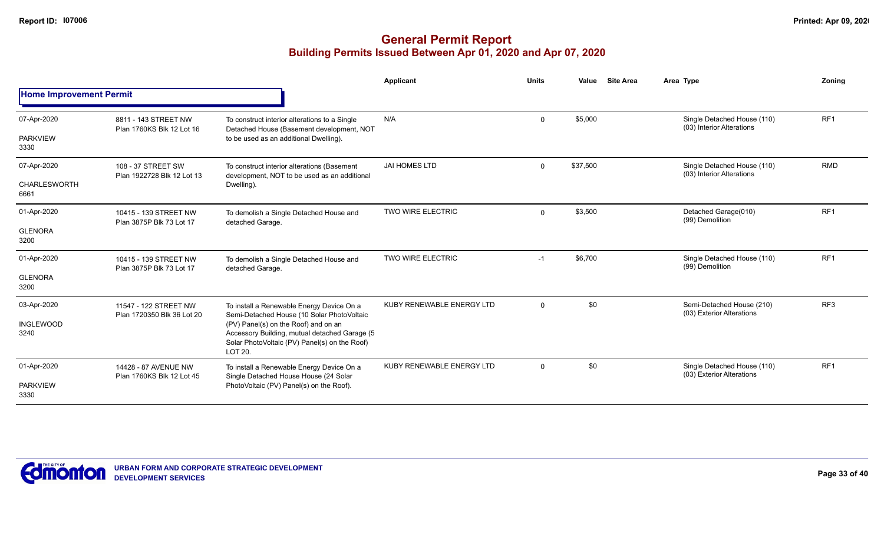# General Permit Report

## Building Permits Issued Between Apr 01, 2020 and Apr 07, 2020

### Home Improvement Permit

| Date / Neighbourhood | Address / Legal | Description | Applicant | Units | Value | Site Area | Area Type | Zoning |
|---|---|---|---|---|---|---|---|---|
| 07-Apr-2020 PARKVIEW 3330 | 8811 - 143 STREET NW Plan 1760KS Blk 12 Lot 16 | To construct interior alterations to a Single Detached House (Basement development, NOT to be used as an additional Dwelling). | N/A | 0 | $5,000 | | Single Detached House (110) (03) Interior Alterations | RF1 |
| 07-Apr-2020 CHARLESWORTH 6661 | 108 - 37 STREET SW Plan 1922728 Blk 12 Lot 13 | To construct interior alterations (Basement development, NOT to be used as an additional Dwelling). | JAI HOMES LTD | 0 | $37,500 | | Single Detached House (110) (03) Interior Alterations | RMD |
| 01-Apr-2020 GLENORA 3200 | 10415 - 139 STREET NW Plan 3875P Blk 73 Lot 17 | To demolish a Single Detached House and detached Garage. | TWO WIRE ELECTRIC | 0 | $3,500 | | Detached Garage(010) (99) Demolition | RF1 |
| 01-Apr-2020 GLENORA 3200 | 10415 - 139 STREET NW Plan 3875P Blk 73 Lot 17 | To demolish a Single Detached House and detached Garage. | TWO WIRE ELECTRIC | -1 | $6,700 | | Single Detached House (110) (99) Demolition | RF1 |
| 03-Apr-2020 INGLEWOOD 3240 | 11547 - 122 STREET NW Plan 1720350 Blk 36 Lot 20 | To install a Renewable Energy Device On a Semi-Detached House (10 Solar PhotoVoltaic (PV) Panel(s) on the Roof) and on an Accessory Building, mutual detached Garage (5 Solar PhotoVoltaic (PV) Panel(s) on the Roof) LOT 20. | KUBY RENEWABLE ENERGY LTD | 0 | $0 | | Semi-Detached House (210) (03) Exterior Alterations | RF3 |
| 01-Apr-2020 PARKVIEW 3330 | 14428 - 87 AVENUE NW Plan 1760KS Blk 12 Lot 45 | To install a Renewable Energy Device On a Single Detached House House (24 Solar PhotoVoltaic (PV) Panel(s) on the Roof). | KUBY RENEWABLE ENERGY LTD | 0 | $0 | | Single Detached House (110) (03) Exterior Alterations | RF1 |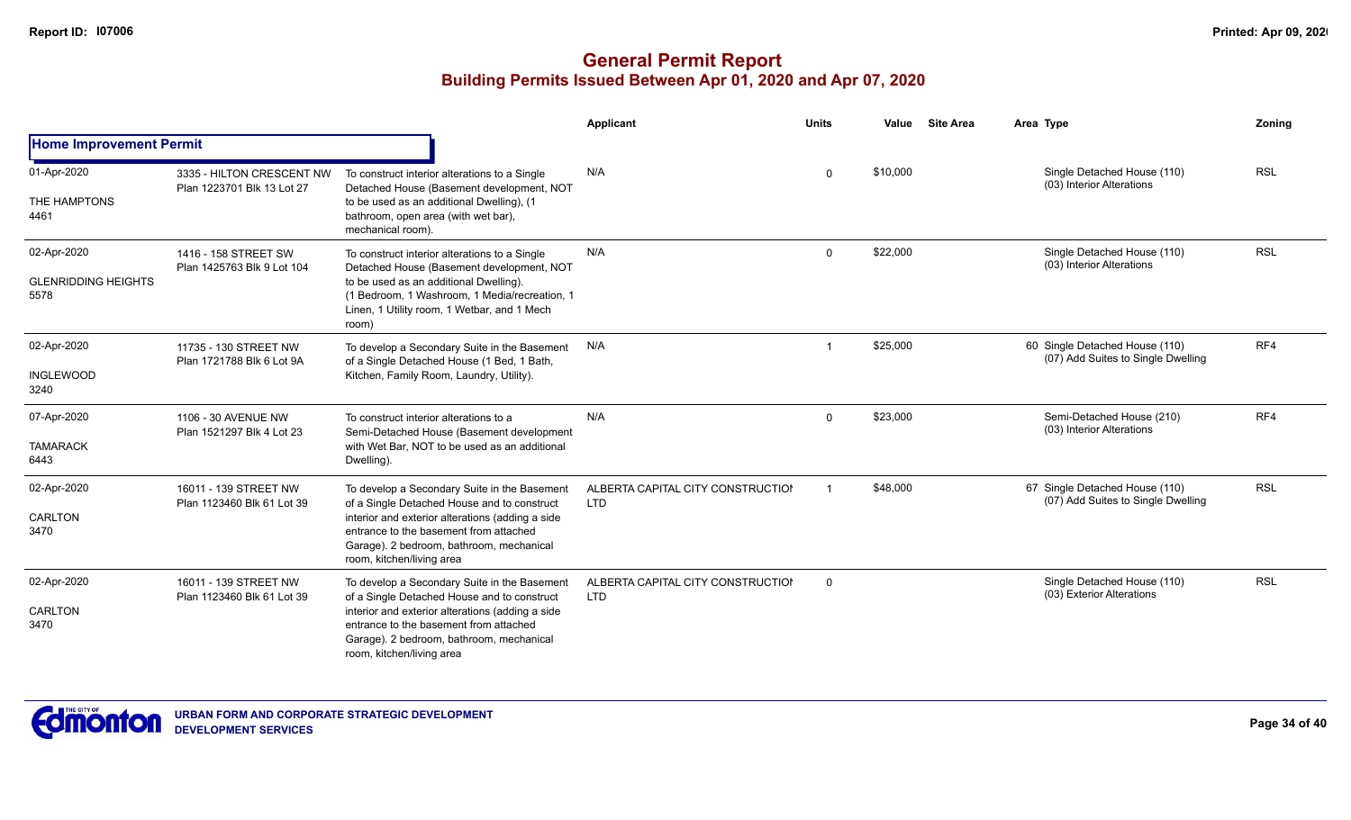# General Permit Report
## Building Permits Issued Between Apr 01, 2020 and Apr 07, 2020

| | | | Applicant | Units | Value | Site Area | Area | Type | Zoning |
|---|---|---|---|---|---|---|---|---|---|
| **Home Improvement Permit** | | | | | | | | | |
| 01-Apr-2020<br>THE HAMPTONS<br>4461 | 3335 - HILTON CRESCENT NW<br>Plan 1223701 Blk 13 Lot 27 | To construct interior alterations to a Single Detached House (Basement development, NOT to be used as an additional Dwelling), (1 bathroom, open area (with wet bar), mechanical room). | N/A | 0 | $10,000 | | | Single Detached House (110)<br>(03) Interior Alterations | RSL |
| 02-Apr-2020<br>GLENRIDDING HEIGHTS<br>5578 | 1416 - 158 STREET SW<br>Plan 1425763 Blk 9 Lot 104 | To construct interior alterations to a Single Detached House (Basement development, NOT to be used as an additional Dwelling). (1 Bedroom, 1 Washroom, 1 Media/recreation, 1 Linen, 1 Utility room, 1 Wetbar, and 1 Mech room) | N/A | 0 | $22,000 | | | Single Detached House (110)<br>(03) Interior Alterations | RSL |
| 02-Apr-2020<br>INGLEWOOD<br>3240 | 11735 - 130 STREET NW<br>Plan 1721788 Blk 6 Lot 9A | To develop a Secondary Suite in the Basement of a Single Detached House (1 Bed, 1 Bath, Kitchen, Family Room, Laundry, Utility). | N/A | 1 | $25,000 | | 60 | Single Detached House (110)<br>(07) Add Suites to Single Dwelling | RF4 |
| 07-Apr-2020<br>TAMARACK<br>6443 | 1106 - 30 AVENUE NW<br>Plan 1521297 Blk 4 Lot 23 | To construct interior alterations to a Semi-Detached House (Basement development with Wet Bar, NOT to be used as an additional Dwelling). | N/A | 0 | $23,000 | | | Semi-Detached House (210)<br>(03) Interior Alterations | RF4 |
| 02-Apr-2020<br>CARLTON<br>3470 | 16011 - 139 STREET NW<br>Plan 1123460 Blk 61 Lot 39 | To develop a Secondary Suite in the Basement of a Single Detached House and to construct interior and exterior alterations (adding a side entrance to the basement from attached Garage). 2 bedroom, bathroom, mechanical room, kitchen/living area | ALBERTA CAPITAL CITY CONSTRUCTION LTD | 1 | $48,000 | | 67 | Single Detached House (110)<br>(07) Add Suites to Single Dwelling | RSL |
| 02-Apr-2020<br>CARLTON<br>3470 | 16011 - 139 STREET NW<br>Plan 1123460 Blk 61 Lot 39 | To develop a Secondary Suite in the Basement of a Single Detached House and to construct interior and exterior alterations (adding a side entrance to the basement from attached Garage). 2 bedroom, bathroom, mechanical room, kitchen/living area | ALBERTA CAPITAL CITY CONSTRUCTION LTD | 0 | | | | Single Detached House (110)<br>(03) Exterior Alterations | RSL |

URBAN FORM AND CORPORATE STRATEGIC DEVELOPMENT
DEVELOPMENT SERVICES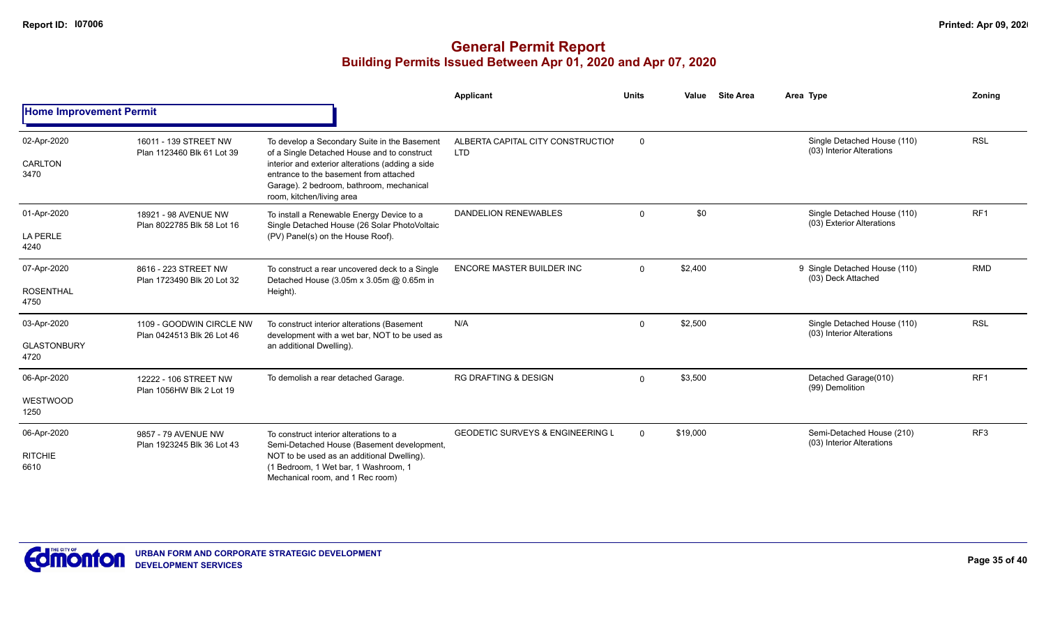# General Permit Report

## Building Permits Issued Between Apr 01, 2020 and Apr 07, 2020

### Home Improvement Permit

| Date / Neighbourhood | Address / Legal | Description | Applicant | Units | Value | Site Area | Area | Type | Zoning |
|---|---|---|---|---|---|---|---|---|---|
| 02-Apr-2020 CARLTON 3470 | 16011 - 139 STREET NW Plan 1123460 Blk 61 Lot 39 | To develop a Secondary Suite in the Basement of a Single Detached House and to construct interior and exterior alterations (adding a side entrance to the basement from attached Garage). 2 bedroom, bathroom, mechanical room, kitchen/living area | ALBERTA CAPITAL CITY CONSTRUCTION LTD | 0 | | | | Single Detached House (110) (03) Interior Alterations | RSL |
| 01-Apr-2020 LA PERLE 4240 | 18921 - 98 AVENUE NW Plan 8022785 Blk 58 Lot 16 | To install a Renewable Energy Device to a Single Detached House (26 Solar PhotoVoltaic (PV) Panel(s) on the House Roof). | DANDELION RENEWABLES | 0 | $0 | | | Single Detached House (110) (03) Exterior Alterations | RF1 |
| 07-Apr-2020 ROSENTHAL 4750 | 8616 - 223 STREET NW Plan 1723490 Blk 20 Lot 32 | To construct a rear uncovered deck to a Single Detached House (3.05m x 3.05m @ 0.65m in Height). | ENCORE MASTER BUILDER INC | 0 | $2,400 | | 9 | Single Detached House (110) (03) Deck Attached | RMD |
| 03-Apr-2020 GLASTONBURY 4720 | 1109 - GOODWIN CIRCLE NW Plan 0424513 Blk 26 Lot 46 | To construct interior alterations (Basement development with a wet bar, NOT to be used as an additional Dwelling). | N/A | 0 | $2,500 | | | Single Detached House (110) (03) Interior Alterations | RSL |
| 06-Apr-2020 WESTWOOD 1250 | 12222 - 106 STREET NW Plan 1056HW Blk 2 Lot 19 | To demolish a rear detached Garage. | RG DRAFTING & DESIGN | 0 | $3,500 | | | Detached Garage(010) (99) Demolition | RF1 |
| 06-Apr-2020 RITCHIE 6610 | 9857 - 79 AVENUE NW Plan 1923245 Blk 36 Lot 43 | To construct interior alterations to a Semi-Detached House (Basement development, NOT to be used as an additional Dwelling). (1 Bedroom, 1 Wet bar, 1 Washroom, 1 Mechanical room, and 1 Rec room) | GEODETIC SURVEYS & ENGINEERING L | 0 | $19,000 | | | Semi-Detached House (210) (03) Interior Alterations | RF3 |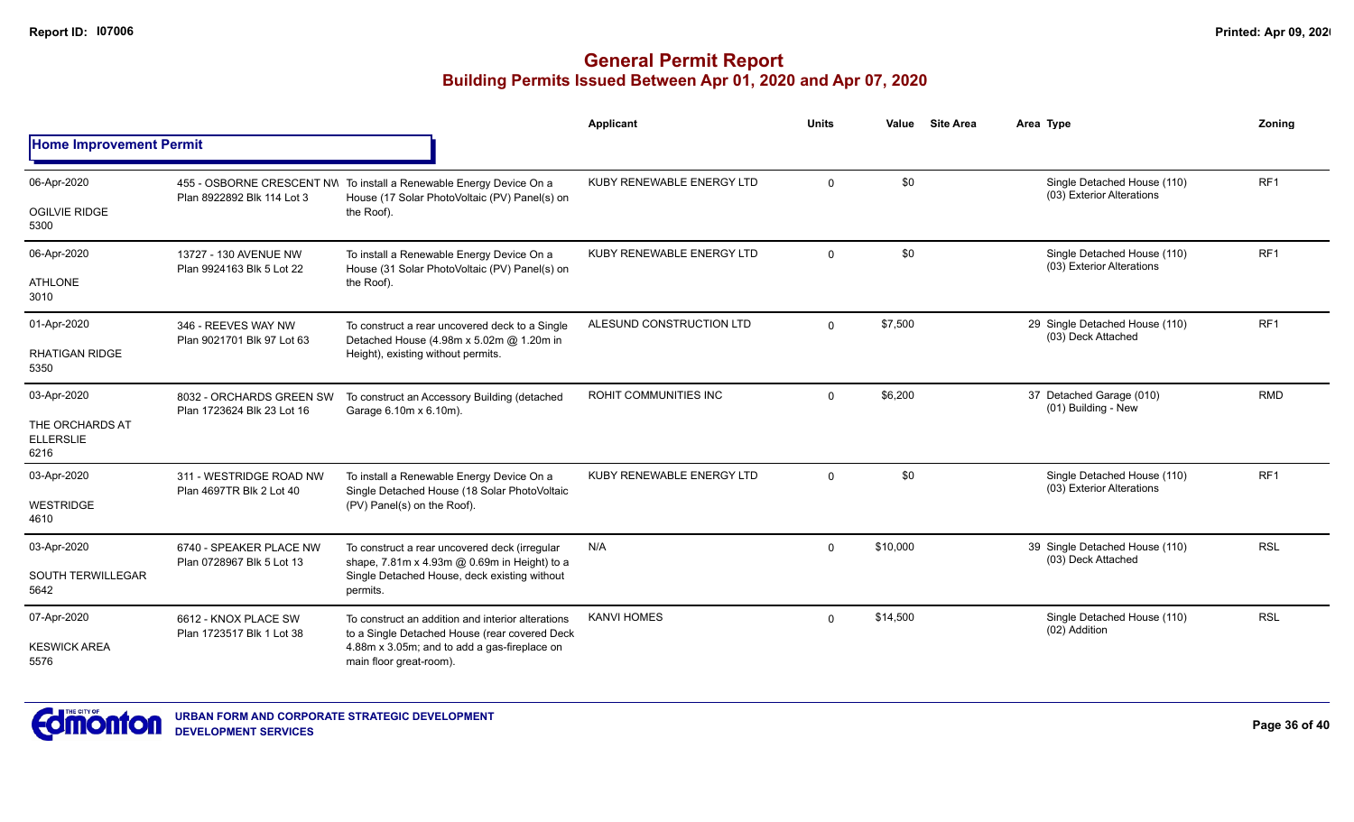# General Permit Report

## Building Permits Issued Between Apr 01, 2020 and Apr 07, 2020

### Home Improvement Permit

| Date / Neighbourhood | Address / Legal | Description | Applicant | Units | Value | Site Area | Area | Type | Zoning |
|---|---|---|---|---|---|---|---|---|---|
| 06-Apr-2020<br>OGILVIE RIDGE<br>5300 | 455 - OSBORNE CRESCENT NW<br>Plan 8922892 Blk 114 Lot 3 | To install a Renewable Energy Device On a House (17 Solar PhotoVoltaic (PV) Panel(s) on the Roof). | KUBY RENEWABLE ENERGY LTD | 0 | $0 | | | Single Detached House (110)<br>(03) Exterior Alterations | RF1 |
| 06-Apr-2020<br>ATHLONE<br>3010 | 13727 - 130 AVENUE NW<br>Plan 9924163 Blk 5 Lot 22 | To install a Renewable Energy Device On a House (31 Solar PhotoVoltaic (PV) Panel(s) on the Roof). | KUBY RENEWABLE ENERGY LTD | 0 | $0 | | | Single Detached House (110)<br>(03) Exterior Alterations | RF1 |
| 01-Apr-2020<br>RHATIGAN RIDGE<br>5350 | 346 - REEVES WAY NW<br>Plan 9021701 Blk 97 Lot 63 | To construct a rear uncovered deck to a Single Detached House (4.98m x 5.02m @ 1.20m in Height), existing without permits. | ALESUND CONSTRUCTION LTD | 0 | $7,500 | | 29 | Single Detached House (110)<br>(03) Deck Attached | RF1 |
| 03-Apr-2020<br>THE ORCHARDS AT ELLERSLIE<br>6216 | 8032 - ORCHARDS GREEN SW<br>Plan 1723624 Blk 23 Lot 16 | To construct an Accessory Building (detached Garage 6.10m x 6.10m). | ROHIT COMMUNITIES INC | 0 | $6,200 | | 37 | Detached Garage (010)<br>(01) Building - New | RMD |
| 03-Apr-2020<br>WESTRIDGE<br>4610 | 311 - WESTRIDGE ROAD NW<br>Plan 4697TR Blk 2 Lot 40 | To install a Renewable Energy Device On a Single Detached House (18 Solar PhotoVoltaic (PV) Panel(s) on the Roof). | KUBY RENEWABLE ENERGY LTD | 0 | $0 | | | Single Detached House (110)<br>(03) Exterior Alterations | RF1 |
| 03-Apr-2020<br>SOUTH TERWILLEGAR<br>5642 | 6740 - SPEAKER PLACE NW<br>Plan 0728967 Blk 5 Lot 13 | To construct a rear uncovered deck (irregular shape, 7.81m x 4.93m @ 0.69m in Height) to a Single Detached House, deck existing without permits. | N/A | 0 | $10,000 | | 39 | Single Detached House (110)<br>(03) Deck Attached | RSL |
| 07-Apr-2020<br>KESWICK AREA<br>5576 | 6612 - KNOX PLACE SW<br>Plan 1723517 Blk 1 Lot 38 | To construct an addition and interior alterations to a Single Detached House (rear covered Deck 4.88m x 3.05m; and to add a gas-fireplace on main floor great-room). | KANVI HOMES | 0 | $14,500 | | | Single Detached House (110)<br>(02) Addition | RSL |

URBAN FORM AND CORPORATE STRATEGIC DEVELOPMENT
DEVELOPMENT SERVICES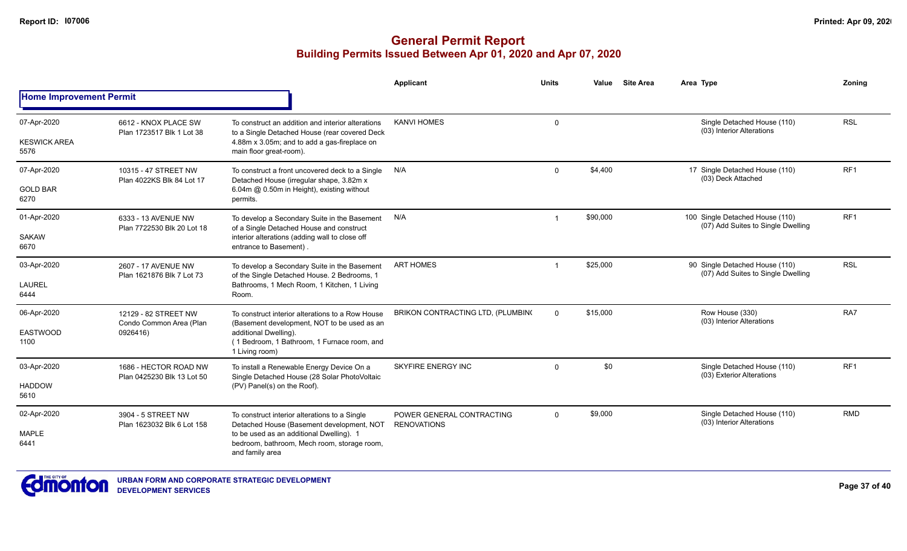# General Permit Report
## Building Permits Issued Between Apr 01, 2020 and Apr 07, 2020

| Date / Neighbourhood | Address / Legal | Description | Applicant | Units | Value | Site Area | Area | Type | Zoning |
|---|---|---|---|---|---|---|---|---|---|
| **Home Improvement Permit** | | | | | | | | | |
| 07-Apr-2020<br>KESWICK AREA<br>5576 | 6612 - KNOX PLACE SW<br>Plan 1723517 Blk 1 Lot 38 | To construct an addition and interior alterations to a Single Detached House (rear covered Deck 4.88m x 3.05m; and to add a gas-fireplace on main floor great-room). | KANVI HOMES | 0 | | | | Single Detached House (110)<br>(03) Interior Alterations | RSL |
| 07-Apr-2020<br>GOLD BAR<br>6270 | 10315 - 47 STREET NW<br>Plan 4022KS Blk 84 Lot 17 | To construct a front uncovered deck to a Single Detached House (irregular shape, 3.82m x 6.04m @ 0.50m in Height), existing without permits. | N/A | 0 | $4,400 | | 17 | Single Detached House (110)<br>(03) Deck Attached | RF1 |
| 01-Apr-2020<br>SAKAW<br>6670 | 6333 - 13 AVENUE NW<br>Plan 7722530 Blk 20 Lot 18 | To develop a Secondary Suite in the Basement of a Single Detached House and construct interior alterations (adding wall to close off entrance to Basement) . | N/A | 1 | $90,000 | | 100 | Single Detached House (110)<br>(07) Add Suites to Single Dwelling | RF1 |
| 03-Apr-2020<br>LAUREL<br>6444 | 2607 - 17 AVENUE NW<br>Plan 1621876 Blk 7 Lot 73 | To develop a Secondary Suite in the Basement of the Single Detached House. 2 Bedrooms, 1 Bathrooms, 1 Mech Room, 1 Kitchen, 1 Living Room. | ART HOMES | 1 | $25,000 | | 90 | Single Detached House (110)<br>(07) Add Suites to Single Dwelling | RSL |
| 06-Apr-2020<br>EASTWOOD<br>1100 | 12129 - 82 STREET NW<br>Condo Common Area (Plan 0926416) | To construct interior alterations to a Row House (Basement development, NOT to be used as an additional Dwelling).<br>( 1 Bedroom, 1 Bathroom, 1 Furnace room, and 1 Living room) | BRIKON CONTRACTING LTD, (PLUMBIN( | 0 | $15,000 | | | Row House (330)<br>(03) Interior Alterations | RA7 |
| 03-Apr-2020<br>HADDOW<br>5610 | 1686 - HECTOR ROAD NW<br>Plan 0425230 Blk 13 Lot 50 | To install a Renewable Energy Device On a Single Detached House (28 Solar PhotoVoltaic (PV) Panel(s) on the Roof). | SKYFIRE ENERGY INC | 0 | $0 | | | Single Detached House (110)<br>(03) Exterior Alterations | RF1 |
| 02-Apr-2020<br>MAPLE<br>6441 | 3904 - 5 STREET NW<br>Plan 1623032 Blk 6 Lot 158 | To construct interior alterations to a Single Detached House (Basement development, NOT to be used as an additional Dwelling). 1 bedroom, bathroom, Mech room, storage room, and family area | POWER GENERAL CONTRACTING RENOVATIONS | 0 | $9,000 | | | Single Detached House (110)<br>(03) Interior Alterations | RMD |

URBAN FORM AND CORPORATE STRATEGIC DEVELOPMENT
DEVELOPMENT SERVICES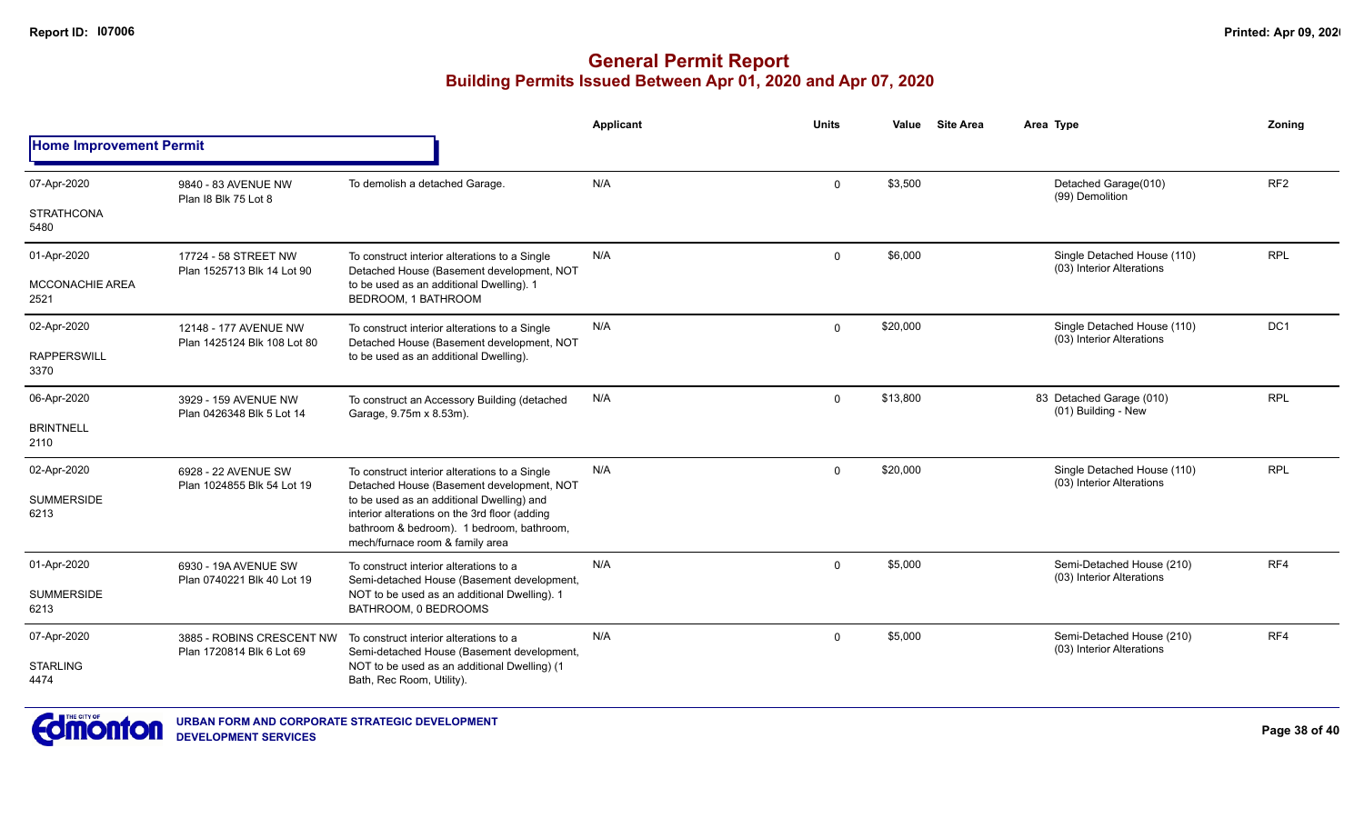# General Permit Report
## Building Permits Issued Between Apr 01, 2020 and Apr 07, 2020

### Home Improvement Permit

| Date / Neighbourhood | Address / Legal | Description | Applicant | Units | Value | Site Area | Area Type | Zoning |
|---|---|---|---|---|---|---|---|---|
| 07-Apr-2020<br>STRATHCONA<br>5480 | 9840 - 83 AVENUE NW<br>Plan I8 Blk 75 Lot 8 | To demolish a detached Garage. | N/A | 0 | $3,500 | | Detached Garage(010)<br>(99) Demolition | RF2 |
| 01-Apr-2020<br>MCCONACHIE AREA<br>2521 | 17724 - 58 STREET NW<br>Plan 1525713 Blk 14 Lot 90 | To construct interior alterations to a Single Detached House (Basement development, NOT to be used as an additional Dwelling). 1 BEDROOM, 1 BATHROOM | N/A | 0 | $6,000 | | Single Detached House (110)<br>(03) Interior Alterations | RPL |
| 02-Apr-2020<br>RAPPERSWILL<br>3370 | 12148 - 177 AVENUE NW<br>Plan 1425124 Blk 108 Lot 80 | To construct interior alterations to a Single Detached House (Basement development, NOT to be used as an additional Dwelling). | N/A | 0 | $20,000 | | Single Detached House (110)<br>(03) Interior Alterations | DC1 |
| 06-Apr-2020<br>BRINTNELL<br>2110 | 3929 - 159 AVENUE NW<br>Plan 0426348 Blk 5 Lot 14 | To construct an Accessory Building (detached Garage, 9.75m x 8.53m). | N/A | 0 | $13,800 | | 83 Detached Garage (010)<br>(01) Building - New | RPL |
| 02-Apr-2020<br>SUMMERSIDE<br>6213 | 6928 - 22 AVENUE SW<br>Plan 1024855 Blk 54 Lot 19 | To construct interior alterations to a Single Detached House (Basement development, NOT to be used as an additional Dwelling) and interior alterations on the 3rd floor (adding bathroom & bedroom). 1 bedroom, bathroom, mech/furnace room & family area | N/A | 0 | $20,000 | | Single Detached House (110)<br>(03) Interior Alterations | RPL |
| 01-Apr-2020<br>SUMMERSIDE<br>6213 | 6930 - 19A AVENUE SW<br>Plan 0740221 Blk 40 Lot 19 | To construct interior alterations to a Semi-detached House (Basement development, NOT to be used as an additional Dwelling). 1 BATHROOM, 0 BEDROOMS | N/A | 0 | $5,000 | | Semi-Detached House (210)<br>(03) Interior Alterations | RF4 |
| 07-Apr-2020<br>STARLING<br>4474 | 3885 - ROBINS CRESCENT NW<br>Plan 1720814 Blk 6 Lot 69 | To construct interior alterations to a Semi-detached House (Basement development, NOT to be used as an additional Dwelling) (1 Bath, Rec Room, Utility). | N/A | 0 | $5,000 | | Semi-Detached House (210)<br>(03) Interior Alterations | RF4 |

URBAN FORM AND CORPORATE STRATEGIC DEVELOPMENT
DEVELOPMENT SERVICES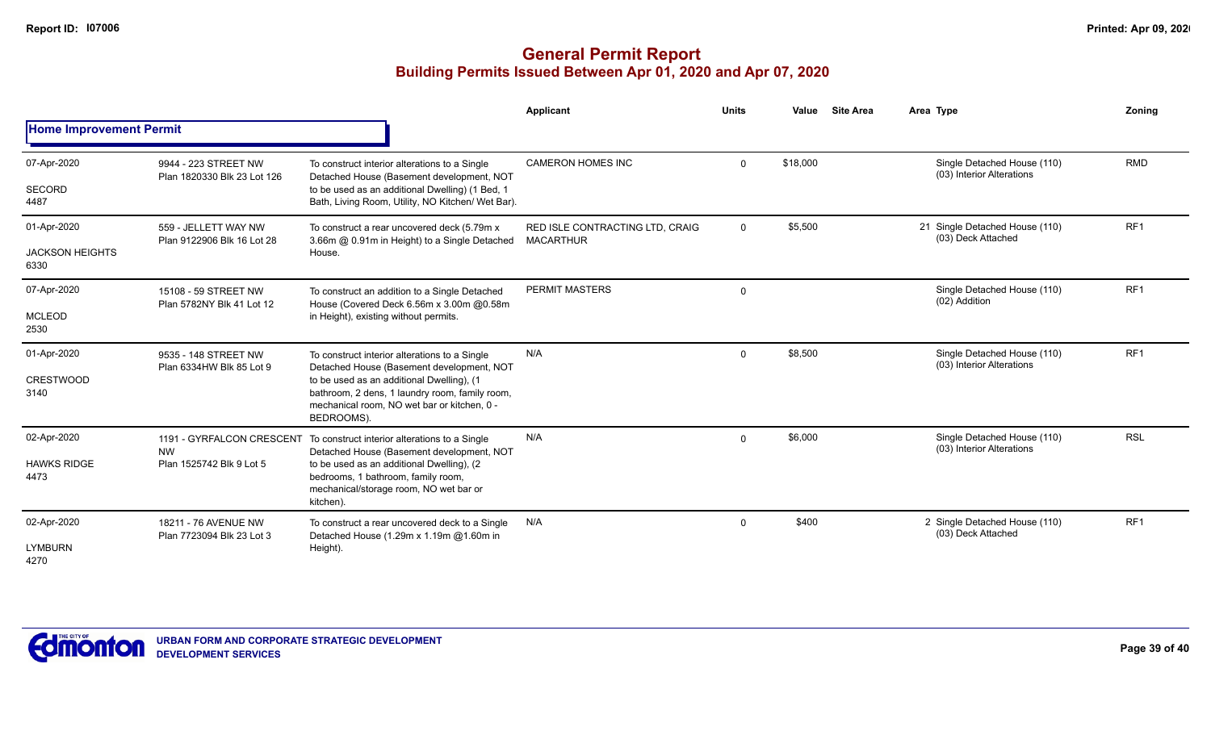# General Permit Report

## Building Permits Issued Between Apr 01, 2020 and Apr 07, 2020

| | | | Applicant | Units | Value | Site Area | Area | Type | Zoning |
|---|---|---|---|---|---|---|---|---|---|
| **Home Improvement Permit** | | | | | | | | | |
| 07-Apr-2020<br>SECORD<br>4487 | 9944 - 223 STREET NW<br>Plan 1820330 Blk 23 Lot 126 | To construct interior alterations to a Single Detached House (Basement development, NOT to be used as an additional Dwelling) (1 Bed, 1 Bath, Living Room, Utility, NO Kitchen/ Wet Bar). | CAMERON HOMES INC | 0 | $18,000 | | | Single Detached House (110)<br>(03) Interior Alterations | RMD |
| 01-Apr-2020<br>JACKSON HEIGHTS<br>6330 | 559 - JELLETT WAY NW<br>Plan 9122906 Blk 16 Lot 28 | To construct a rear uncovered deck (5.79m x 3.66m @ 0.91m in Height) to a Single Detached House. | RED ISLE CONTRACTING LTD, CRAIG MACARTHUR | 0 | $5,500 | | 21 | Single Detached House (110)<br>(03) Deck Attached | RF1 |
| 07-Apr-2020<br>MCLEOD<br>2530 | 15108 - 59 STREET NW<br>Plan 5782NY Blk 41 Lot 12 | To construct an addition to a Single Detached House (Covered Deck 6.56m x 3.00m @0.58m in Height), existing without permits. | PERMIT MASTERS | 0 | | | | Single Detached House (110)<br>(02) Addition | RF1 |
| 01-Apr-2020<br>CRESTWOOD<br>3140 | 9535 - 148 STREET NW<br>Plan 6334HW Blk 85 Lot 9 | To construct interior alterations to a Single Detached House (Basement development, NOT to be used as an additional Dwelling), (1 bathroom, 2 dens, 1 laundry room, family room, mechanical room, NO wet bar or kitchen, 0 - BEDROOMS). | N/A | 0 | $8,500 | | | Single Detached House (110)<br>(03) Interior Alterations | RF1 |
| 02-Apr-2020<br>HAWKS RIDGE<br>4473 | 1191 - GYRFALCON CRESCENT NW<br>Plan 1525742 Blk 9 Lot 5 | To construct interior alterations to a Single Detached House (Basement development, NOT to be used as an additional Dwelling), (2 bedrooms, 1 bathroom, family room, mechanical/storage room, NO wet bar or kitchen). | N/A | 0 | $6,000 | | | Single Detached House (110)<br>(03) Interior Alterations | RSL |
| 02-Apr-2020<br>LYMBURN<br>4270 | 18211 - 76 AVENUE NW<br>Plan 7723094 Blk 23 Lot 3 | To construct a rear uncovered deck to a Single Detached House (1.29m x 1.19m @1.60m in Height). | N/A | 0 | $400 | | 2 | Single Detached House (110)<br>(03) Deck Attached | RF1 |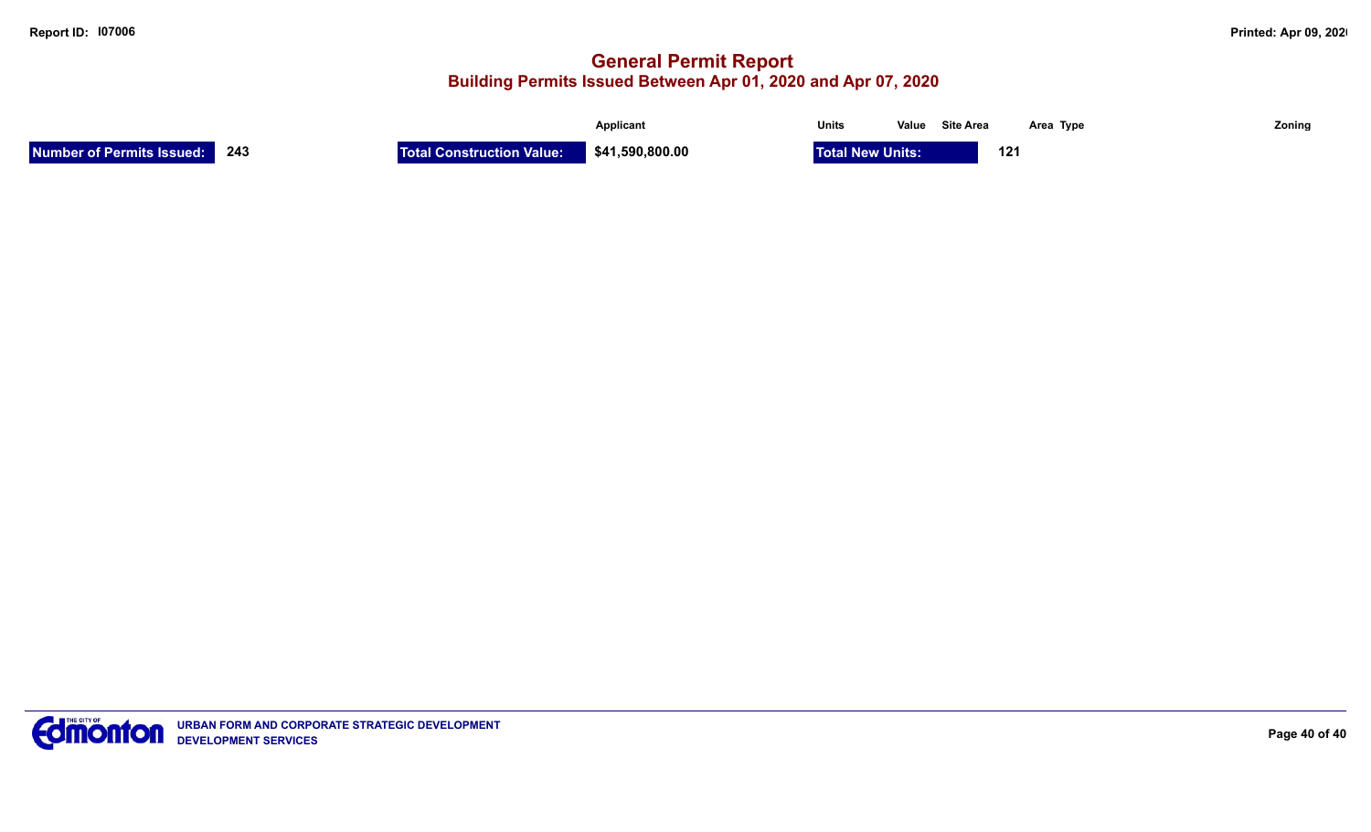# General Permit Report

## Building Permits Issued Between Apr 01, 2020 and Apr 07, 2020

| | | | | | | | | |
|---|---|---|---|---|---|---|---|---|
| | | | Applicant | Units | Value | Site Area | Area Type | Zoning |
| **Number of Permits Issued:** | **243** | **Total Construction Value:** | **$41,590,800.00** | **Total New Units:** | | **121** | | |

URBAN FORM AND CORPORATE STRATEGIC DEVELOPMENT
DEVELOPMENT SERVICES